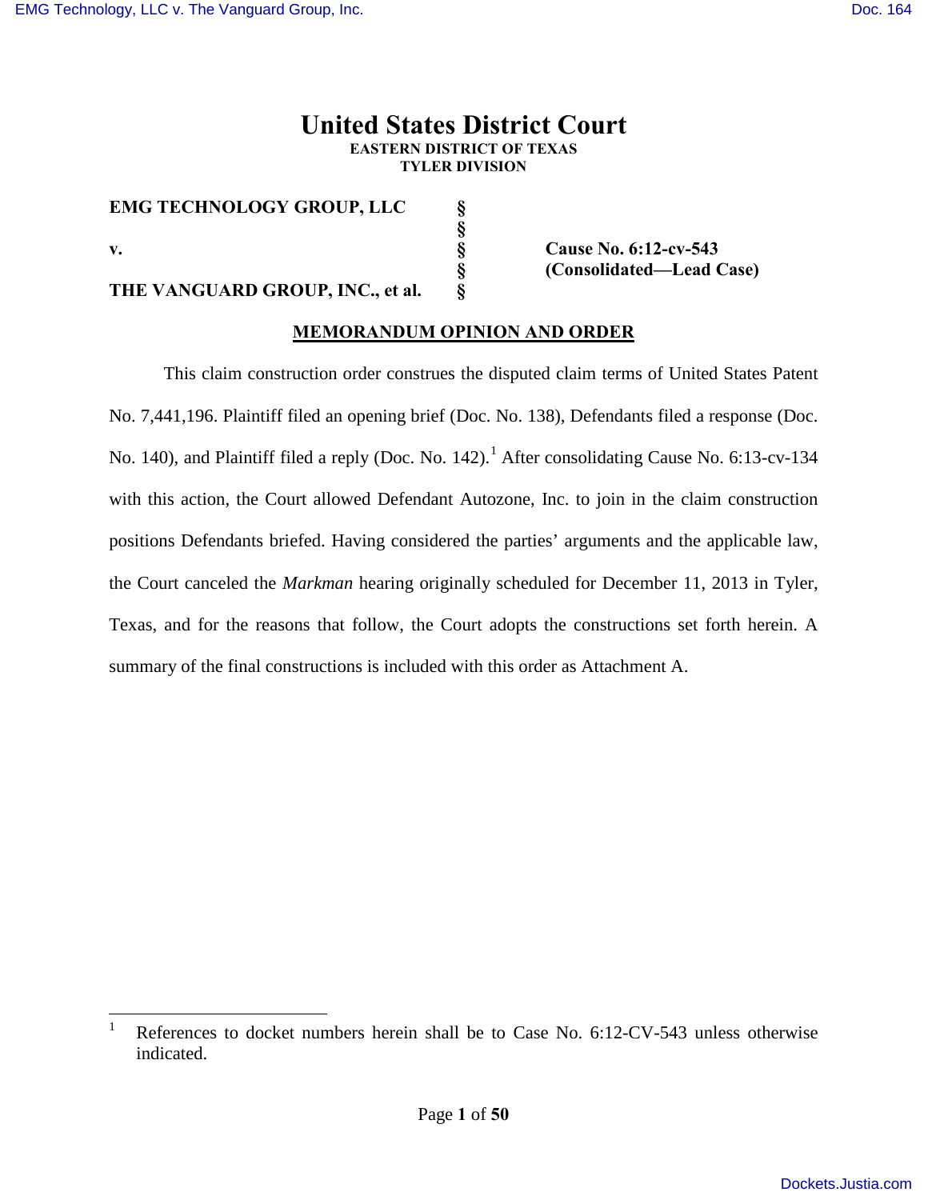# United States District Court

**EASTERN DISTRICT OF TEXAS**
**TYLER DIVISION**

| | | |
|---|---|---|
| **EMG TECHNOLOGY GROUP, LLC** | **§** | |
| | **§** | |
| **v.** | **§** | **Cause No. 6:12-cv-543** |
| | **§** | **(Consolidated—Lead Case)** |
| **THE VANGUARD GROUP, INC., et al.** | **§** | |

**MEMORANDUM OPINION AND ORDER**

This claim construction order construes the disputed claim terms of United States Patent No. 7,441,196. Plaintiff filed an opening brief (Doc. No. 138), Defendants filed a response (Doc. No. 140), and Plaintiff filed a reply (Doc. No. 142).[1] After consolidating Cause No. 6:13-cv-134 with this action, the Court allowed Defendant Autozone, Inc. to join in the claim construction positions Defendants briefed. Having considered the parties' arguments and the applicable law, the Court canceled the *Markman* hearing originally scheduled for December 11, 2013 in Tyler, Texas, and for the reasons that follow, the Court adopts the constructions set forth herein. A summary of the final constructions is included with this order as Attachment A.

---

[1] References to docket numbers herein shall be to Case No. 6:12-CV-543 unless otherwise indicated.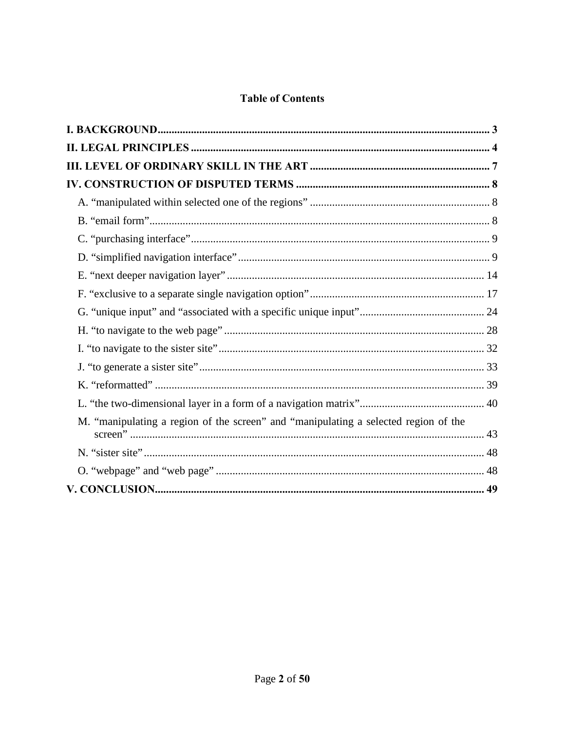## Table of Contents

**I. BACKGROUND** ........................................................................................................ 3

**II. LEGAL PRINCIPLES** ............................................................................................ 4

**III. LEVEL OF ORDINARY SKILL IN THE ART** .................................................... 7

**IV. CONSTRUCTION OF DISPUTED TERMS** ........................................................ 8

- A. "manipulated within selected one of the regions" ................................................ 8
- B. "email form" ........................................................................................................ 8
- C. "purchasing interface" ......................................................................................... 9
- D. "simplified navigation interface" ......................................................................... 9
- E. "next deeper navigation layer" .......................................................................... 14
- F. "exclusive to a separate single navigation option" ............................................ 17
- G. "unique input" and "associated with a specific unique input" ........................... 24
- H. "to navigate to the web page" ........................................................................... 28
- I. "to navigate to the sister site" ............................................................................. 32
- J. "to generate a sister site" ................................................................................... 33
- K. "reformatted" ..................................................................................................... 39
- L. "the two-dimensional layer in a form of a navigation matrix" ........................... 40
- M. "manipulating a region of the screen" and "manipulating a selected region of the screen" ........................................................................................................ 43
- N. "sister site" ......................................................................................................... 48
- O. "webpage" and "web page" ............................................................................... 48

**V. CONCLUSION** ..................................................................................................... 49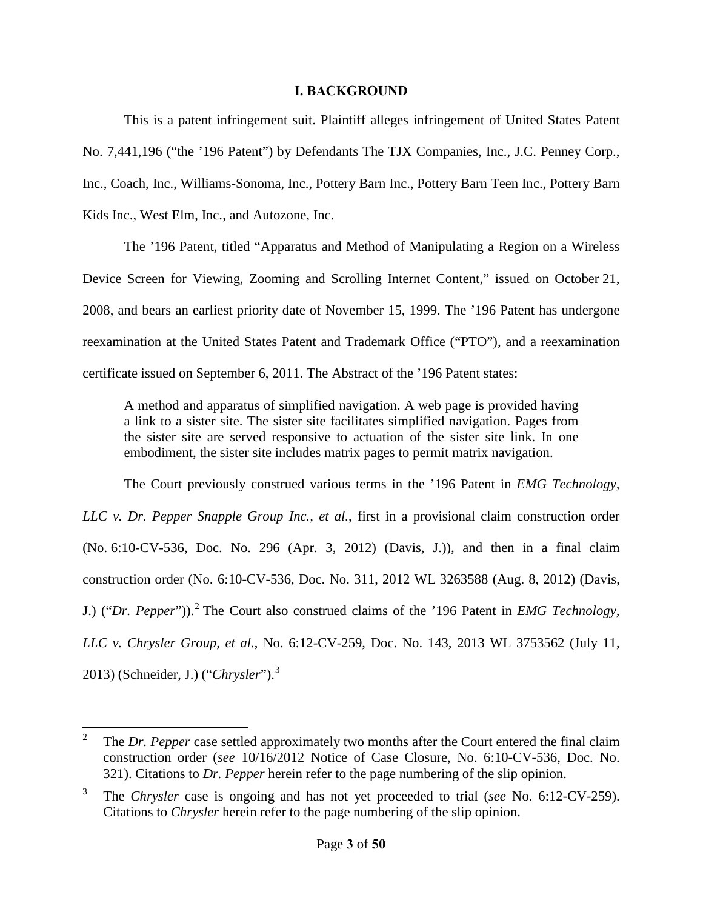# I. BACKGROUND

This is a patent infringement suit. Plaintiff alleges infringement of United States Patent No. 7,441,196 ("the '196 Patent") by Defendants The TJX Companies, Inc., J.C. Penney Corp., Inc., Coach, Inc., Williams-Sonoma, Inc., Pottery Barn Inc., Pottery Barn Teen Inc., Pottery Barn Kids Inc., West Elm, Inc., and Autozone, Inc.

The '196 Patent, titled "Apparatus and Method of Manipulating a Region on a Wireless Device Screen for Viewing, Zooming and Scrolling Internet Content," issued on October 21, 2008, and bears an earliest priority date of November 15, 1999. The '196 Patent has undergone reexamination at the United States Patent and Trademark Office ("PTO"), and a reexamination certificate issued on September 6, 2011. The Abstract of the '196 Patent states:

> A method and apparatus of simplified navigation. A web page is provided having a link to a sister site. The sister site facilitates simplified navigation. Pages from the sister site are served responsive to actuation of the sister site link. In one embodiment, the sister site includes matrix pages to permit matrix navigation.

The Court previously construed various terms in the '196 Patent in *EMG Technology, LLC v. Dr. Pepper Snapple Group Inc., et al.*, first in a provisional claim construction order (No. 6:10-CV-536, Doc. No. 296 (Apr. 3, 2012) (Davis, J.)), and then in a final claim construction order (No. 6:10-CV-536, Doc. No. 311, 2012 WL 3263588 (Aug. 8, 2012) (Davis, J.) ("*Dr. Pepper*")).[2] The Court also construed claims of the '196 Patent in *EMG Technology, LLC v. Chrysler Group, et al.*, No. 6:12-CV-259, Doc. No. 143, 2013 WL 3753562 (July 11, 2013) (Schneider, J.) ("*Chrysler*").[3]

---

[2] The *Dr. Pepper* case settled approximately two months after the Court entered the final claim construction order (*see* 10/16/2012 Notice of Case Closure, No. 6:10-CV-536, Doc. No. 321). Citations to *Dr. Pepper* herein refer to the page numbering of the slip opinion.

[3] The *Chrysler* case is ongoing and has not yet proceeded to trial (*see* No. 6:12-CV-259). Citations to *Chrysler* herein refer to the page numbering of the slip opinion.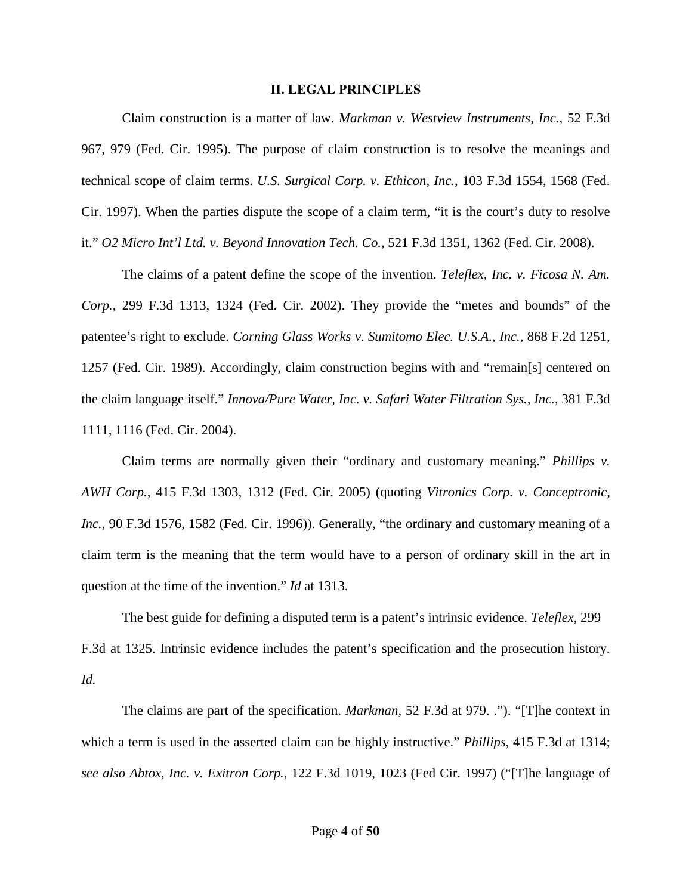## II. LEGAL PRINCIPLES

Claim construction is a matter of law. *Markman v. Westview Instruments, Inc.*, 52 F.3d 967, 979 (Fed. Cir. 1995). The purpose of claim construction is to resolve the meanings and technical scope of claim terms. *U.S. Surgical Corp. v. Ethicon, Inc.*, 103 F.3d 1554, 1568 (Fed. Cir. 1997). When the parties dispute the scope of a claim term, "it is the court's duty to resolve it." *O2 Micro Int'l Ltd. v. Beyond Innovation Tech. Co.*, 521 F.3d 1351, 1362 (Fed. Cir. 2008).

The claims of a patent define the scope of the invention. *Teleflex, Inc. v. Ficosa N. Am. Corp.*, 299 F.3d 1313, 1324 (Fed. Cir. 2002). They provide the "metes and bounds" of the patentee's right to exclude. *Corning Glass Works v. Sumitomo Elec. U.S.A., Inc.*, 868 F.2d 1251, 1257 (Fed. Cir. 1989). Accordingly, claim construction begins with and "remain[s] centered on the claim language itself." *Innova/Pure Water, Inc. v. Safari Water Filtration Sys., Inc.*, 381 F.3d 1111, 1116 (Fed. Cir. 2004).

Claim terms are normally given their "ordinary and customary meaning." *Phillips v. AWH Corp.*, 415 F.3d 1303, 1312 (Fed. Cir. 2005) (quoting *Vitronics Corp. v. Conceptronic, Inc.*, 90 F.3d 1576, 1582 (Fed. Cir. 1996)). Generally, "the ordinary and customary meaning of a claim term is the meaning that the term would have to a person of ordinary skill in the art in question at the time of the invention." *Id* at 1313.

The best guide for defining a disputed term is a patent's intrinsic evidence. *Teleflex*, 299 F.3d at 1325. Intrinsic evidence includes the patent's specification and the prosecution history. *Id.*

The claims are part of the specification. *Markman*, 52 F.3d at 979. ."). "[T]he context in which a term is used in the asserted claim can be highly instructive." *Phillips*, 415 F.3d at 1314; *see also Abtox, Inc. v. Exitron Corp.*, 122 F.3d 1019, 1023 (Fed Cir. 1997) ("[T]he language of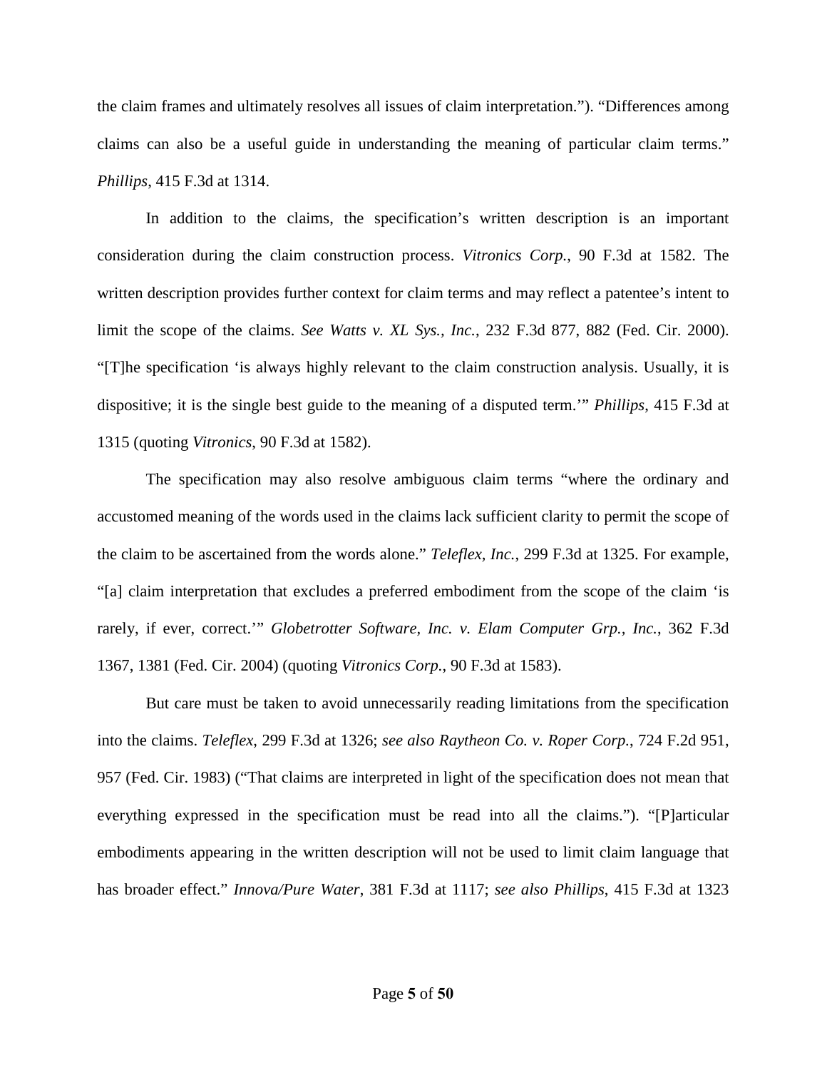the claim frames and ultimately resolves all issues of claim interpretation."). "Differences among claims can also be a useful guide in understanding the meaning of particular claim terms." *Phillips*, 415 F.3d at 1314.

In addition to the claims, the specification's written description is an important consideration during the claim construction process. *Vitronics Corp.*, 90 F.3d at 1582. The written description provides further context for claim terms and may reflect a patentee's intent to limit the scope of the claims. *See Watts v. XL Sys., Inc.*, 232 F.3d 877, 882 (Fed. Cir. 2000). "[T]he specification 'is always highly relevant to the claim construction analysis. Usually, it is dispositive; it is the single best guide to the meaning of a disputed term.'" *Phillips*, 415 F.3d at 1315 (quoting *Vitronics*, 90 F.3d at 1582).

The specification may also resolve ambiguous claim terms "where the ordinary and accustomed meaning of the words used in the claims lack sufficient clarity to permit the scope of the claim to be ascertained from the words alone." *Teleflex, Inc.*, 299 F.3d at 1325. For example, "[a] claim interpretation that excludes a preferred embodiment from the scope of the claim 'is rarely, if ever, correct.'" *Globetrotter Software, Inc. v. Elam Computer Grp., Inc.*, 362 F.3d 1367, 1381 (Fed. Cir. 2004) (quoting *Vitronics Corp.*, 90 F.3d at 1583).

But care must be taken to avoid unnecessarily reading limitations from the specification into the claims. *Teleflex*, 299 F.3d at 1326; *see also Raytheon Co. v. Roper Corp.*, 724 F.2d 951, 957 (Fed. Cir. 1983) ("That claims are interpreted in light of the specification does not mean that everything expressed in the specification must be read into all the claims."). "[P]articular embodiments appearing in the written description will not be used to limit claim language that has broader effect." *Innova/Pure Water*, 381 F.3d at 1117; *see also Phillips*, 415 F.3d at 1323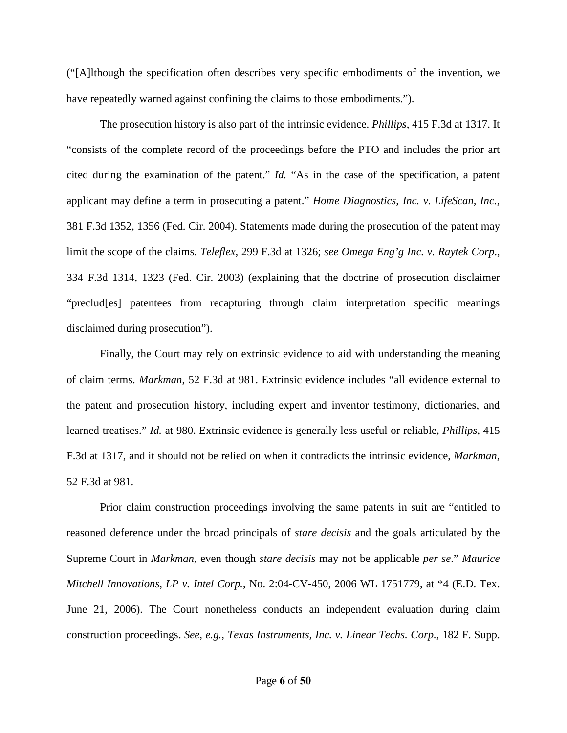("[A]lthough the specification often describes very specific embodiments of the invention, we have repeatedly warned against confining the claims to those embodiments.").

The prosecution history is also part of the intrinsic evidence. *Phillips*, 415 F.3d at 1317. It "consists of the complete record of the proceedings before the PTO and includes the prior art cited during the examination of the patent." *Id.* "As in the case of the specification, a patent applicant may define a term in prosecuting a patent." *Home Diagnostics, Inc. v. LifeScan, Inc.*, 381 F.3d 1352, 1356 (Fed. Cir. 2004). Statements made during the prosecution of the patent may limit the scope of the claims. *Teleflex,* 299 F.3d at 1326; *see Omega Eng'g Inc. v. Raytek Corp*., 334 F.3d 1314, 1323 (Fed. Cir. 2003) (explaining that the doctrine of prosecution disclaimer "preclud[es] patentees from recapturing through claim interpretation specific meanings disclaimed during prosecution").

Finally, the Court may rely on extrinsic evidence to aid with understanding the meaning of claim terms. *Markman*, 52 F.3d at 981. Extrinsic evidence includes "all evidence external to the patent and prosecution history, including expert and inventor testimony, dictionaries, and learned treatises." *Id.* at 980. Extrinsic evidence is generally less useful or reliable, *Phillips*, 415 F.3d at 1317, and it should not be relied on when it contradicts the intrinsic evidence, *Markman*, 52 F.3d at 981.

Prior claim construction proceedings involving the same patents in suit are "entitled to reasoned deference under the broad principals of *stare decisis* and the goals articulated by the Supreme Court in *Markman*, even though *stare decisis* may not be applicable *per se*." *Maurice Mitchell Innovations, LP v. Intel Corp.*, No. 2:04-CV-450, 2006 WL 1751779, at *4 (E.D. Tex. June 21, 2006). The Court nonetheless conducts an independent evaluation during claim construction proceedings. *See, e.g., Texas Instruments, Inc. v. Linear Techs. Corp.*, 182 F. Supp.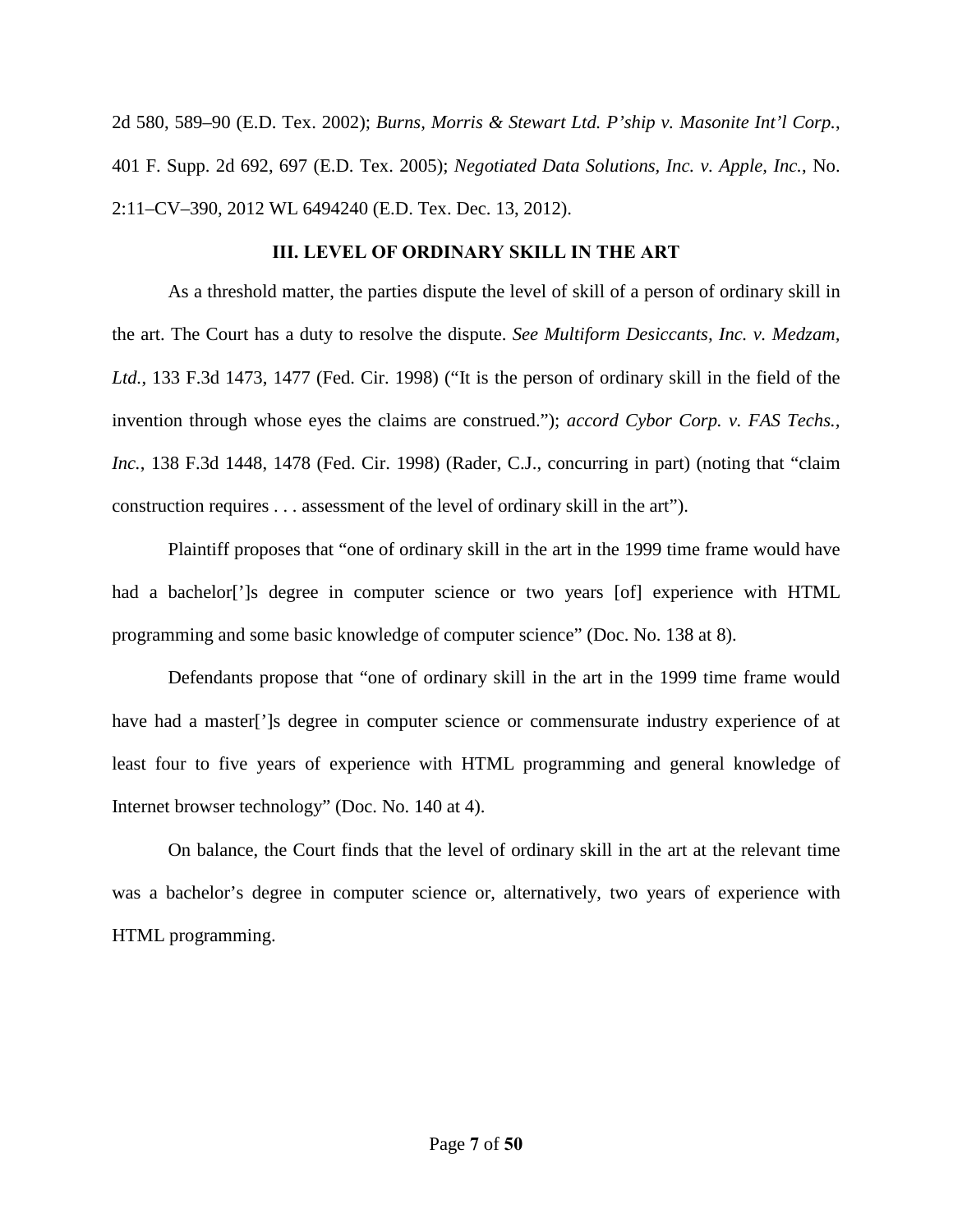2d 580, 589–90 (E.D. Tex. 2002); *Burns, Morris & Stewart Ltd. P'ship v. Masonite Int'l Corp.*, 401 F. Supp. 2d 692, 697 (E.D. Tex. 2005); *Negotiated Data Solutions, Inc. v. Apple, Inc.*, No. 2:11–CV–390, 2012 WL 6494240 (E.D. Tex. Dec. 13, 2012).

## III. LEVEL OF ORDINARY SKILL IN THE ART

As a threshold matter, the parties dispute the level of skill of a person of ordinary skill in the art. The Court has a duty to resolve the dispute. *See Multiform Desiccants, Inc. v. Medzam, Ltd.*, 133 F.3d 1473, 1477 (Fed. Cir. 1998) ("It is the person of ordinary skill in the field of the invention through whose eyes the claims are construed."); *accord Cybor Corp. v. FAS Techs., Inc.*, 138 F.3d 1448, 1478 (Fed. Cir. 1998) (Rader, C.J., concurring in part) (noting that "claim construction requires . . . assessment of the level of ordinary skill in the art").

Plaintiff proposes that "one of ordinary skill in the art in the 1999 time frame would have had a bachelor[']s degree in computer science or two years [of] experience with HTML programming and some basic knowledge of computer science" (Doc. No. 138 at 8).

Defendants propose that "one of ordinary skill in the art in the 1999 time frame would have had a master[']s degree in computer science or commensurate industry experience of at least four to five years of experience with HTML programming and general knowledge of Internet browser technology" (Doc. No. 140 at 4).

On balance, the Court finds that the level of ordinary skill in the art at the relevant time was a bachelor's degree in computer science or, alternatively, two years of experience with HTML programming.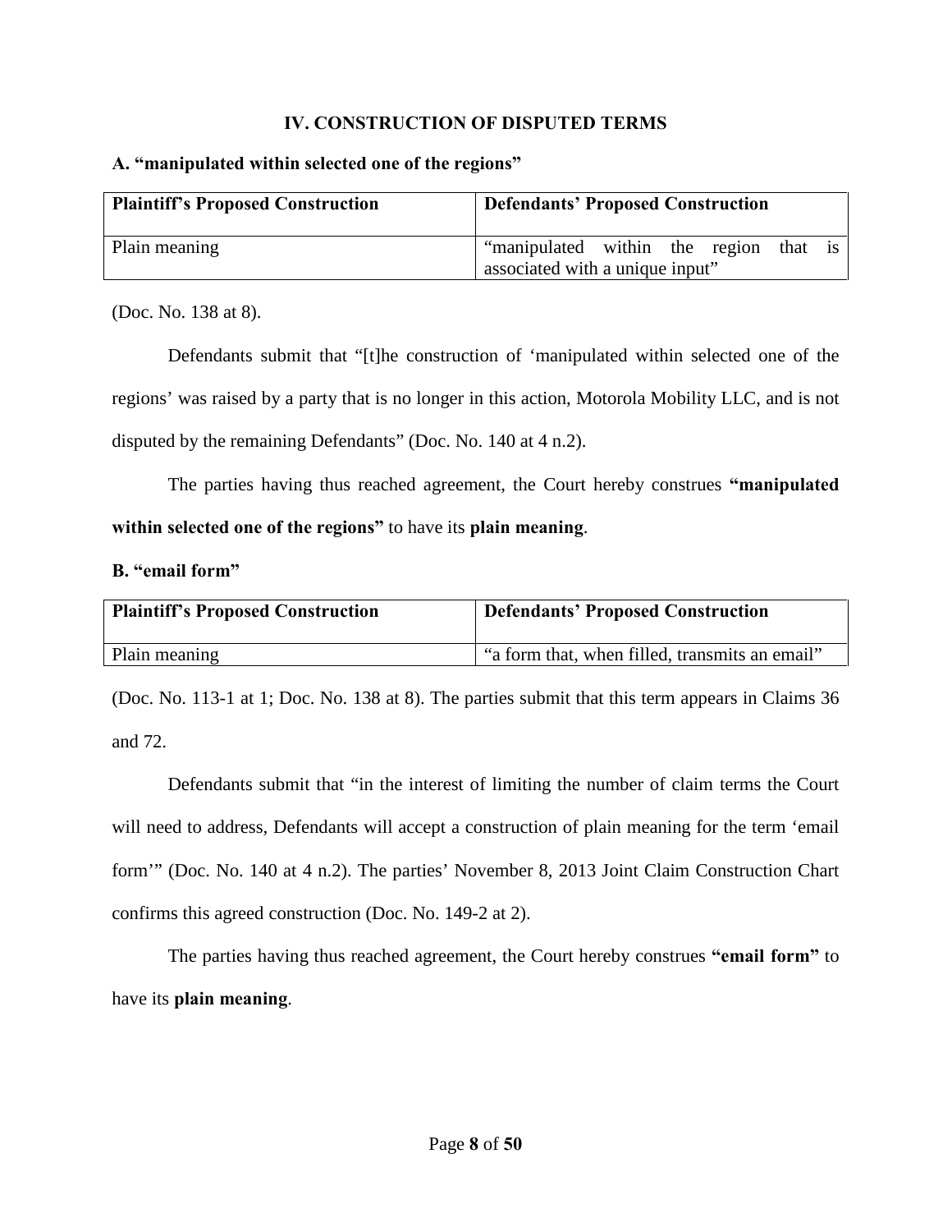## IV. CONSTRUCTION OF DISPUTED TERMS

### A. "manipulated within selected one of the regions"

| Plaintiff's Proposed Construction | Defendants' Proposed Construction |
|---|---|
| Plain meaning | "manipulated within the region that is associated with a unique input" |

(Doc. No. 138 at 8).

Defendants submit that "[t]he construction of 'manipulated within selected one of the regions' was raised by a party that is no longer in this action, Motorola Mobility LLC, and is not disputed by the remaining Defendants" (Doc. No. 140 at 4 n.2).

The parties having thus reached agreement, the Court hereby construes **"manipulated within selected one of the regions"** to have its **plain meaning**.

### B. "email form"

| Plaintiff's Proposed Construction | Defendants' Proposed Construction |
|---|---|
| Plain meaning | "a form that, when filled, transmits an email" |

(Doc. No. 113-1 at 1; Doc. No. 138 at 8). The parties submit that this term appears in Claims 36 and 72.

Defendants submit that "in the interest of limiting the number of claim terms the Court will need to address, Defendants will accept a construction of plain meaning for the term 'email form'" (Doc. No. 140 at 4 n.2). The parties' November 8, 2013 Joint Claim Construction Chart confirms this agreed construction (Doc. No. 149-2 at 2).

The parties having thus reached agreement, the Court hereby construes **"email form"** to have its **plain meaning**.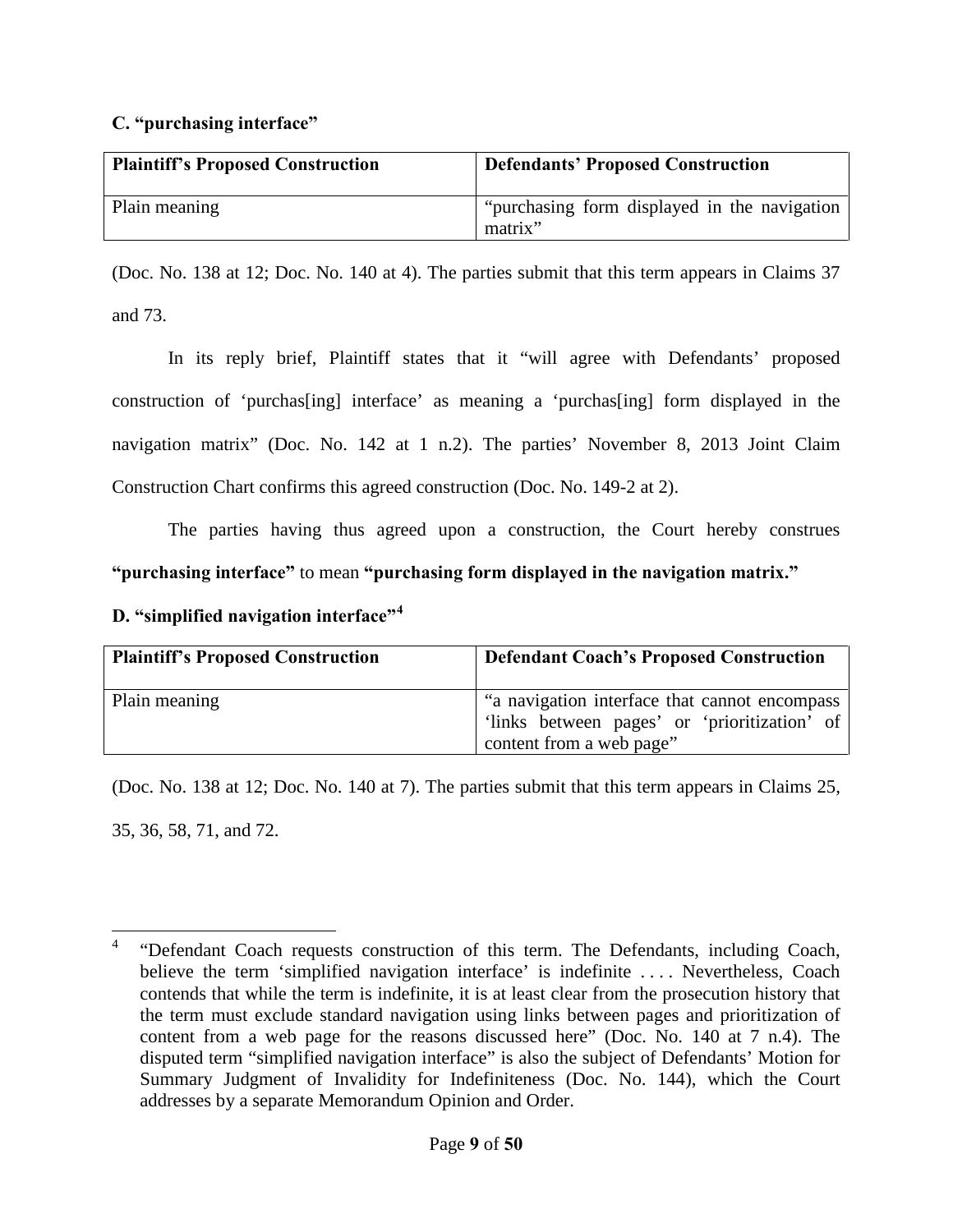### C. "purchasing interface"

| Plaintiff's Proposed Construction | Defendants' Proposed Construction |
| --- | --- |
| Plain meaning | "purchasing form displayed in the navigation matrix" |

(Doc. No. 138 at 12; Doc. No. 140 at 4). The parties submit that this term appears in Claims 37 and 73.

In its reply brief, Plaintiff states that it "will agree with Defendants' proposed construction of 'purchas[ing] interface' as meaning a 'purchas[ing] form displayed in the navigation matrix" (Doc. No. 142 at 1 n.2). The parties' November 8, 2013 Joint Claim Construction Chart confirms this agreed construction (Doc. No. 149-2 at 2).

The parties having thus agreed upon a construction, the Court hereby construes **"purchasing interface"** to mean **"purchasing form displayed in the navigation matrix."**

### D. "simplified navigation interface"[4]

| Plaintiff's Proposed Construction | Defendant Coach's Proposed Construction |
| --- | --- |
| Plain meaning | "a navigation interface that cannot encompass 'links between pages' or 'prioritization' of content from a web page" |

(Doc. No. 138 at 12; Doc. No. 140 at 7). The parties submit that this term appears in Claims 25, 35, 36, 58, 71, and 72.

---

[4] "Defendant Coach requests construction of this term. The Defendants, including Coach, believe the term 'simplified navigation interface' is indefinite . . . . Nevertheless, Coach contends that while the term is indefinite, it is at least clear from the prosecution history that the term must exclude standard navigation using links between pages and prioritization of content from a web page for the reasons discussed here" (Doc. No. 140 at 7 n.4). The disputed term "simplified navigation interface" is also the subject of Defendants' Motion for Summary Judgment of Invalidity for Indefiniteness (Doc. No. 144), which the Court addresses by a separate Memorandum Opinion and Order.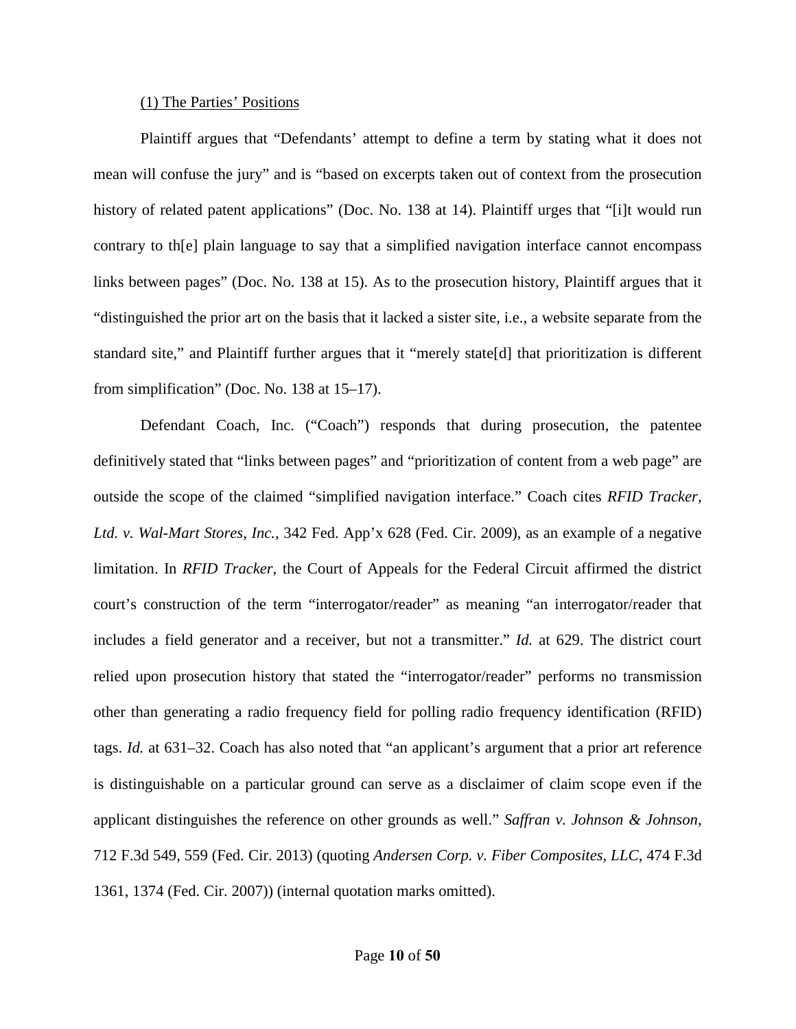(1) The Parties' Positions

Plaintiff argues that "Defendants' attempt to define a term by stating what it does not mean will confuse the jury" and is "based on excerpts taken out of context from the prosecution history of related patent applications" (Doc. No. 138 at 14). Plaintiff urges that "[i]t would run contrary to th[e] plain language to say that a simplified navigation interface cannot encompass links between pages" (Doc. No. 138 at 15). As to the prosecution history, Plaintiff argues that it "distinguished the prior art on the basis that it lacked a sister site, i.e., a website separate from the standard site," and Plaintiff further argues that it "merely state[d] that prioritization is different from simplification" (Doc. No. 138 at 15–17).

Defendant Coach, Inc. ("Coach") responds that during prosecution, the patentee definitively stated that "links between pages" and "prioritization of content from a web page" are outside the scope of the claimed "simplified navigation interface." Coach cites *RFID Tracker, Ltd. v. Wal-Mart Stores, Inc.*, 342 Fed. App'x 628 (Fed. Cir. 2009), as an example of a negative limitation. In *RFID Tracker*, the Court of Appeals for the Federal Circuit affirmed the district court's construction of the term "interrogator/reader" as meaning "an interrogator/reader that includes a field generator and a receiver, but not a transmitter." *Id.* at 629. The district court relied upon prosecution history that stated the "interrogator/reader" performs no transmission other than generating a radio frequency field for polling radio frequency identification (RFID) tags. *Id.* at 631–32. Coach has also noted that "an applicant's argument that a prior art reference is distinguishable on a particular ground can serve as a disclaimer of claim scope even if the applicant distinguishes the reference on other grounds as well." *Saffran v. Johnson & Johnson*, 712 F.3d 549, 559 (Fed. Cir. 2013) (quoting *Andersen Corp. v. Fiber Composites, LLC*, 474 F.3d 1361, 1374 (Fed. Cir. 2007)) (internal quotation marks omitted).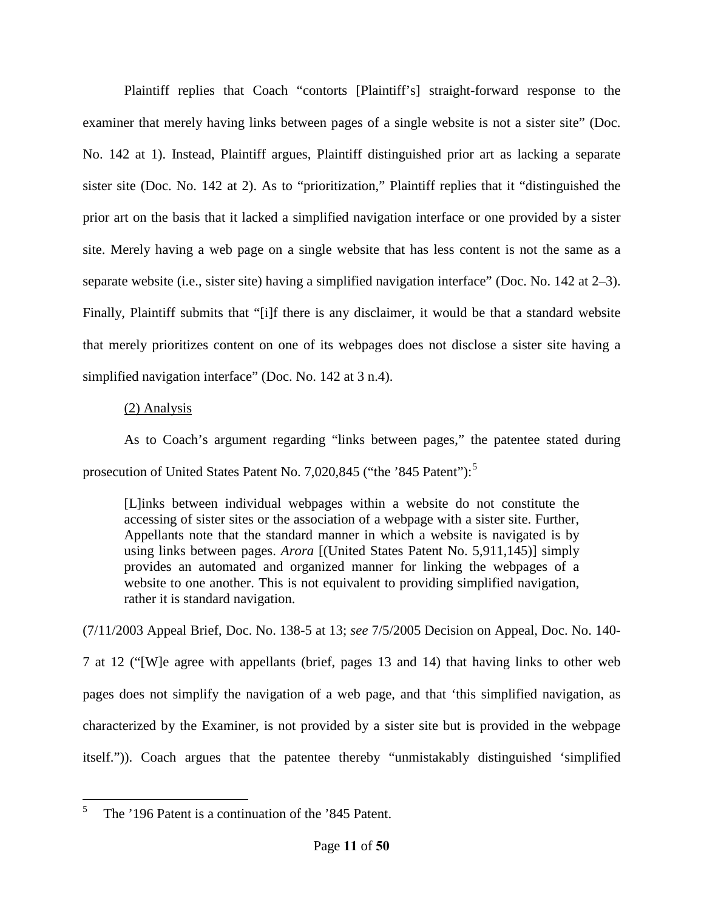Plaintiff replies that Coach "contorts [Plaintiff's] straight-forward response to the examiner that merely having links between pages of a single website is not a sister site" (Doc. No. 142 at 1). Instead, Plaintiff argues, Plaintiff distinguished prior art as lacking a separate sister site (Doc. No. 142 at 2). As to "prioritization," Plaintiff replies that it "distinguished the prior art on the basis that it lacked a simplified navigation interface or one provided by a sister site. Merely having a web page on a single website that has less content is not the same as a separate website (i.e., sister site) having a simplified navigation interface" (Doc. No. 142 at 2–3). Finally, Plaintiff submits that "[i]f there is any disclaimer, it would be that a standard website that merely prioritizes content on one of its webpages does not disclose a sister site having a simplified navigation interface" (Doc. No. 142 at 3 n.4).

(2) Analysis

As to Coach's argument regarding "links between pages," the patentee stated during prosecution of United States Patent No. 7,020,845 ("the '845 Patent"):[5]

> [L]inks between individual webpages within a website do not constitute the accessing of sister sites or the association of a webpage with a sister site. Further, Appellants note that the standard manner in which a website is navigated is by using links between pages. *Arora* [(United States Patent No. 5,911,145)] simply provides an automated and organized manner for linking the webpages of a website to one another. This is not equivalent to providing simplified navigation, rather it is standard navigation.

(7/11/2003 Appeal Brief, Doc. No. 138-5 at 13; *see* 7/5/2005 Decision on Appeal, Doc. No. 140-7 at 12 ("[W]e agree with appellants (brief, pages 13 and 14) that having links to other web pages does not simplify the navigation of a web page, and that 'this simplified navigation, as characterized by the Examiner, is not provided by a sister site but is provided in the webpage itself.")). Coach argues that the patentee thereby "unmistakably distinguished 'simplified

---

[5] The '196 Patent is a continuation of the '845 Patent.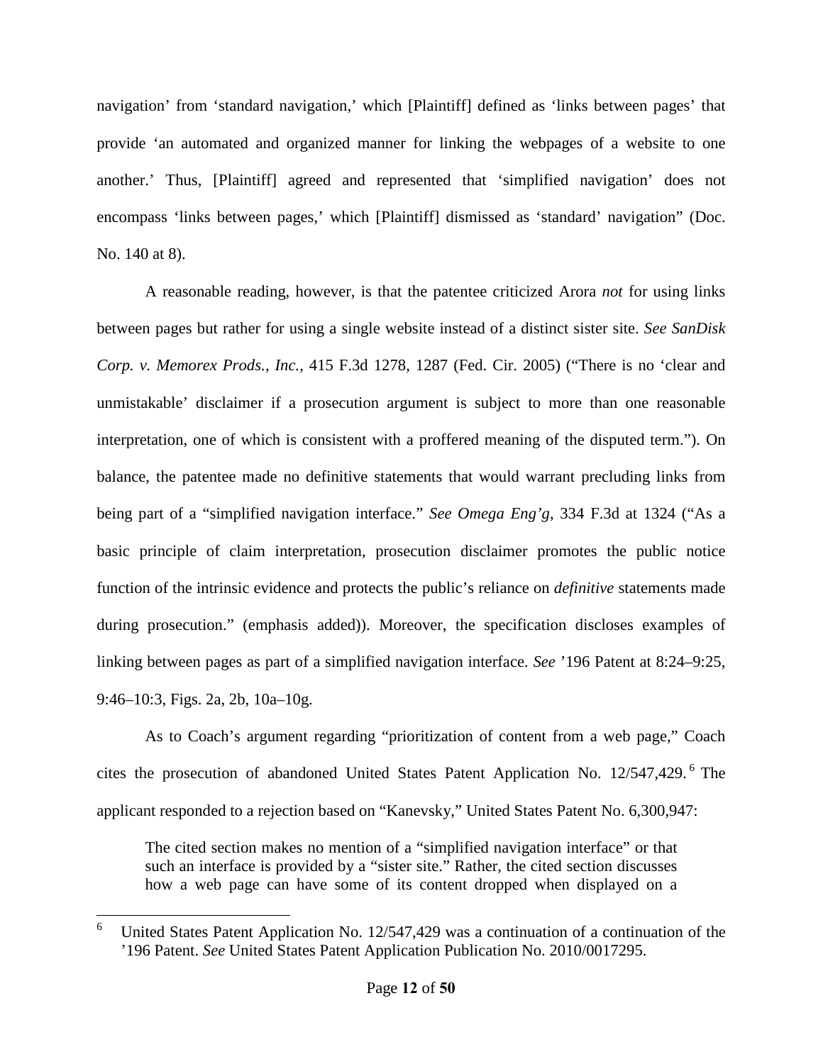navigation' from 'standard navigation,' which [Plaintiff] defined as 'links between pages' that provide 'an automated and organized manner for linking the webpages of a website to one another.' Thus, [Plaintiff] agreed and represented that 'simplified navigation' does not encompass 'links between pages,' which [Plaintiff] dismissed as 'standard' navigation" (Doc. No. 140 at 8).

A reasonable reading, however, is that the patentee criticized Arora *not* for using links between pages but rather for using a single website instead of a distinct sister site. *See SanDisk Corp. v. Memorex Prods., Inc.*, 415 F.3d 1278, 1287 (Fed. Cir. 2005) ("There is no 'clear and unmistakable' disclaimer if a prosecution argument is subject to more than one reasonable interpretation, one of which is consistent with a proffered meaning of the disputed term."). On balance, the patentee made no definitive statements that would warrant precluding links from being part of a "simplified navigation interface." *See Omega Eng'g*, 334 F.3d at 1324 ("As a basic principle of claim interpretation, prosecution disclaimer promotes the public notice function of the intrinsic evidence and protects the public's reliance on *definitive* statements made during prosecution." (emphasis added)). Moreover, the specification discloses examples of linking between pages as part of a simplified navigation interface. *See* '196 Patent at 8:24–9:25, 9:46–10:3, Figs. 2a, 2b, 10a–10g.

As to Coach's argument regarding "prioritization of content from a web page," Coach cites the prosecution of abandoned United States Patent Application No. 12/547,429.[6] The applicant responded to a rejection based on "Kanevsky," United States Patent No. 6,300,947:

> The cited section makes no mention of a "simplified navigation interface" or that such an interface is provided by a "sister site." Rather, the cited section discusses how a web page can have some of its content dropped when displayed on a

[6] United States Patent Application No. 12/547,429 was a continuation of a continuation of the '196 Patent. *See* United States Patent Application Publication No. 2010/0017295.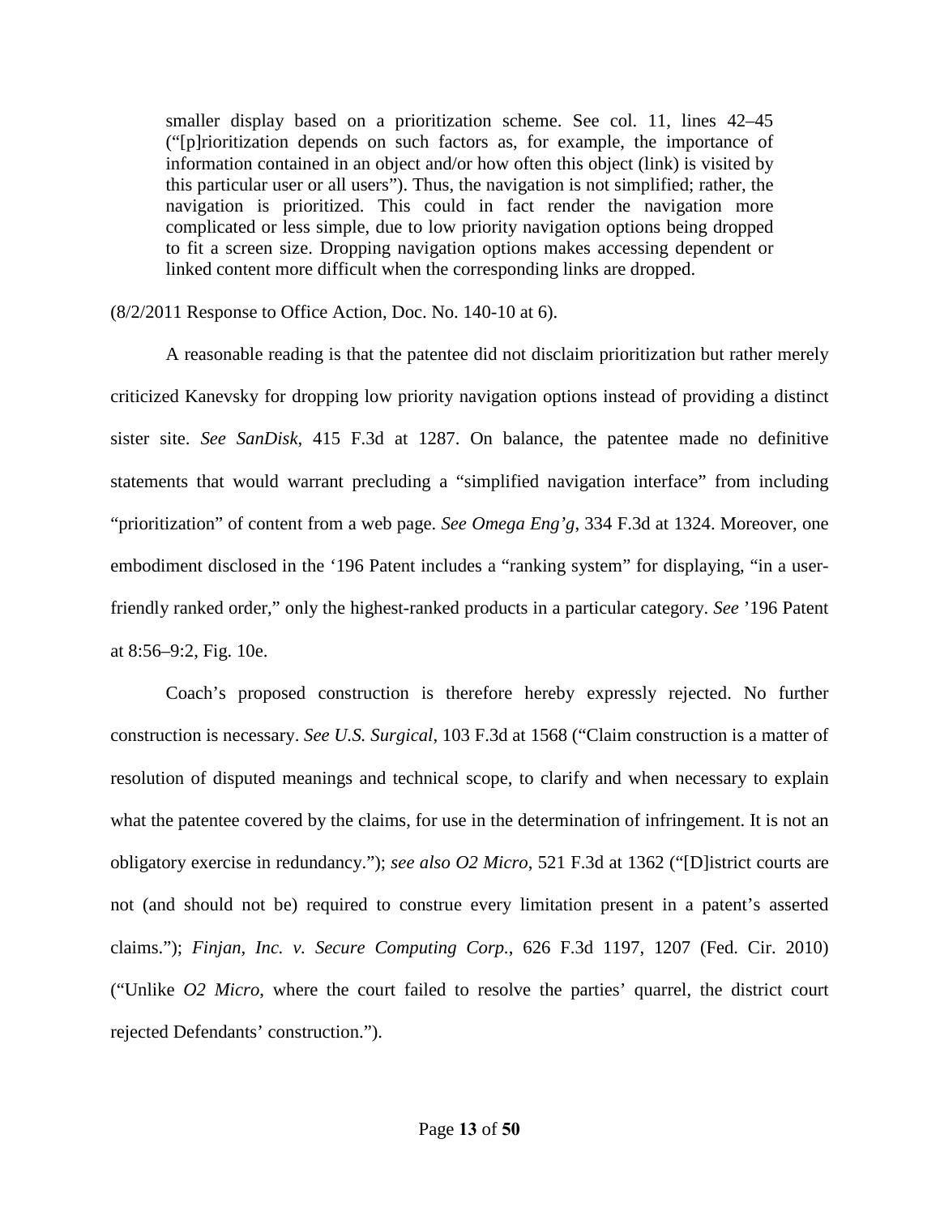> smaller display based on a prioritization scheme. See col. 11, lines 42–45 ("[p]rioritization depends on such factors as, for example, the importance of information contained in an object and/or how often this object (link) is visited by this particular user or all users"). Thus, the navigation is not simplified; rather, the navigation is prioritized. This could in fact render the navigation more complicated or less simple, due to low priority navigation options being dropped to fit a screen size. Dropping navigation options makes accessing dependent or linked content more difficult when the corresponding links are dropped.

(8/2/2011 Response to Office Action, Doc. No. 140-10 at 6).

A reasonable reading is that the patentee did not disclaim prioritization but rather merely criticized Kanevsky for dropping low priority navigation options instead of providing a distinct sister site. *See SanDisk*, 415 F.3d at 1287. On balance, the patentee made no definitive statements that would warrant precluding a "simplified navigation interface" from including "prioritization" of content from a web page. *See Omega Eng'g*, 334 F.3d at 1324. Moreover, one embodiment disclosed in the '196 Patent includes a "ranking system" for displaying, "in a user-friendly ranked order," only the highest-ranked products in a particular category. *See* '196 Patent at 8:56–9:2, Fig. 10e.

Coach's proposed construction is therefore hereby expressly rejected. No further construction is necessary. *See U.S. Surgical*, 103 F.3d at 1568 ("Claim construction is a matter of resolution of disputed meanings and technical scope, to clarify and when necessary to explain what the patentee covered by the claims, for use in the determination of infringement. It is not an obligatory exercise in redundancy."); *see also O2 Micro*, 521 F.3d at 1362 ("[D]istrict courts are not (and should not be) required to construe every limitation present in a patent's asserted claims."); *Finjan, Inc. v. Secure Computing Corp.*, 626 F.3d 1197, 1207 (Fed. Cir. 2010) ("Unlike *O2 Micro*, where the court failed to resolve the parties' quarrel, the district court rejected Defendants' construction.").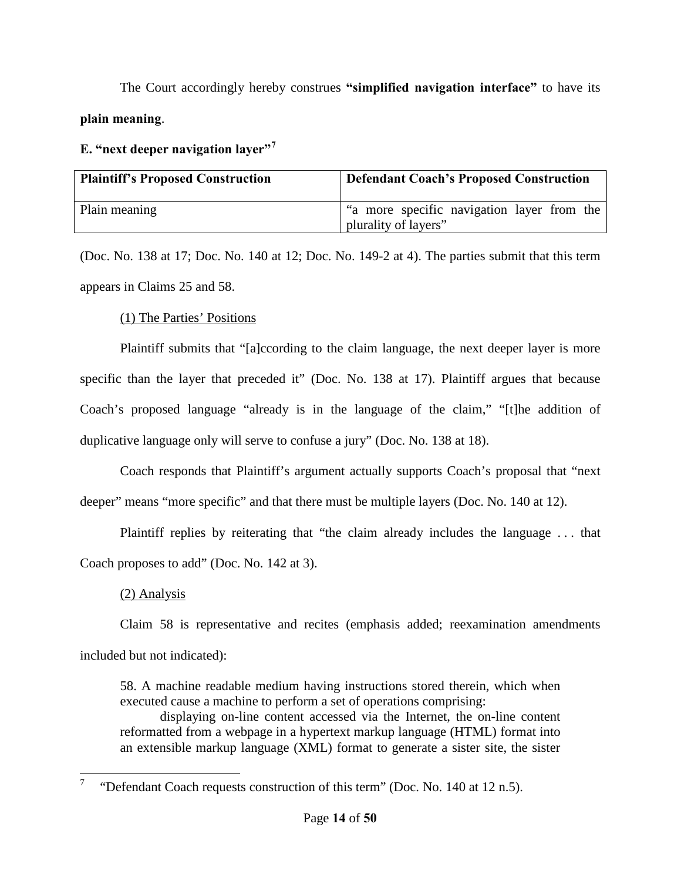The Court accordingly hereby construes **"simplified navigation interface"** to have its **plain meaning**.

**E. "next deeper navigation layer"**[7]

| Plaintiff's Proposed Construction | Defendant Coach's Proposed Construction |
|---|---|
| Plain meaning | "a more specific navigation layer from the plurality of layers" |

(Doc. No. 138 at 17; Doc. No. 140 at 12; Doc. No. 149-2 at 4). The parties submit that this term appears in Claims 25 and 58.

(1) The Parties' Positions

Plaintiff submits that "[a]ccording to the claim language, the next deeper layer is more specific than the layer that preceded it" (Doc. No. 138 at 17). Plaintiff argues that because Coach's proposed language "already is in the language of the claim," "[t]he addition of duplicative language only will serve to confuse a jury" (Doc. No. 138 at 18).

Coach responds that Plaintiff's argument actually supports Coach's proposal that "next deeper" means "more specific" and that there must be multiple layers (Doc. No. 140 at 12).

Plaintiff replies by reiterating that "the claim already includes the language . . . that Coach proposes to add" (Doc. No. 142 at 3).

(2) Analysis

Claim 58 is representative and recites (emphasis added; reexamination amendments included but not indicated):

> 58. A machine readable medium having instructions stored therein, which when executed cause a machine to perform a set of operations comprising:
>
> displaying on-line content accessed via the Internet, the on-line content reformatted from a webpage in a hypertext markup language (HTML) format into an extensible markup language (XML) format to generate a sister site, the sister

---

[7] "Defendant Coach requests construction of this term" (Doc. No. 140 at 12 n.5).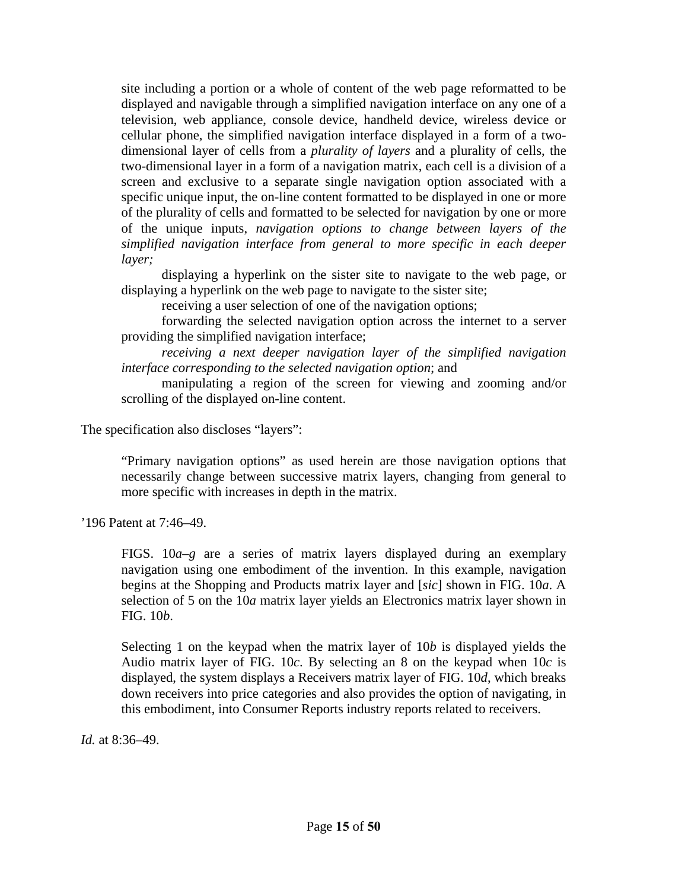> site including a portion or a whole of content of the web page reformatted to be displayed and navigable through a simplified navigation interface on any one of a television, web appliance, console device, handheld device, wireless device or cellular phone, the simplified navigation interface displayed in a form of a two-dimensional layer of cells from a *plurality of layers* and a plurality of cells, the two-dimensional layer in a form of a navigation matrix, each cell is a division of a screen and exclusive to a separate single navigation option associated with a specific unique input, the on-line content formatted to be displayed in one or more of the plurality of cells and formatted to be selected for navigation by one or more of the unique inputs, *navigation options to change between layers of the simplified navigation interface from general to more specific in each deeper layer;*
>
> displaying a hyperlink on the sister site to navigate to the web page, or displaying a hyperlink on the web page to navigate to the sister site;
>
> receiving a user selection of one of the navigation options;
>
> forwarding the selected navigation option across the internet to a server providing the simplified navigation interface;
>
> *receiving a next deeper navigation layer of the simplified navigation interface corresponding to the selected navigation option*; and
>
> manipulating a region of the screen for viewing and zooming and/or scrolling of the displayed on-line content.

The specification also discloses "layers":

> "Primary navigation options" as used herein are those navigation options that necessarily change between successive matrix layers, changing from general to more specific with increases in depth in the matrix.

'196 Patent at 7:46–49.

> FIGS. 10*a*–*g* are a series of matrix layers displayed during an exemplary navigation using one embodiment of the invention. In this example, navigation begins at the Shopping and Products matrix layer and [*sic*] shown in FIG. 10*a*. A selection of 5 on the 10*a* matrix layer yields an Electronics matrix layer shown in FIG. 10*b*.
>
> Selecting 1 on the keypad when the matrix layer of 10*b* is displayed yields the Audio matrix layer of FIG. 10*c*. By selecting an 8 on the keypad when 10*c* is displayed, the system displays a Receivers matrix layer of FIG. 10*d*, which breaks down receivers into price categories and also provides the option of navigating, in this embodiment, into Consumer Reports industry reports related to receivers.

*Id.* at 8:36–49.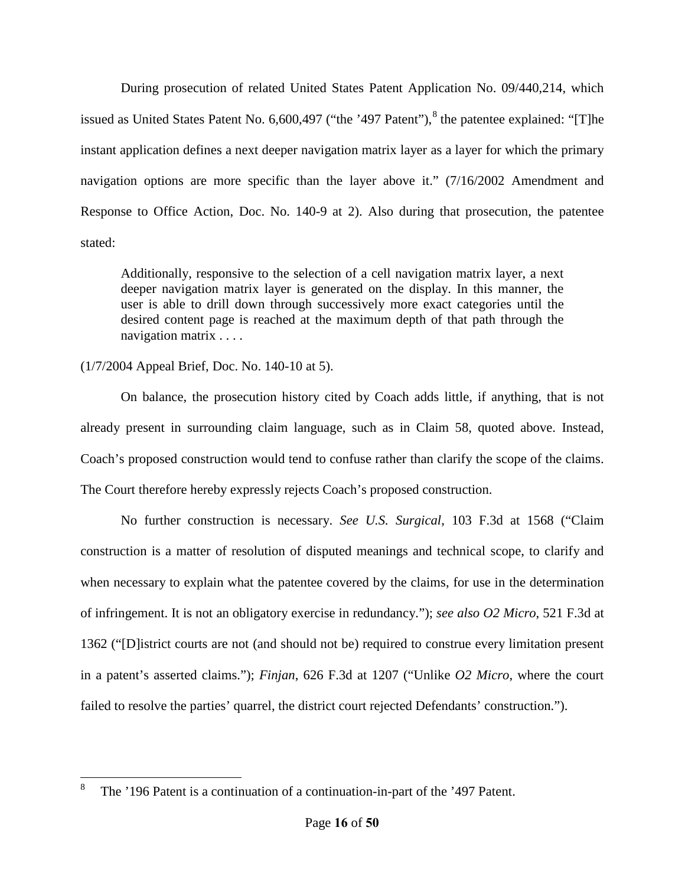During prosecution of related United States Patent Application No. 09/440,214, which issued as United States Patent No. 6,600,497 ("the '497 Patent"),[8] the patentee explained: "[T]he instant application defines a next deeper navigation matrix layer as a layer for which the primary navigation options are more specific than the layer above it." (7/16/2002 Amendment and Response to Office Action, Doc. No. 140-9 at 2). Also during that prosecution, the patentee stated:

> Additionally, responsive to the selection of a cell navigation matrix layer, a next deeper navigation matrix layer is generated on the display. In this manner, the user is able to drill down through successively more exact categories until the desired content page is reached at the maximum depth of that path through the navigation matrix . . . .

(1/7/2004 Appeal Brief, Doc. No. 140-10 at 5).

On balance, the prosecution history cited by Coach adds little, if anything, that is not already present in surrounding claim language, such as in Claim 58, quoted above. Instead, Coach's proposed construction would tend to confuse rather than clarify the scope of the claims. The Court therefore hereby expressly rejects Coach's proposed construction.

No further construction is necessary. *See U.S. Surgical*, 103 F.3d at 1568 ("Claim construction is a matter of resolution of disputed meanings and technical scope, to clarify and when necessary to explain what the patentee covered by the claims, for use in the determination of infringement. It is not an obligatory exercise in redundancy."); *see also O2 Micro*, 521 F.3d at 1362 ("[D]istrict courts are not (and should not be) required to construe every limitation present in a patent's asserted claims."); *Finjan*, 626 F.3d at 1207 ("Unlike *O2 Micro*, where the court failed to resolve the parties' quarrel, the district court rejected Defendants' construction.").

---

[8] The '196 Patent is a continuation of a continuation-in-part of the '497 Patent.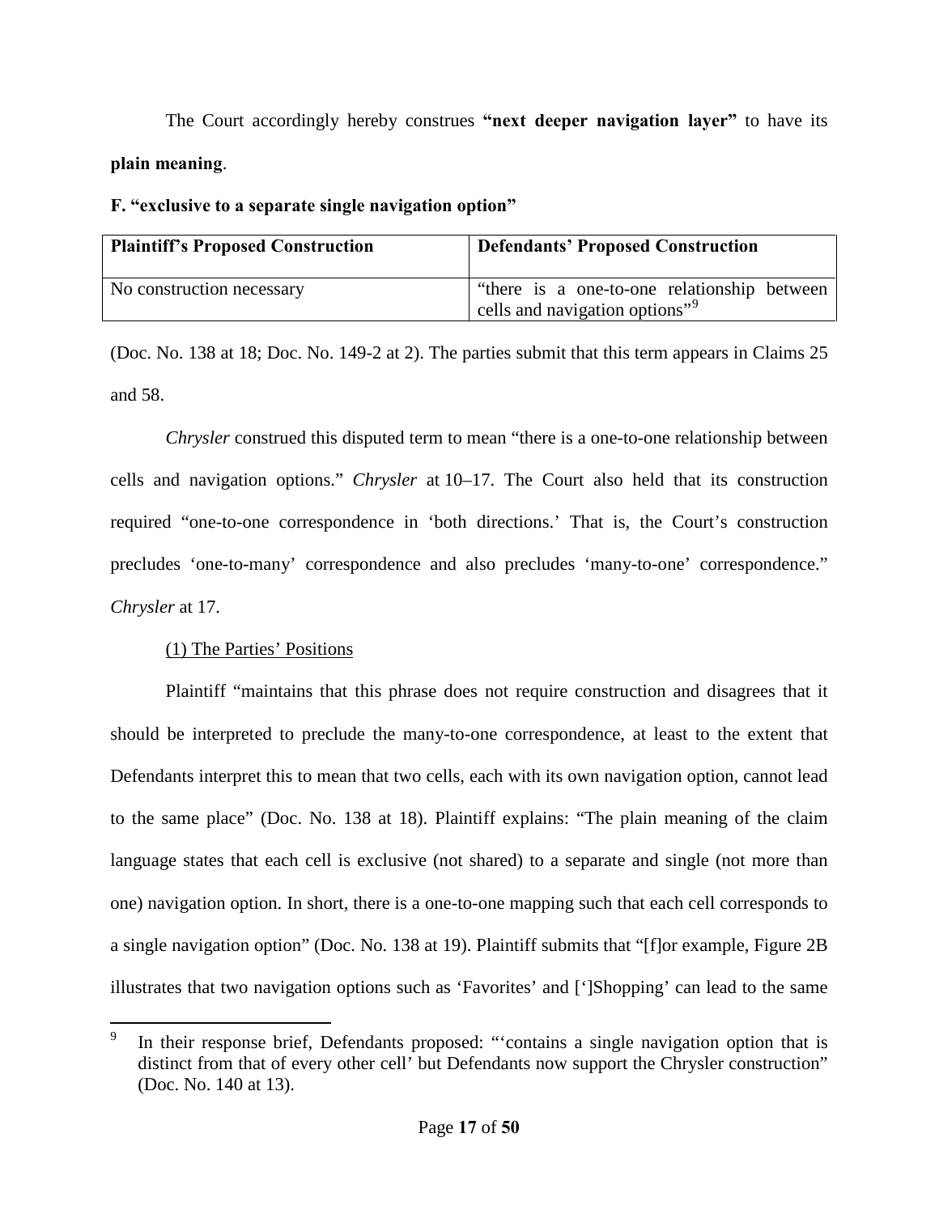The Court accordingly hereby construes **"next deeper navigation layer"** to have its **plain meaning**.

**F. "exclusive to a separate single navigation option"**

| **Plaintiff's Proposed Construction** | **Defendants' Proposed Construction** |
| --- | --- |
| No construction necessary | "there is a one-to-one relationship between cells and navigation options"[9] |

(Doc. No. 138 at 18; Doc. No. 149-2 at 2). The parties submit that this term appears in Claims 25 and 58.

*Chrysler* construed this disputed term to mean "there is a one-to-one relationship between cells and navigation options." *Chrysler* at 10–17. The Court also held that its construction required "one-to-one correspondence in 'both directions.' That is, the Court's construction precludes 'one-to-many' correspondence and also precludes 'many-to-one' correspondence." *Chrysler* at 17.

(1) The Parties' Positions

Plaintiff "maintains that this phrase does not require construction and disagrees that it should be interpreted to preclude the many-to-one correspondence, at least to the extent that Defendants interpret this to mean that two cells, each with its own navigation option, cannot lead to the same place" (Doc. No. 138 at 18). Plaintiff explains: "The plain meaning of the claim language states that each cell is exclusive (not shared) to a separate and single (not more than one) navigation option. In short, there is a one-to-one mapping such that each cell corresponds to a single navigation option" (Doc. No. 138 at 19). Plaintiff submits that "[f]or example, Figure 2B illustrates that two navigation options such as 'Favorites' and [']Shopping' can lead to the same

[9] In their response brief, Defendants proposed: "'contains a single navigation option that is distinct from that of every other cell' but Defendants now support the Chrysler construction" (Doc. No. 140 at 13).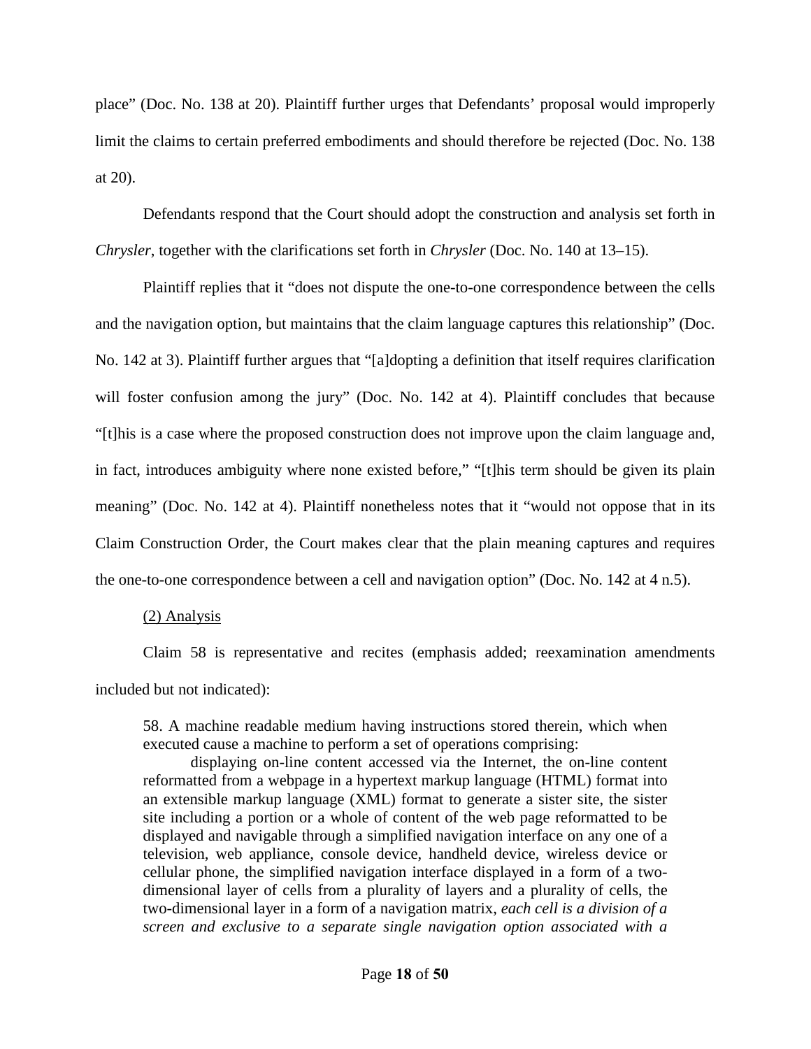place" (Doc. No. 138 at 20). Plaintiff further urges that Defendants' proposal would improperly limit the claims to certain preferred embodiments and should therefore be rejected (Doc. No. 138 at 20).

Defendants respond that the Court should adopt the construction and analysis set forth in *Chrysler*, together with the clarifications set forth in *Chrysler* (Doc. No. 140 at 13–15).

Plaintiff replies that it "does not dispute the one-to-one correspondence between the cells and the navigation option, but maintains that the claim language captures this relationship" (Doc. No. 142 at 3). Plaintiff further argues that "[a]dopting a definition that itself requires clarification will foster confusion among the jury" (Doc. No. 142 at 4). Plaintiff concludes that because "[t]his is a case where the proposed construction does not improve upon the claim language and, in fact, introduces ambiguity where none existed before," "[t]his term should be given its plain meaning" (Doc. No. 142 at 4). Plaintiff nonetheless notes that it "would not oppose that in its Claim Construction Order, the Court makes clear that the plain meaning captures and requires the one-to-one correspondence between a cell and navigation option" (Doc. No. 142 at 4 n.5).

<u>(2) Analysis</u>

Claim 58 is representative and recites (emphasis added; reexamination amendments included but not indicated):

> 58. A machine readable medium having instructions stored therein, which when executed cause a machine to perform a set of operations comprising:
>
> displaying on-line content accessed via the Internet, the on-line content reformatted from a webpage in a hypertext markup language (HTML) format into an extensible markup language (XML) format to generate a sister site, the sister site including a portion or a whole of content of the web page reformatted to be displayed and navigable through a simplified navigation interface on any one of a television, web appliance, console device, handheld device, wireless device or cellular phone, the simplified navigation interface displayed in a form of a two-dimensional layer of cells from a plurality of layers and a plurality of cells, the two-dimensional layer in a form of a navigation matrix, *each cell is a division of a screen and exclusive to a separate single navigation option associated with a*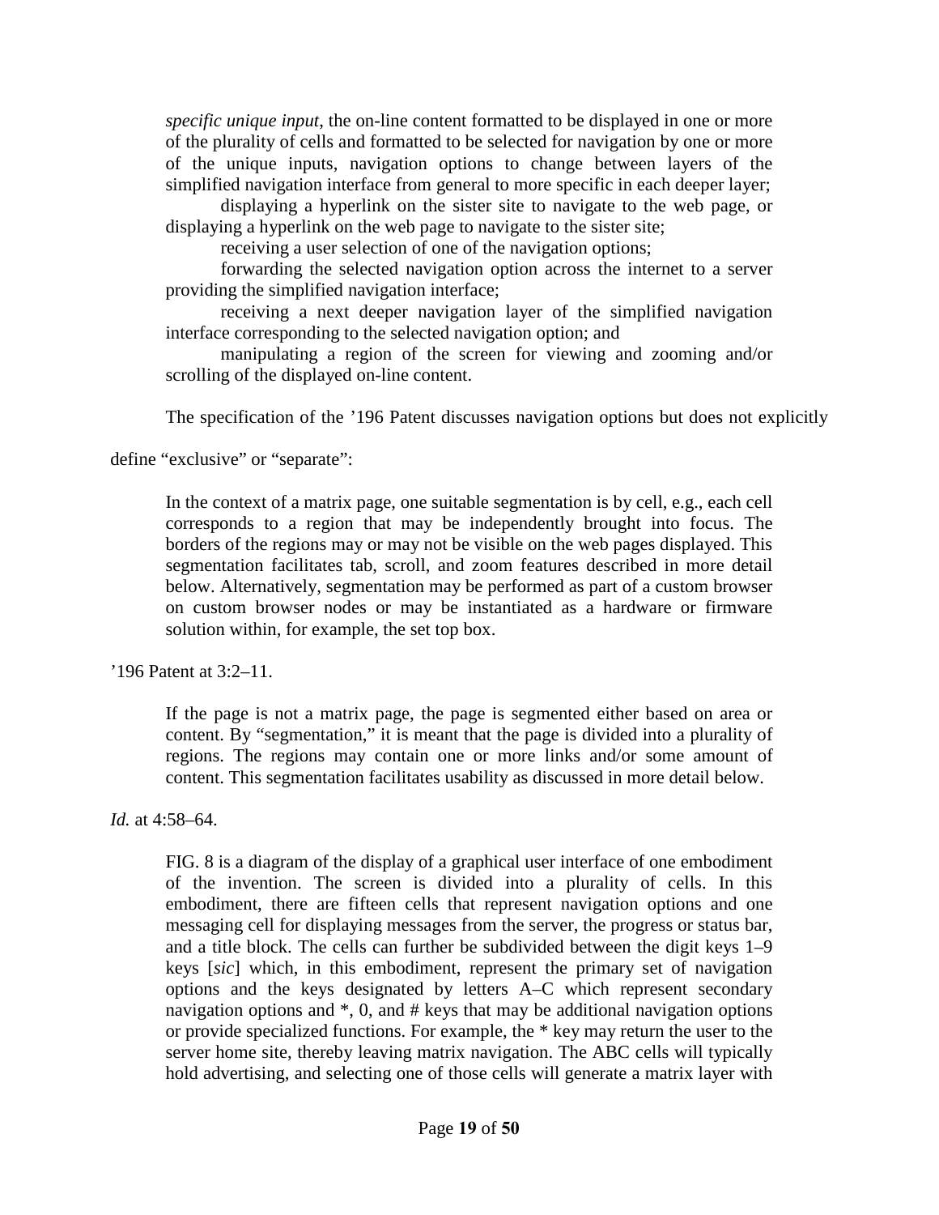> *specific unique input*, the on-line content formatted to be displayed in one or more of the plurality of cells and formatted to be selected for navigation by one or more of the unique inputs, navigation options to change between layers of the simplified navigation interface from general to more specific in each deeper layer;
>
> displaying a hyperlink on the sister site to navigate to the web page, or displaying a hyperlink on the web page to navigate to the sister site;
>
> receiving a user selection of one of the navigation options;
>
> forwarding the selected navigation option across the internet to a server providing the simplified navigation interface;
>
> receiving a next deeper navigation layer of the simplified navigation interface corresponding to the selected navigation option; and
>
> manipulating a region of the screen for viewing and zooming and/or scrolling of the displayed on-line content.

The specification of the '196 Patent discusses navigation options but does not explicitly define "exclusive" or "separate":

> In the context of a matrix page, one suitable segmentation is by cell, e.g., each cell corresponds to a region that may be independently brought into focus. The borders of the regions may or may not be visible on the web pages displayed. This segmentation facilitates tab, scroll, and zoom features described in more detail below. Alternatively, segmentation may be performed as part of a custom browser on custom browser nodes or may be instantiated as a hardware or firmware solution within, for example, the set top box.

'196 Patent at 3:2–11.

> If the page is not a matrix page, the page is segmented either based on area or content. By "segmentation," it is meant that the page is divided into a plurality of regions. The regions may contain one or more links and/or some amount of content. This segmentation facilitates usability as discussed in more detail below.

*Id.* at 4:58–64.

> FIG. 8 is a diagram of the display of a graphical user interface of one embodiment of the invention. The screen is divided into a plurality of cells. In this embodiment, there are fifteen cells that represent navigation options and one messaging cell for displaying messages from the server, the progress or status bar, and a title block. The cells can further be subdivided between the digit keys 1–9 keys [*sic*] which, in this embodiment, represent the primary set of navigation options and the keys designated by letters A–C which represent secondary navigation options and *, 0, and # keys that may be additional navigation options or provide specialized functions. For example, the * key may return the user to the server home site, thereby leaving matrix navigation. The ABC cells will typically hold advertising, and selecting one of those cells will generate a matrix layer with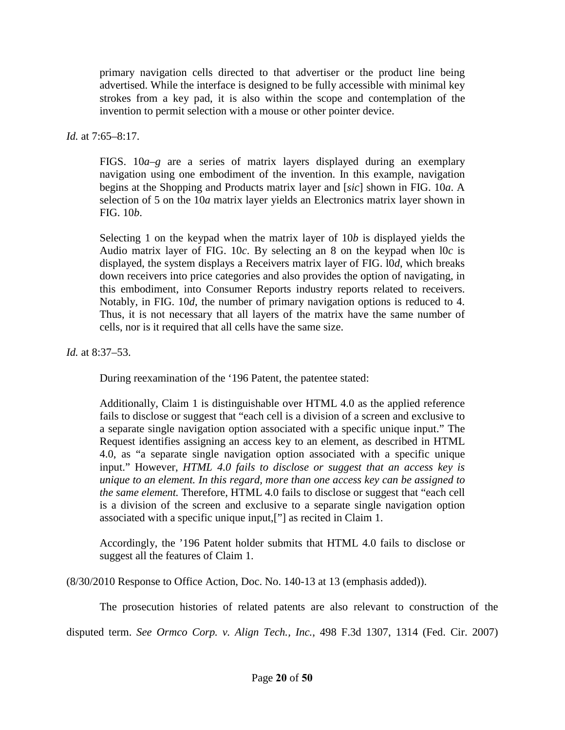> primary navigation cells directed to that advertiser or the product line being advertised. While the interface is designed to be fully accessible with minimal key strokes from a key pad, it is also within the scope and contemplation of the invention to permit selection with a mouse or other pointer device.

*Id.* at 7:65–8:17.

> FIGS. 10*a*–*g* are a series of matrix layers displayed during an exemplary navigation using one embodiment of the invention. In this example, navigation begins at the Shopping and Products matrix layer and [*sic*] shown in FIG. 10*a*. A selection of 5 on the 10*a* matrix layer yields an Electronics matrix layer shown in FIG. 10*b*.
>
> Selecting 1 on the keypad when the matrix layer of 10*b* is displayed yields the Audio matrix layer of FIG. 10*c*. By selecting an 8 on the keypad when l0*c* is displayed, the system displays a Receivers matrix layer of FIG. l0*d*, which breaks down receivers into price categories and also provides the option of navigating, in this embodiment, into Consumer Reports industry reports related to receivers. Notably, in FIG. 10*d*, the number of primary navigation options is reduced to 4. Thus, it is not necessary that all layers of the matrix have the same number of cells, nor is it required that all cells have the same size.

*Id.* at 8:37–53.

> During reexamination of the '196 Patent, the patentee stated:
>
> Additionally, Claim 1 is distinguishable over HTML 4.0 as the applied reference fails to disclose or suggest that "each cell is a division of a screen and exclusive to a separate single navigation option associated with a specific unique input." The Request identifies assigning an access key to an element, as described in HTML 4.0, as "a separate single navigation option associated with a specific unique input." However, *HTML 4.0 fails to disclose or suggest that an access key is unique to an element. In this regard, more than one access key can be assigned to the same element.* Therefore, HTML 4.0 fails to disclose or suggest that "each cell is a division of the screen and exclusive to a separate single navigation option associated with a specific unique input,["] as recited in Claim 1.
>
> Accordingly, the '196 Patent holder submits that HTML 4.0 fails to disclose or suggest all the features of Claim 1.

(8/30/2010 Response to Office Action, Doc. No. 140-13 at 13 (emphasis added)).

The prosecution histories of related patents are also relevant to construction of the disputed term. *See Ormco Corp. v. Align Tech., Inc.*, 498 F.3d 1307, 1314 (Fed. Cir. 2007)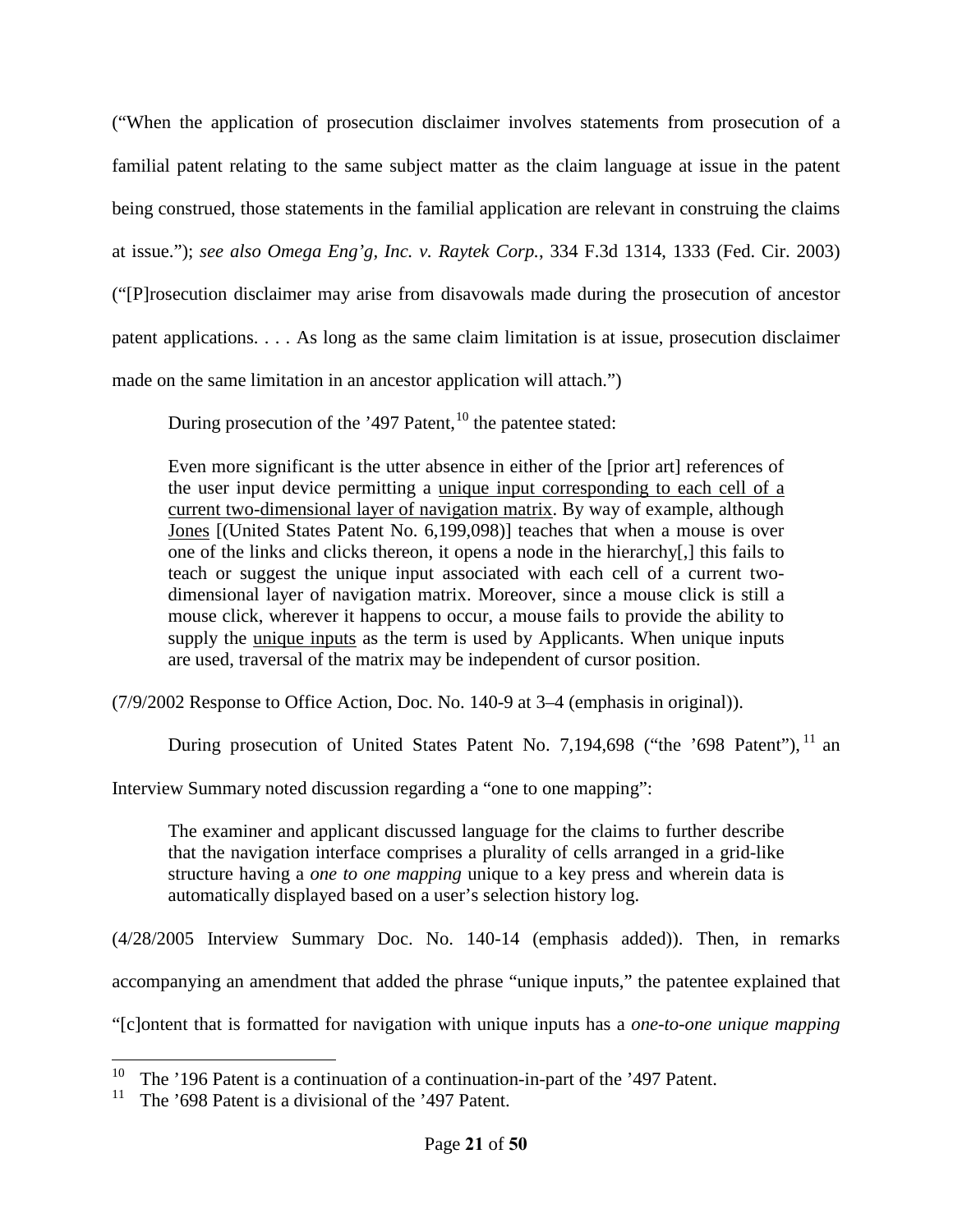("When the application of prosecution disclaimer involves statements from prosecution of a familial patent relating to the same subject matter as the claim language at issue in the patent being construed, those statements in the familial application are relevant in construing the claims at issue."); *see also Omega Eng'g, Inc. v. Raytek Corp.*, 334 F.3d 1314, 1333 (Fed. Cir. 2003) ("[P]rosecution disclaimer may arise from disavowals made during the prosecution of ancestor patent applications. . . . As long as the same claim limitation is at issue, prosecution disclaimer made on the same limitation in an ancestor application will attach.")

During prosecution of the '497 Patent,[10] the patentee stated:

> Even more significant is the utter absence in either of the [prior art] references of the user input device permitting a <u>unique input corresponding to each cell of a current two-dimensional layer of navigation matrix</u>. By way of example, although <u>Jones</u> [(United States Patent No. 6,199,098)] teaches that when a mouse is over one of the links and clicks thereon, it opens a node in the hierarchy[,] this fails to teach or suggest the unique input associated with each cell of a current two-dimensional layer of navigation matrix. Moreover, since a mouse click is still a mouse click, wherever it happens to occur, a mouse fails to provide the ability to supply the <u>unique inputs</u> as the term is used by Applicants. When unique inputs are used, traversal of the matrix may be independent of cursor position.

(7/9/2002 Response to Office Action, Doc. No. 140-9 at 3–4 (emphasis in original)).

During prosecution of United States Patent No. 7,194,698 ("the '698 Patent"),[11] an Interview Summary noted discussion regarding a "one to one mapping":

> The examiner and applicant discussed language for the claims to further describe that the navigation interface comprises a plurality of cells arranged in a grid-like structure having a *one to one mapping* unique to a key press and wherein data is automatically displayed based on a user's selection history log.

(4/28/2005 Interview Summary Doc. No. 140-14 (emphasis added)). Then, in remarks accompanying an amendment that added the phrase "unique inputs," the patentee explained that "[c]ontent that is formatted for navigation with unique inputs has a *one-to-one unique mapping*

---

[10] The '196 Patent is a continuation of a continuation-in-part of the '497 Patent.

[11] The '698 Patent is a divisional of the '497 Patent.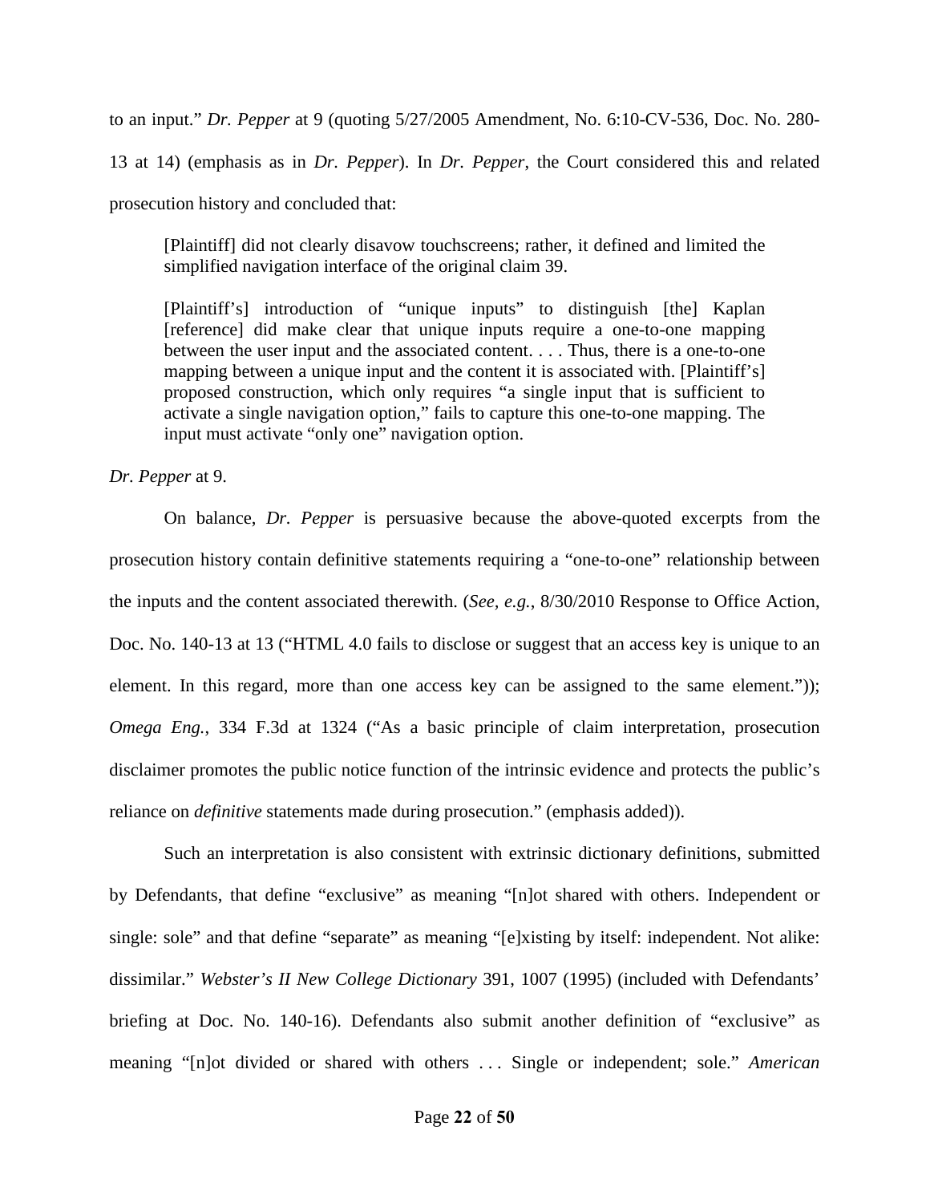to an input." *Dr. Pepper* at 9 (quoting 5/27/2005 Amendment, No. 6:10-CV-536, Doc. No. 280-13 at 14) (emphasis as in *Dr. Pepper*). In *Dr. Pepper*, the Court considered this and related prosecution history and concluded that:

> [Plaintiff] did not clearly disavow touchscreens; rather, it defined and limited the simplified navigation interface of the original claim 39.
>
> [Plaintiff's] introduction of "unique inputs" to distinguish [the] Kaplan [reference] did make clear that unique inputs require a one-to-one mapping between the user input and the associated content. . . . Thus, there is a one-to-one mapping between a unique input and the content it is associated with. [Plaintiff's] proposed construction, which only requires "a single input that is sufficient to activate a single navigation option," fails to capture this one-to-one mapping. The input must activate "only one" navigation option.

*Dr. Pepper* at 9.

On balance, *Dr. Pepper* is persuasive because the above-quoted excerpts from the prosecution history contain definitive statements requiring a "one-to-one" relationship between the inputs and the content associated therewith. (*See, e.g.*, 8/30/2010 Response to Office Action, Doc. No. 140-13 at 13 ("HTML 4.0 fails to disclose or suggest that an access key is unique to an element. In this regard, more than one access key can be assigned to the same element.")); *Omega Eng.*, 334 F.3d at 1324 ("As a basic principle of claim interpretation, prosecution disclaimer promotes the public notice function of the intrinsic evidence and protects the public's reliance on *definitive* statements made during prosecution." (emphasis added)).

Such an interpretation is also consistent with extrinsic dictionary definitions, submitted by Defendants, that define "exclusive" as meaning "[n]ot shared with others. Independent or single: sole" and that define "separate" as meaning "[e]xisting by itself: independent. Not alike: dissimilar." *Webster's II New College Dictionary* 391, 1007 (1995) (included with Defendants' briefing at Doc. No. 140-16). Defendants also submit another definition of "exclusive" as meaning "[n]ot divided or shared with others . . . Single or independent; sole." *American*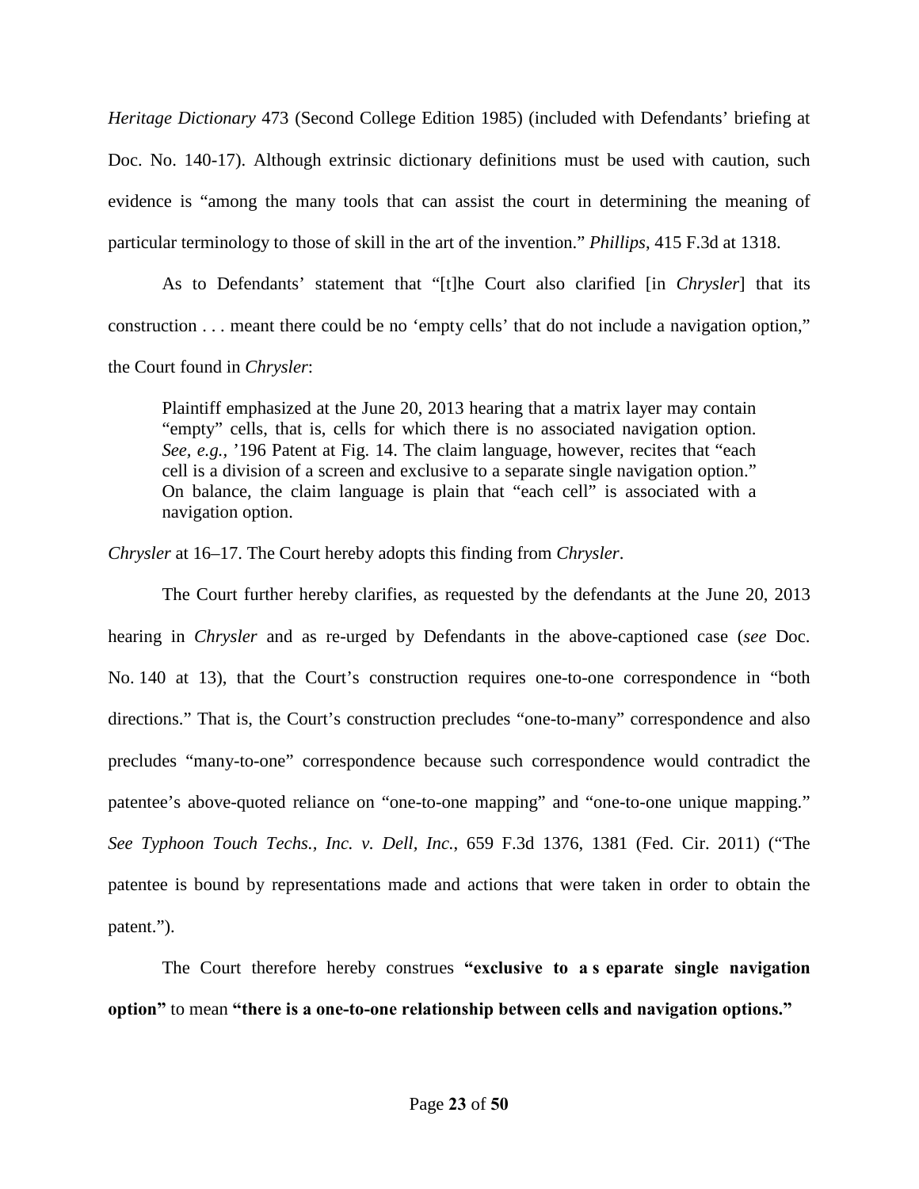*Heritage Dictionary* 473 (Second College Edition 1985) (included with Defendants' briefing at Doc. No. 140-17). Although extrinsic dictionary definitions must be used with caution, such evidence is "among the many tools that can assist the court in determining the meaning of particular terminology to those of skill in the art of the invention." *Phillips*, 415 F.3d at 1318.

As to Defendants' statement that "[t]he Court also clarified [in *Chrysler*] that its construction . . . meant there could be no 'empty cells' that do not include a navigation option," the Court found in *Chrysler*:

> Plaintiff emphasized at the June 20, 2013 hearing that a matrix layer may contain "empty" cells, that is, cells for which there is no associated navigation option. *See, e.g.*, '196 Patent at Fig. 14. The claim language, however, recites that "each cell is a division of a screen and exclusive to a separate single navigation option." On balance, the claim language is plain that "each cell" is associated with a navigation option.

*Chrysler* at 16–17. The Court hereby adopts this finding from *Chrysler*.

The Court further hereby clarifies, as requested by the defendants at the June 20, 2013 hearing in *Chrysler* and as re-urged by Defendants in the above-captioned case (*see* Doc. No. 140 at 13), that the Court's construction requires one-to-one correspondence in "both directions." That is, the Court's construction precludes "one-to-many" correspondence and also precludes "many-to-one" correspondence because such correspondence would contradict the patentee's above-quoted reliance on "one-to-one mapping" and "one-to-one unique mapping." *See Typhoon Touch Techs., Inc. v. Dell, Inc.*, 659 F.3d 1376, 1381 (Fed. Cir. 2011) ("The patentee is bound by representations made and actions that were taken in order to obtain the patent.").

The Court therefore hereby construes **"exclusive to a separate single navigation option"** to mean **"there is a one-to-one relationship between cells and navigation options."**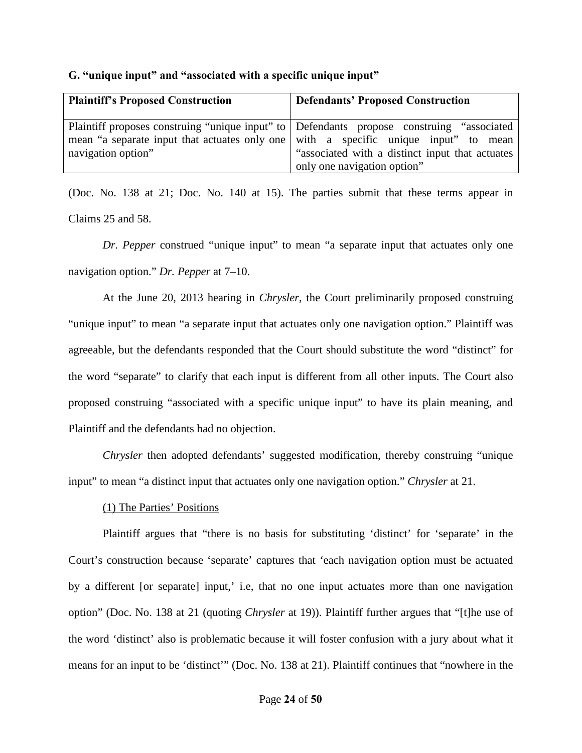**G. "unique input" and "associated with a specific unique input"**

| Plaintiff's Proposed Construction | Defendants' Proposed Construction |
|---|---|
| Plaintiff proposes construing "unique input" to mean "a separate input that actuates only one navigation option" | Defendants propose construing "associated with a specific unique input" to mean "associated with a distinct input that actuates only one navigation option" |

(Doc. No. 138 at 21; Doc. No. 140 at 15). The parties submit that these terms appear in Claims 25 and 58.

*Dr. Pepper* construed "unique input" to mean "a separate input that actuates only one navigation option." *Dr. Pepper* at 7–10.

At the June 20, 2013 hearing in *Chrysler*, the Court preliminarily proposed construing "unique input" to mean "a separate input that actuates only one navigation option." Plaintiff was agreeable, but the defendants responded that the Court should substitute the word "distinct" for the word "separate" to clarify that each input is different from all other inputs. The Court also proposed construing "associated with a specific unique input" to have its plain meaning, and Plaintiff and the defendants had no objection.

*Chrysler* then adopted defendants' suggested modification, thereby construing "unique input" to mean "a distinct input that actuates only one navigation option." *Chrysler* at 21.

(1) The Parties' Positions

Plaintiff argues that "there is no basis for substituting 'distinct' for 'separate' in the Court's construction because 'separate' captures that 'each navigation option must be actuated by a different [or separate] input,' i.e, that no one input actuates more than one navigation option" (Doc. No. 138 at 21 (quoting *Chrysler* at 19)). Plaintiff further argues that "[t]he use of the word 'distinct' also is problematic because it will foster confusion with a jury about what it means for an input to be 'distinct'" (Doc. No. 138 at 21). Plaintiff continues that "nowhere in the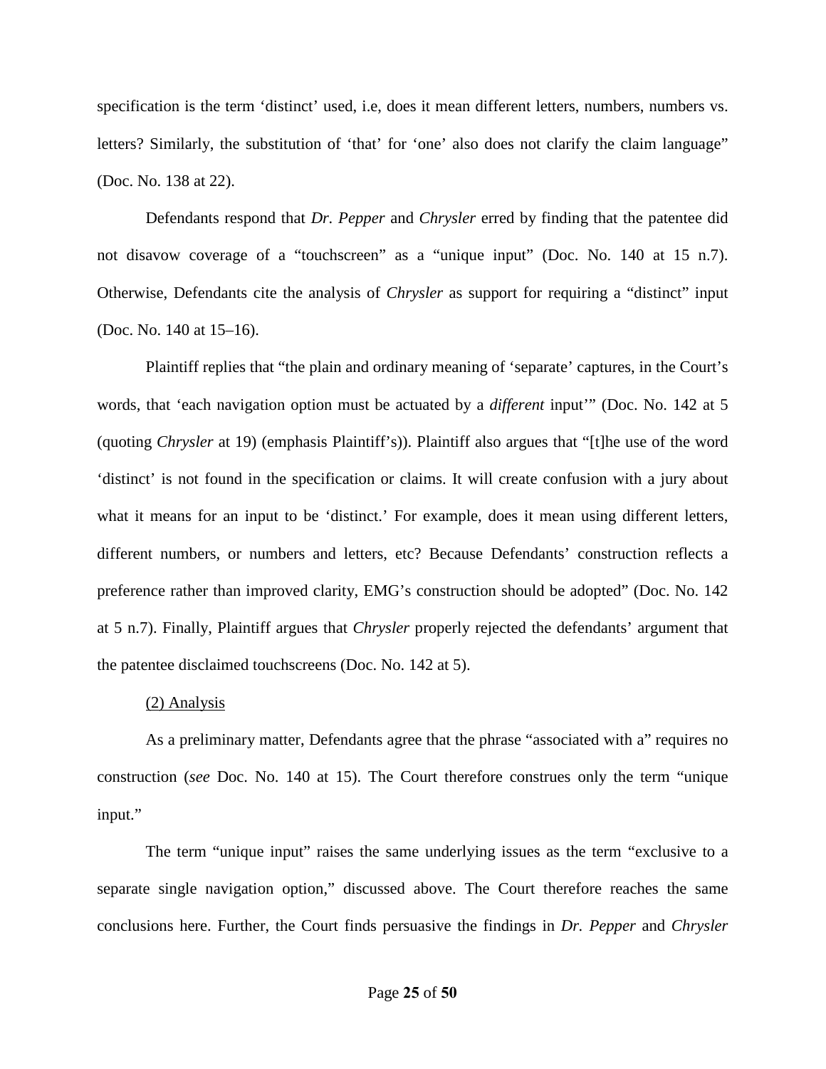specification is the term 'distinct' used, i.e, does it mean different letters, numbers, numbers vs. letters? Similarly, the substitution of 'that' for 'one' also does not clarify the claim language" (Doc. No. 138 at 22).

Defendants respond that *Dr. Pepper* and *Chrysler* erred by finding that the patentee did not disavow coverage of a "touchscreen" as a "unique input" (Doc. No. 140 at 15 n.7). Otherwise, Defendants cite the analysis of *Chrysler* as support for requiring a "distinct" input (Doc. No. 140 at 15–16).

Plaintiff replies that "the plain and ordinary meaning of 'separate' captures, in the Court's words, that 'each navigation option must be actuated by a *different* input'" (Doc. No. 142 at 5 (quoting *Chrysler* at 19) (emphasis Plaintiff's)). Plaintiff also argues that "[t]he use of the word 'distinct' is not found in the specification or claims. It will create confusion with a jury about what it means for an input to be 'distinct.' For example, does it mean using different letters, different numbers, or numbers and letters, etc? Because Defendants' construction reflects a preference rather than improved clarity, EMG's construction should be adopted" (Doc. No. 142 at 5 n.7). Finally, Plaintiff argues that *Chrysler* properly rejected the defendants' argument that the patentee disclaimed touchscreens (Doc. No. 142 at 5).

<u>(2) Analysis</u>

As a preliminary matter, Defendants agree that the phrase "associated with a" requires no construction (*see* Doc. No. 140 at 15). The Court therefore construes only the term "unique input."

The term "unique input" raises the same underlying issues as the term "exclusive to a separate single navigation option," discussed above. The Court therefore reaches the same conclusions here. Further, the Court finds persuasive the findings in *Dr. Pepper* and *Chrysler*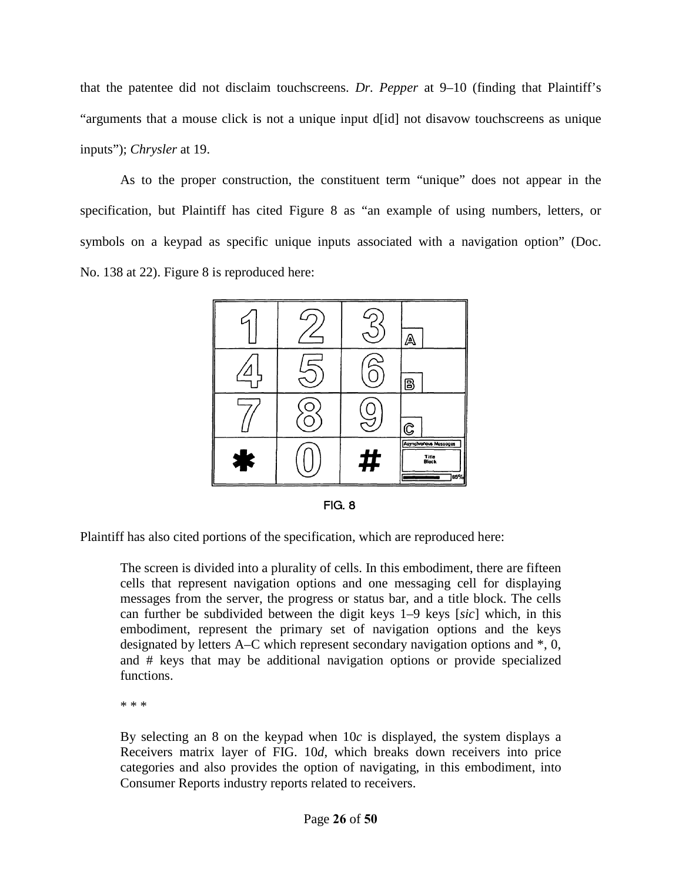that the patentee did not disclaim touchscreens. *Dr. Pepper* at 9–10 (finding that Plaintiff's "arguments that a mouse click is not a unique input d[id] not disavow touchscreens as unique inputs"); *Chrysler* at 19.

As to the proper construction, the constituent term "unique" does not appear in the specification, but Plaintiff has cited Figure 8 as "an example of using numbers, letters, or symbols on a keypad as specific unique inputs associated with a navigation option" (Doc. No. 138 at 22). Figure 8 is reproduced here:

FIG. 8

Plaintiff has also cited portions of the specification, which are reproduced here:

> The screen is divided into a plurality of cells. In this embodiment, there are fifteen cells that represent navigation options and one messaging cell for displaying messages from the server, the progress or status bar, and a title block. The cells can further be subdivided between the digit keys 1–9 keys [*sic*] which, in this embodiment, represent the primary set of navigation options and the keys designated by letters A–C which represent secondary navigation options and *, 0, and # keys that may be additional navigation options or provide specialized functions.
>
> * * *
>
> By selecting an 8 on the keypad when 10*c* is displayed, the system displays a Receivers matrix layer of FIG. 10*d*, which breaks down receivers into price categories and also provides the option of navigating, in this embodiment, into Consumer Reports industry reports related to receivers.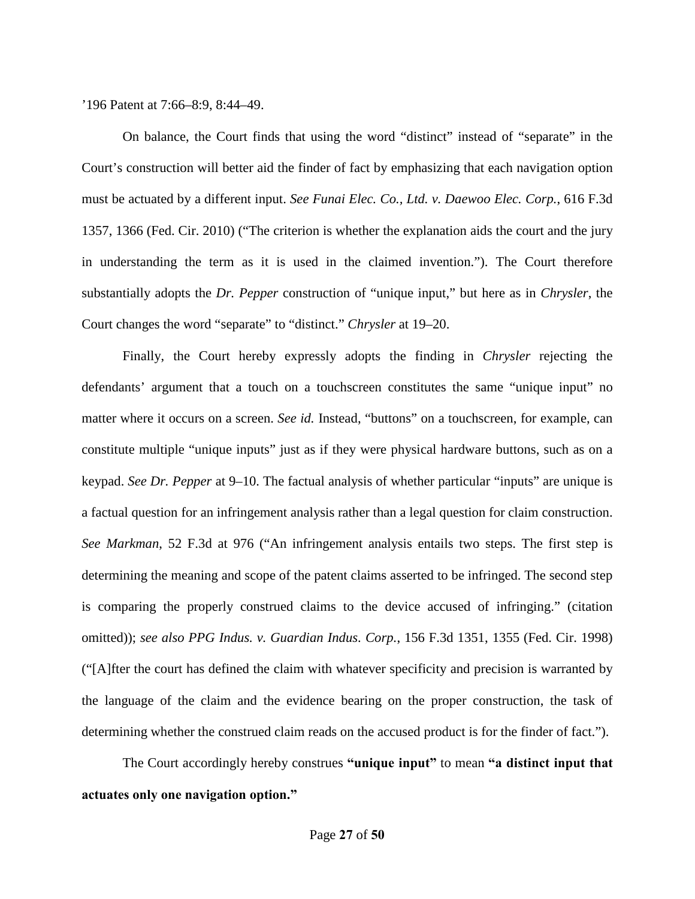’196 Patent at 7:66–8:9, 8:44–49.

On balance, the Court finds that using the word “distinct” instead of “separate” in the Court’s construction will better aid the finder of fact by emphasizing that each navigation option must be actuated by a different input. *See Funai Elec. Co., Ltd. v. Daewoo Elec. Corp.*, 616 F.3d 1357, 1366 (Fed. Cir. 2010) (“The criterion is whether the explanation aids the court and the jury in understanding the term as it is used in the claimed invention.”). The Court therefore substantially adopts the *Dr. Pepper* construction of “unique input,” but here as in *Chrysler*, the Court changes the word “separate” to “distinct.” *Chrysler* at 19–20.

Finally, the Court hereby expressly adopts the finding in *Chrysler* rejecting the defendants’ argument that a touch on a touchscreen constitutes the same “unique input” no matter where it occurs on a screen. *See id.* Instead, “buttons” on a touchscreen, for example, can constitute multiple “unique inputs” just as if they were physical hardware buttons, such as on a keypad. *See Dr. Pepper* at 9–10. The factual analysis of whether particular “inputs” are unique is a factual question for an infringement analysis rather than a legal question for claim construction. *See Markman*, 52 F.3d at 976 (“An infringement analysis entails two steps. The first step is determining the meaning and scope of the patent claims asserted to be infringed. The second step is comparing the properly construed claims to the device accused of infringing.” (citation omitted)); *see also PPG Indus. v. Guardian Indus. Corp.*, 156 F.3d 1351, 1355 (Fed. Cir. 1998) (“[A]fter the court has defined the claim with whatever specificity and precision is warranted by the language of the claim and the evidence bearing on the proper construction, the task of determining whether the construed claim reads on the accused product is for the finder of fact.”).

The Court accordingly hereby construes **“unique input”** to mean **“a distinct input that actuates only one navigation option.”**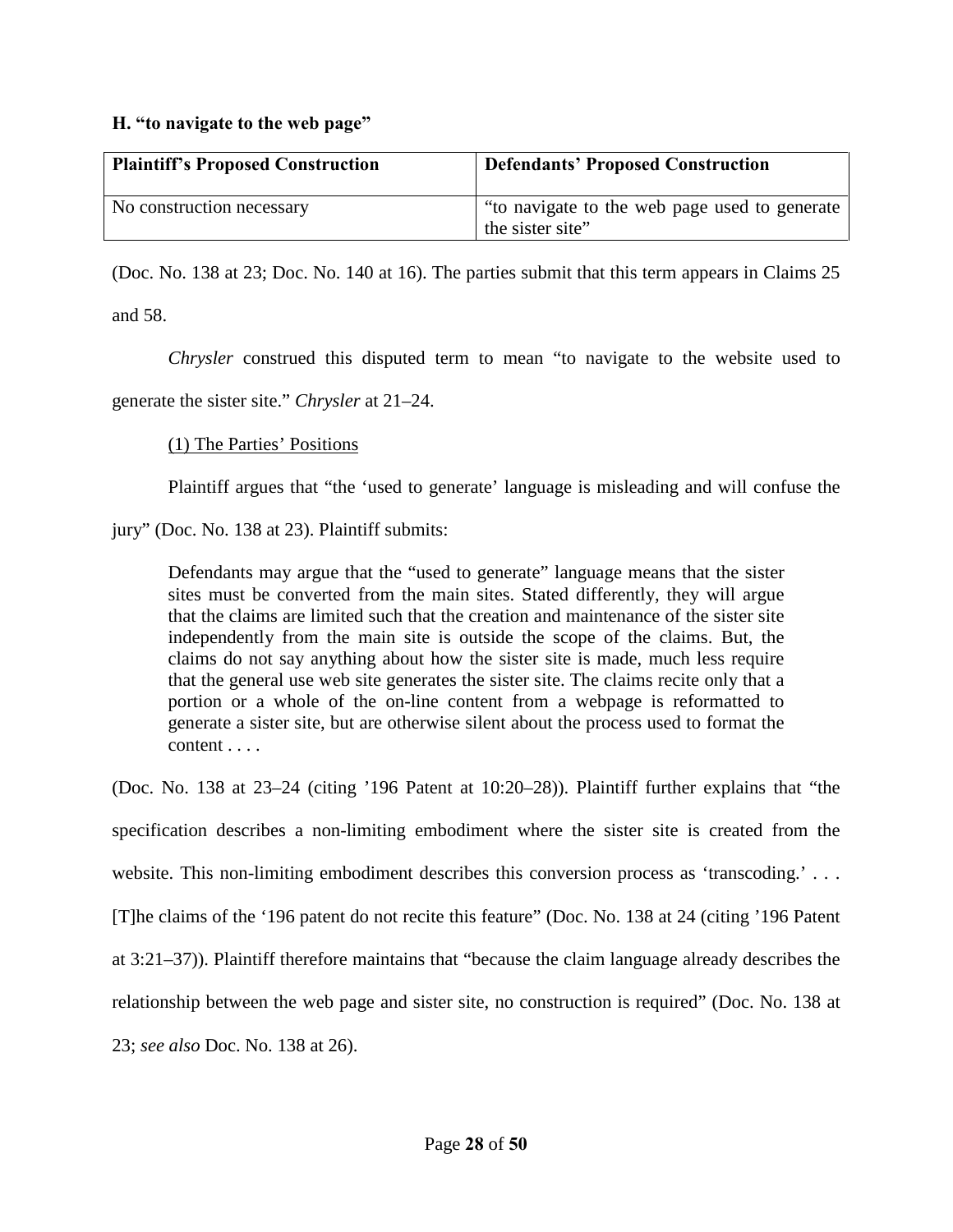**H. "to navigate to the web page"**

| Plaintiff's Proposed Construction | Defendants' Proposed Construction |
| --- | --- |
| No construction necessary | "to navigate to the web page used to generate the sister site" |

(Doc. No. 138 at 23; Doc. No. 140 at 16). The parties submit that this term appears in Claims 25 and 58.

*Chrysler* construed this disputed term to mean "to navigate to the website used to generate the sister site." *Chrysler* at 21–24.

(1) The Parties' Positions

Plaintiff argues that "the 'used to generate' language is misleading and will confuse the jury" (Doc. No. 138 at 23). Plaintiff submits:

> Defendants may argue that the "used to generate" language means that the sister sites must be converted from the main sites. Stated differently, they will argue that the claims are limited such that the creation and maintenance of the sister site independently from the main site is outside the scope of the claims. But, the claims do not say anything about how the sister site is made, much less require that the general use web site generates the sister site. The claims recite only that a portion or a whole of the on-line content from a webpage is reformatted to generate a sister site, but are otherwise silent about the process used to format the content . . . .

(Doc. No. 138 at 23–24 (citing '196 Patent at 10:20–28)). Plaintiff further explains that "the specification describes a non-limiting embodiment where the sister site is created from the website. This non-limiting embodiment describes this conversion process as 'transcoding.' . . . [T]he claims of the '196 patent do not recite this feature" (Doc. No. 138 at 24 (citing '196 Patent at 3:21–37)). Plaintiff therefore maintains that "because the claim language already describes the relationship between the web page and sister site, no construction is required" (Doc. No. 138 at 23; *see also* Doc. No. 138 at 26).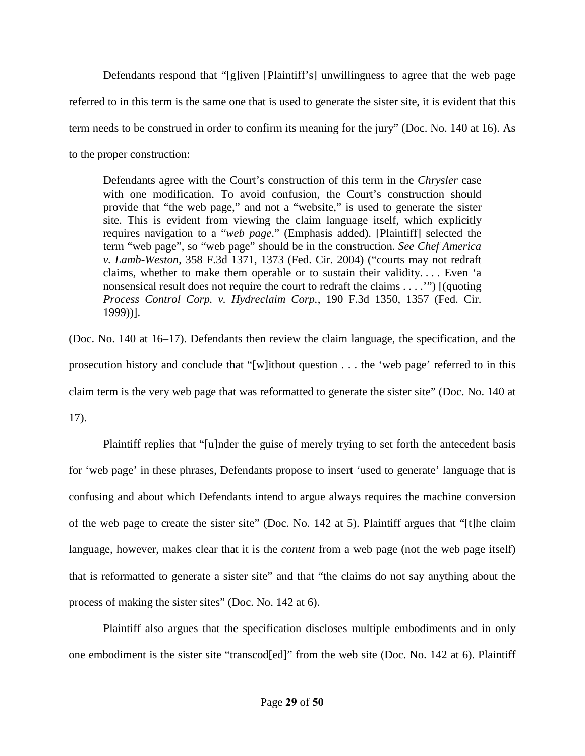Defendants respond that "[g]iven [Plaintiff's] unwillingness to agree that the web page referred to in this term is the same one that is used to generate the sister site, it is evident that this term needs to be construed in order to confirm its meaning for the jury" (Doc. No. 140 at 16). As to the proper construction:

> Defendants agree with the Court's construction of this term in the *Chrysler* case with one modification. To avoid confusion, the Court's construction should provide that "the web page," and not a "website," is used to generate the sister site. This is evident from viewing the claim language itself, which explicitly requires navigation to a "*web page*." (Emphasis added). [Plaintiff] selected the term "web page", so "web page" should be in the construction. *See Chef America v. Lamb-Weston*, 358 F.3d 1371, 1373 (Fed. Cir. 2004) ("courts may not redraft claims, whether to make them operable or to sustain their validity. . . . Even 'a nonsensical result does not require the court to redraft the claims . . . .'") [(quoting *Process Control Corp. v. Hydreclaim Corp.*, 190 F.3d 1350, 1357 (Fed. Cir. 1999))].

(Doc. No. 140 at 16–17). Defendants then review the claim language, the specification, and the prosecution history and conclude that "[w]ithout question . . . the 'web page' referred to in this claim term is the very web page that was reformatted to generate the sister site" (Doc. No. 140 at 17).

Plaintiff replies that "[u]nder the guise of merely trying to set forth the antecedent basis for 'web page' in these phrases, Defendants propose to insert 'used to generate' language that is confusing and about which Defendants intend to argue always requires the machine conversion of the web page to create the sister site" (Doc. No. 142 at 5). Plaintiff argues that "[t]he claim language, however, makes clear that it is the *content* from a web page (not the web page itself) that is reformatted to generate a sister site" and that "the claims do not say anything about the process of making the sister sites" (Doc. No. 142 at 6).

Plaintiff also argues that the specification discloses multiple embodiments and in only one embodiment is the sister site "transcod[ed]" from the web site (Doc. No. 142 at 6). Plaintiff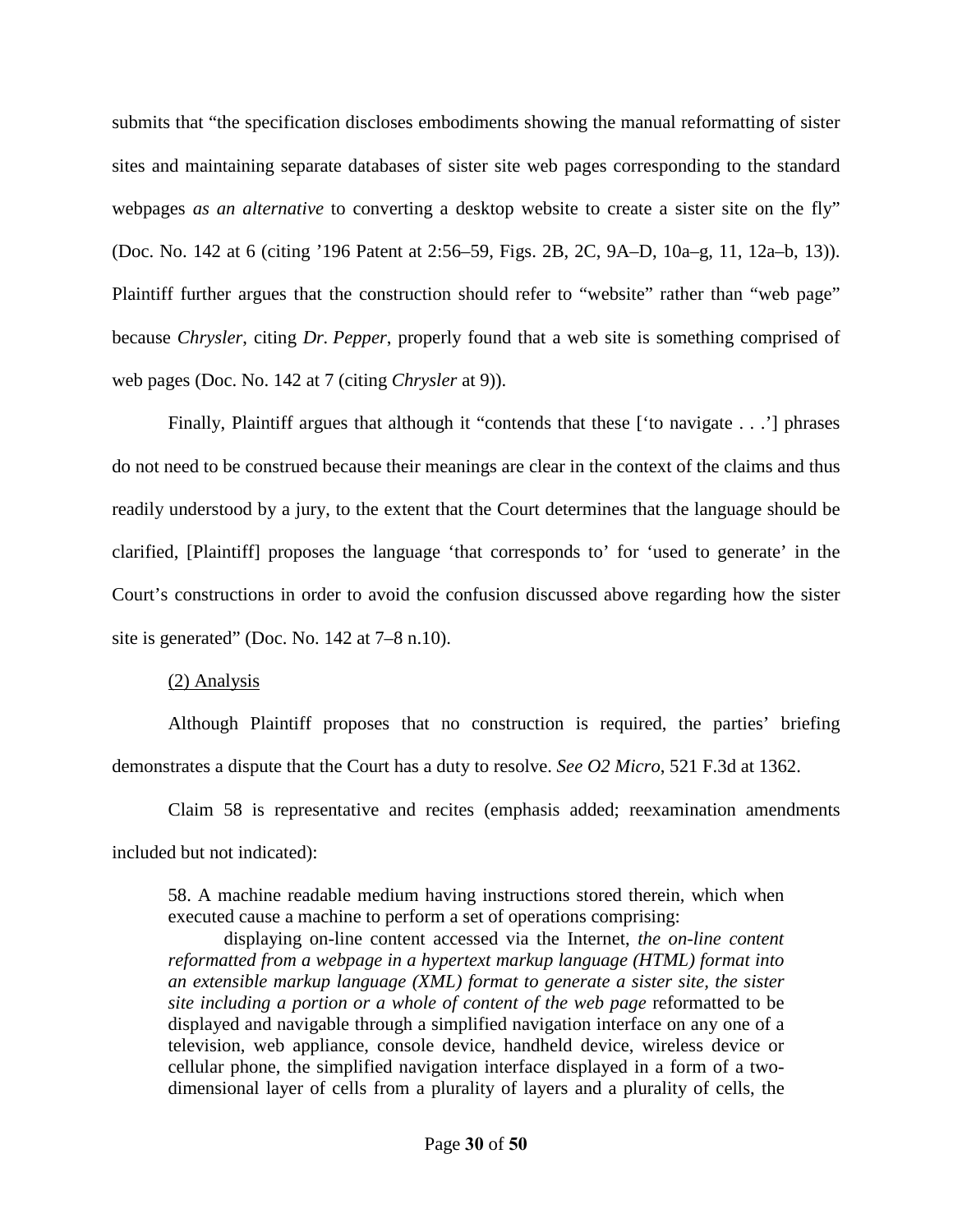submits that "the specification discloses embodiments showing the manual reformatting of sister sites and maintaining separate databases of sister site web pages corresponding to the standard webpages *as an alternative* to converting a desktop website to create a sister site on the fly" (Doc. No. 142 at 6 (citing '196 Patent at 2:56–59, Figs. 2B, 2C, 9A–D, 10a–g, 11, 12a–b, 13)). Plaintiff further argues that the construction should refer to "website" rather than "web page" because *Chrysler*, citing *Dr. Pepper*, properly found that a web site is something comprised of web pages (Doc. No. 142 at 7 (citing *Chrysler* at 9)).

Finally, Plaintiff argues that although it "contends that these ['to navigate . . .'] phrases do not need to be construed because their meanings are clear in the context of the claims and thus readily understood by a jury, to the extent that the Court determines that the language should be clarified, [Plaintiff] proposes the language 'that corresponds to' for 'used to generate' in the Court's constructions in order to avoid the confusion discussed above regarding how the sister site is generated" (Doc. No. 142 at 7–8 n.10).

(2) Analysis

Although Plaintiff proposes that no construction is required, the parties' briefing demonstrates a dispute that the Court has a duty to resolve. *See O2 Micro*, 521 F.3d at 1362.

Claim 58 is representative and recites (emphasis added; reexamination amendments included but not indicated):

> 58. A machine readable medium having instructions stored therein, which when executed cause a machine to perform a set of operations comprising:
>
> displaying on-line content accessed via the Internet, *the on-line content reformatted from a webpage in a hypertext markup language (HTML) format into an extensible markup language (XML) format to generate a sister site, the sister site including a portion or a whole of content of the web page* reformatted to be displayed and navigable through a simplified navigation interface on any one of a television, web appliance, console device, handheld device, wireless device or cellular phone, the simplified navigation interface displayed in a form of a two-dimensional layer of cells from a plurality of layers and a plurality of cells, the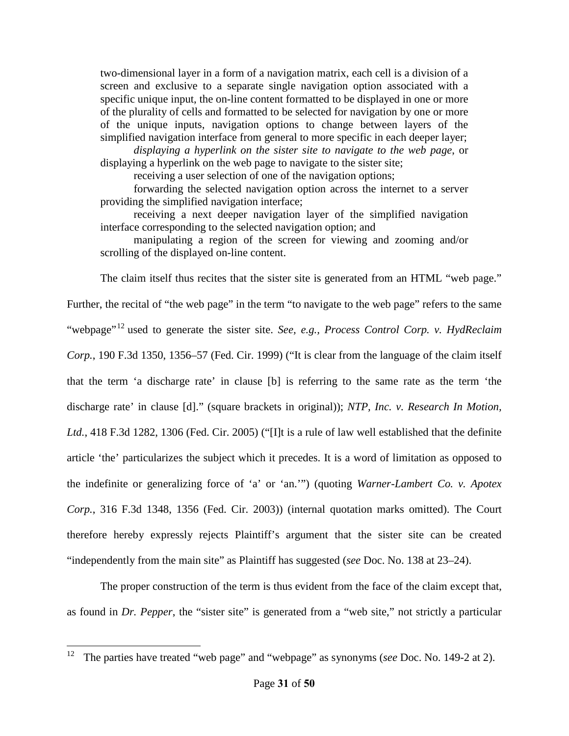> two-dimensional layer in a form of a navigation matrix, each cell is a division of a screen and exclusive to a separate single navigation option associated with a specific unique input, the on-line content formatted to be displayed in one or more of the plurality of cells and formatted to be selected for navigation by one or more of the unique inputs, navigation options to change between layers of the simplified navigation interface from general to more specific in each deeper layer;
>
> *displaying a hyperlink on the sister site to navigate to the web page*, or displaying a hyperlink on the web page to navigate to the sister site;
>
> receiving a user selection of one of the navigation options;
>
> forwarding the selected navigation option across the internet to a server providing the simplified navigation interface;
>
> receiving a next deeper navigation layer of the simplified navigation interface corresponding to the selected navigation option; and
>
> manipulating a region of the screen for viewing and zooming and/or scrolling of the displayed on-line content.

The claim itself thus recites that the sister site is generated from an HTML "web page." Further, the recital of "the web page" in the term "to navigate to the web page" refers to the same "webpage"[12] used to generate the sister site. *See, e.g., Process Control Corp. v. HydReclaim Corp.*, 190 F.3d 1350, 1356–57 (Fed. Cir. 1999) ("It is clear from the language of the claim itself that the term 'a discharge rate' in clause [b] is referring to the same rate as the term 'the discharge rate' in clause [d]." (square brackets in original)); *NTP, Inc. v. Research In Motion, Ltd.*, 418 F.3d 1282, 1306 (Fed. Cir. 2005) ("[I]t is a rule of law well established that the definite article 'the' particularizes the subject which it precedes. It is a word of limitation as opposed to the indefinite or generalizing force of 'a' or 'an.'") (quoting *Warner-Lambert Co. v. Apotex Corp.*, 316 F.3d 1348, 1356 (Fed. Cir. 2003)) (internal quotation marks omitted). The Court therefore hereby expressly rejects Plaintiff's argument that the sister site can be created "independently from the main site" as Plaintiff has suggested (*see* Doc. No. 138 at 23–24).

The proper construction of the term is thus evident from the face of the claim except that, as found in *Dr. Pepper*, the "sister site" is generated from a "web site," not strictly a particular

[12] The parties have treated "web page" and "webpage" as synonyms (*see* Doc. No. 149-2 at 2).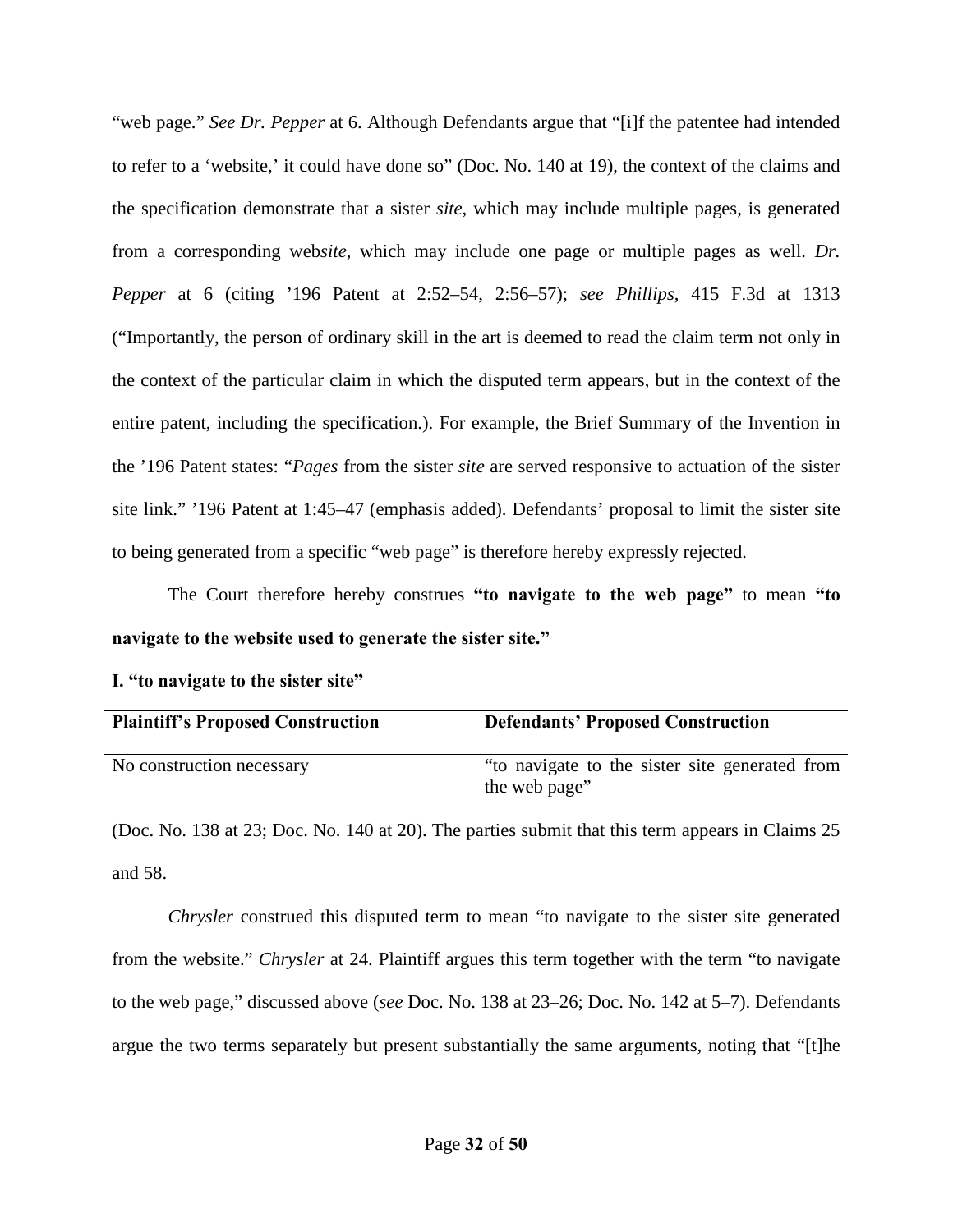"web page." *See Dr. Pepper* at 6. Although Defendants argue that "[i]f the patentee had intended to refer to a 'website,' it could have done so" (Doc. No. 140 at 19), the context of the claims and the specification demonstrate that a sister *site*, which may include multiple pages, is generated from a corresponding web*site*, which may include one page or multiple pages as well. *Dr. Pepper* at 6 (citing '196 Patent at 2:52–54, 2:56–57); *see Phillips*, 415 F.3d at 1313 ("Importantly, the person of ordinary skill in the art is deemed to read the claim term not only in the context of the particular claim in which the disputed term appears, but in the context of the entire patent, including the specification.). For example, the Brief Summary of the Invention in the '196 Patent states: "*Pages* from the sister *site* are served responsive to actuation of the sister site link." '196 Patent at 1:45–47 (emphasis added). Defendants' proposal to limit the sister site to being generated from a specific "web page" is therefore hereby expressly rejected.

The Court therefore hereby construes **"to navigate to the web page"** to mean **"to navigate to the website used to generate the sister site."**

**I. "to navigate to the sister site"**

| **Plaintiff's Proposed Construction** | **Defendants' Proposed Construction** |
| --- | --- |
| No construction necessary | "to navigate to the sister site generated from the web page" |

(Doc. No. 138 at 23; Doc. No. 140 at 20). The parties submit that this term appears in Claims 25 and 58.

*Chrysler* construed this disputed term to mean "to navigate to the sister site generated from the website." *Chrysler* at 24. Plaintiff argues this term together with the term "to navigate to the web page," discussed above (*see* Doc. No. 138 at 23–26; Doc. No. 142 at 5–7). Defendants argue the two terms separately but present substantially the same arguments, noting that "[t]he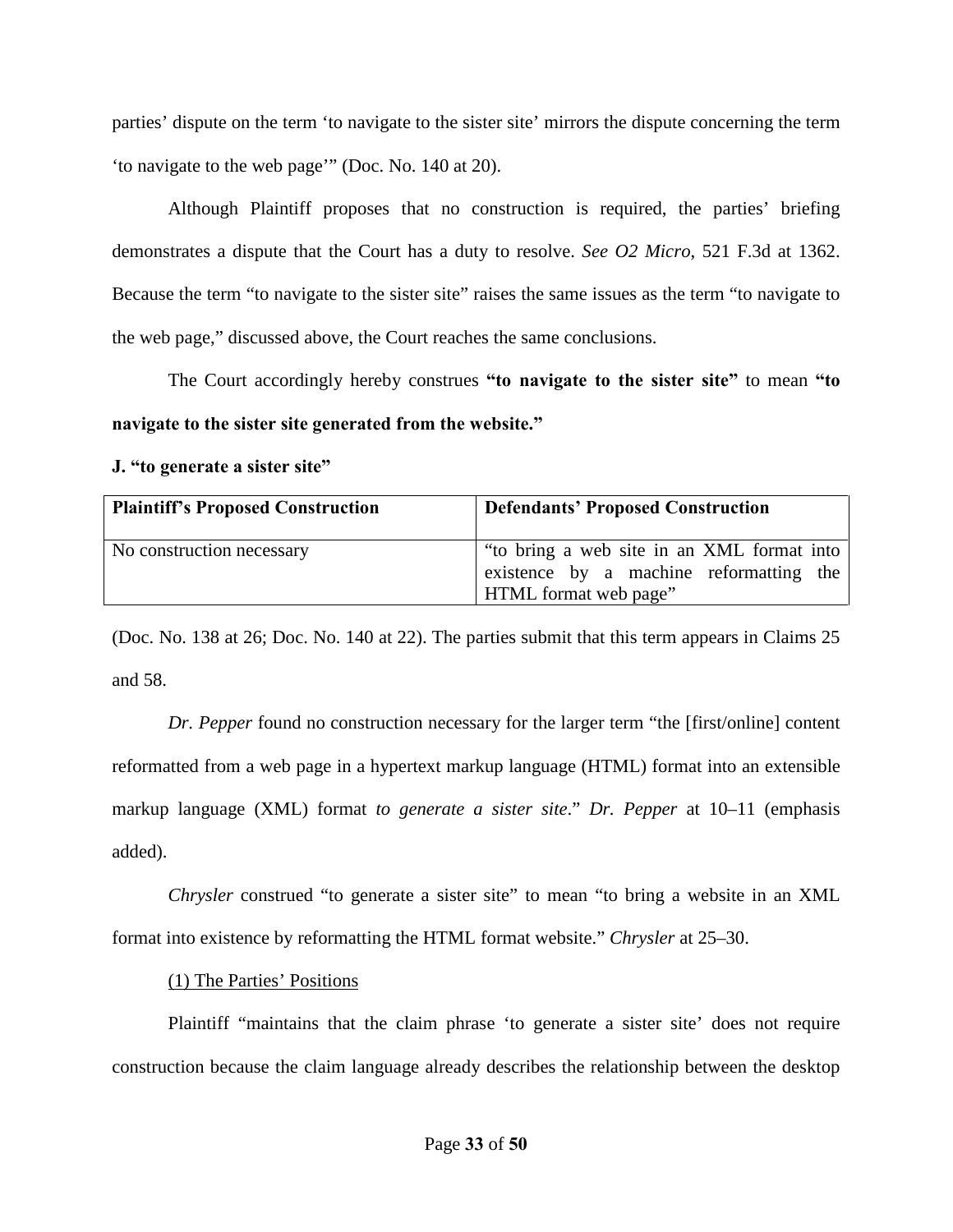parties' dispute on the term 'to navigate to the sister site' mirrors the dispute concerning the term 'to navigate to the web page'" (Doc. No. 140 at 20).

Although Plaintiff proposes that no construction is required, the parties' briefing demonstrates a dispute that the Court has a duty to resolve. *See O2 Micro*, 521 F.3d at 1362. Because the term "to navigate to the sister site" raises the same issues as the term "to navigate to the web page," discussed above, the Court reaches the same conclusions.

The Court accordingly hereby construes **"to navigate to the sister site"** to mean **"to navigate to the sister site generated from the website."**

**J. "to generate a sister site"**

| Plaintiff's Proposed Construction | Defendants' Proposed Construction |
| --- | --- |
| No construction necessary | "to bring a web site in an XML format into existence by a machine reformatting the HTML format web page" |

(Doc. No. 138 at 26; Doc. No. 140 at 22). The parties submit that this term appears in Claims 25 and 58.

*Dr. Pepper* found no construction necessary for the larger term "the [first/online] content reformatted from a web page in a hypertext markup language (HTML) format into an extensible markup language (XML) format *to generate a sister site*." *Dr. Pepper* at 10–11 (emphasis added).

*Chrysler* construed "to generate a sister site" to mean "to bring a website in an XML format into existence by reformatting the HTML format website." *Chrysler* at 25–30.

<u>(1) The Parties' Positions</u>

Plaintiff "maintains that the claim phrase 'to generate a sister site' does not require construction because the claim language already describes the relationship between the desktop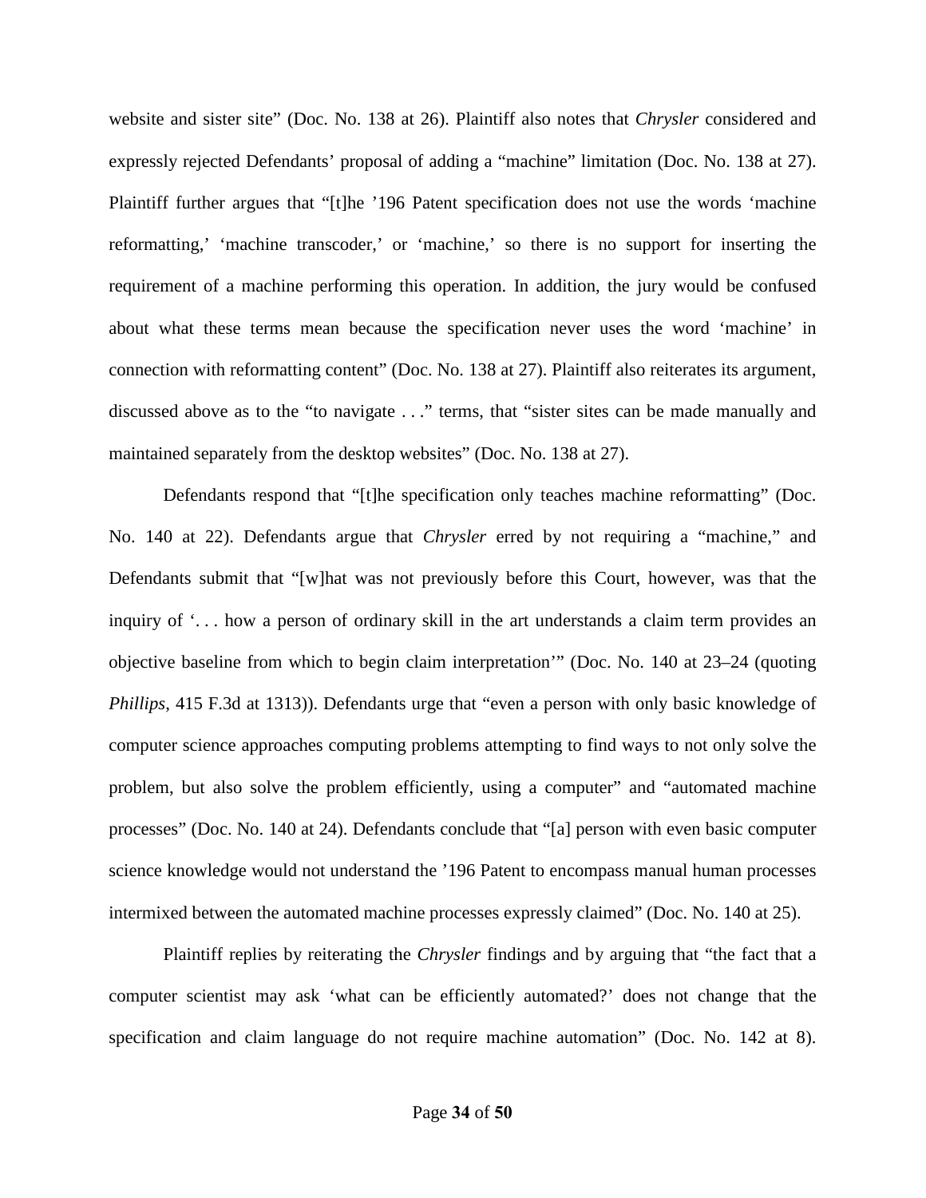website and sister site" (Doc. No. 138 at 26). Plaintiff also notes that *Chrysler* considered and expressly rejected Defendants' proposal of adding a "machine" limitation (Doc. No. 138 at 27). Plaintiff further argues that "[t]he '196 Patent specification does not use the words 'machine reformatting,' 'machine transcoder,' or 'machine,' so there is no support for inserting the requirement of a machine performing this operation. In addition, the jury would be confused about what these terms mean because the specification never uses the word 'machine' in connection with reformatting content" (Doc. No. 138 at 27). Plaintiff also reiterates its argument, discussed above as to the "to navigate . . ." terms, that "sister sites can be made manually and maintained separately from the desktop websites" (Doc. No. 138 at 27).

Defendants respond that "[t]he specification only teaches machine reformatting" (Doc. No. 140 at 22). Defendants argue that *Chrysler* erred by not requiring a "machine," and Defendants submit that "[w]hat was not previously before this Court, however, was that the inquiry of '. . . how a person of ordinary skill in the art understands a claim term provides an objective baseline from which to begin claim interpretation'" (Doc. No. 140 at 23–24 (quoting *Phillips*, 415 F.3d at 1313)). Defendants urge that "even a person with only basic knowledge of computer science approaches computing problems attempting to find ways to not only solve the problem, but also solve the problem efficiently, using a computer" and "automated machine processes" (Doc. No. 140 at 24). Defendants conclude that "[a] person with even basic computer science knowledge would not understand the '196 Patent to encompass manual human processes intermixed between the automated machine processes expressly claimed" (Doc. No. 140 at 25).

Plaintiff replies by reiterating the *Chrysler* findings and by arguing that "the fact that a computer scientist may ask 'what can be efficiently automated?' does not change that the specification and claim language do not require machine automation" (Doc. No. 142 at 8).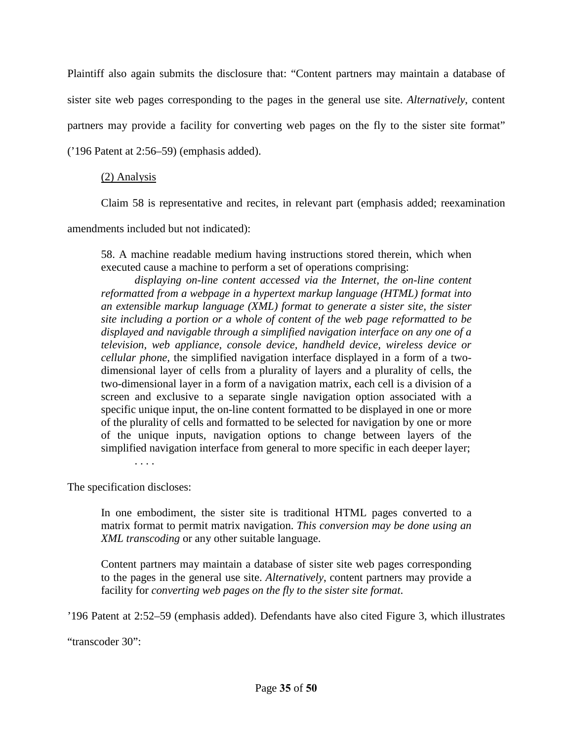Plaintiff also again submits the disclosure that: "Content partners may maintain a database of sister site web pages corresponding to the pages in the general use site. *Alternatively*, content partners may provide a facility for converting web pages on the fly to the sister site format" ('196 Patent at 2:56–59) (emphasis added).

<u>(2) Analysis</u>

Claim 58 is representative and recites, in relevant part (emphasis added; reexamination amendments included but not indicated):

> 58. A machine readable medium having instructions stored therein, which when executed cause a machine to perform a set of operations comprising:
>
> *displaying on-line content accessed via the Internet, the on-line content reformatted from a webpage in a hypertext markup language (HTML) format into an extensible markup language (XML) format to generate a sister site, the sister site including a portion or a whole of content of the web page reformatted to be displayed and navigable through a simplified navigation interface on any one of a television, web appliance, console device, handheld device, wireless device or cellular phone*, the simplified navigation interface displayed in a form of a two-dimensional layer of cells from a plurality of layers and a plurality of cells, the two-dimensional layer in a form of a navigation matrix, each cell is a division of a screen and exclusive to a separate single navigation option associated with a specific unique input, the on-line content formatted to be displayed in one or more of the plurality of cells and formatted to be selected for navigation by one or more of the unique inputs, navigation options to change between layers of the simplified navigation interface from general to more specific in each deeper layer;
>
> . . . .

The specification discloses:

> In one embodiment, the sister site is traditional HTML pages converted to a matrix format to permit matrix navigation. *This conversion may be done using an XML transcoding* or any other suitable language.
>
> Content partners may maintain a database of sister site web pages corresponding to the pages in the general use site. *Alternatively*, content partners may provide a facility for *converting web pages on the fly to the sister site format*.

'196 Patent at 2:52–59 (emphasis added). Defendants have also cited Figure 3, which illustrates "transcoder 30":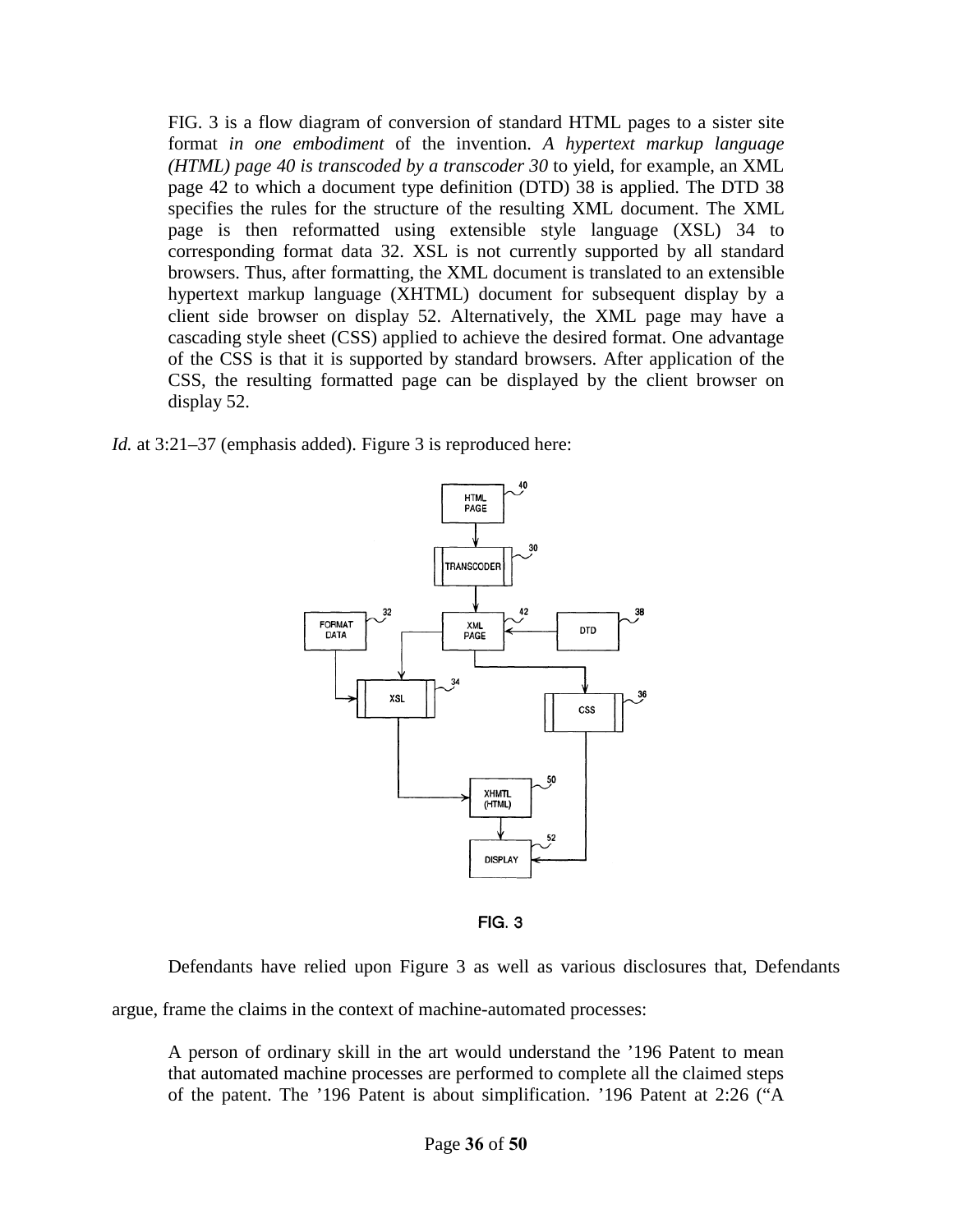> FIG. 3 is a flow diagram of conversion of standard HTML pages to a sister site format *in one embodiment* of the invention. *A hypertext markup language (HTML) page 40 is transcoded by a transcoder 30* to yield, for example, an XML page 42 to which a document type definition (DTD) 38 is applied. The DTD 38 specifies the rules for the structure of the resulting XML document. The XML page is then reformatted using extensible style language (XSL) 34 to corresponding format data 32. XSL is not currently supported by all standard browsers. Thus, after formatting, the XML document is translated to an extensible hypertext markup language (XHTML) document for subsequent display by a client side browser on display 52. Alternatively, the XML page may have a cascading style sheet (CSS) applied to achieve the desired format. One advantage of the CSS is that it is supported by standard browsers. After application of the CSS, the resulting formatted page can be displayed by the client browser on display 52.

*Id.* at 3:21–37 (emphasis added). Figure 3 is reproduced here:

FIG. 3

Defendants have relied upon Figure 3 as well as various disclosures that, Defendants argue, frame the claims in the context of machine-automated processes:

> A person of ordinary skill in the art would understand the '196 Patent to mean that automated machine processes are performed to complete all the claimed steps of the patent. The '196 Patent is about simplification. '196 Patent at 2:26 ("A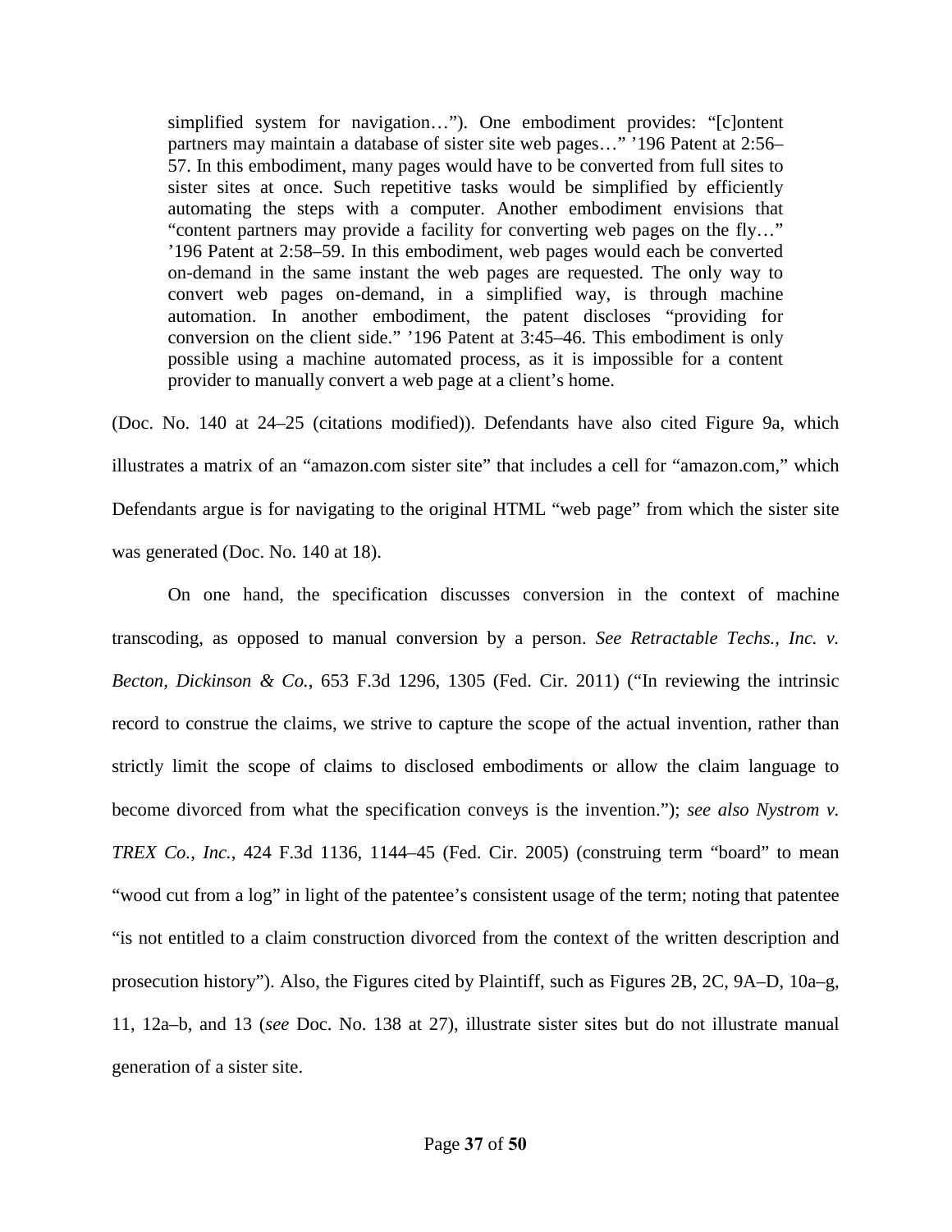> simplified system for navigation…"). One embodiment provides: "[c]ontent partners may maintain a database of sister site web pages…" '196 Patent at 2:56–57. In this embodiment, many pages would have to be converted from full sites to sister sites at once. Such repetitive tasks would be simplified by efficiently automating the steps with a computer. Another embodiment envisions that "content partners may provide a facility for converting web pages on the fly…" '196 Patent at 2:58–59. In this embodiment, web pages would each be converted on-demand in the same instant the web pages are requested. The only way to convert web pages on-demand, in a simplified way, is through machine automation. In another embodiment, the patent discloses "providing for conversion on the client side." '196 Patent at 3:45–46. This embodiment is only possible using a machine automated process, as it is impossible for a content provider to manually convert a web page at a client's home.

(Doc. No. 140 at 24–25 (citations modified)). Defendants have also cited Figure 9a, which illustrates a matrix of an "amazon.com sister site" that includes a cell for "amazon.com," which Defendants argue is for navigating to the original HTML "web page" from which the sister site was generated (Doc. No. 140 at 18).

On one hand, the specification discusses conversion in the context of machine transcoding, as opposed to manual conversion by a person. *See Retractable Techs., Inc. v. Becton, Dickinson & Co.*, 653 F.3d 1296, 1305 (Fed. Cir. 2011) ("In reviewing the intrinsic record to construe the claims, we strive to capture the scope of the actual invention, rather than strictly limit the scope of claims to disclosed embodiments or allow the claim language to become divorced from what the specification conveys is the invention."); *see also Nystrom v. TREX Co., Inc.*, 424 F.3d 1136, 1144–45 (Fed. Cir. 2005) (construing term "board" to mean "wood cut from a log" in light of the patentee's consistent usage of the term; noting that patentee "is not entitled to a claim construction divorced from the context of the written description and prosecution history"). Also, the Figures cited by Plaintiff, such as Figures 2B, 2C, 9A–D, 10a–g, 11, 12a–b, and 13 (*see* Doc. No. 138 at 27), illustrate sister sites but do not illustrate manual generation of a sister site.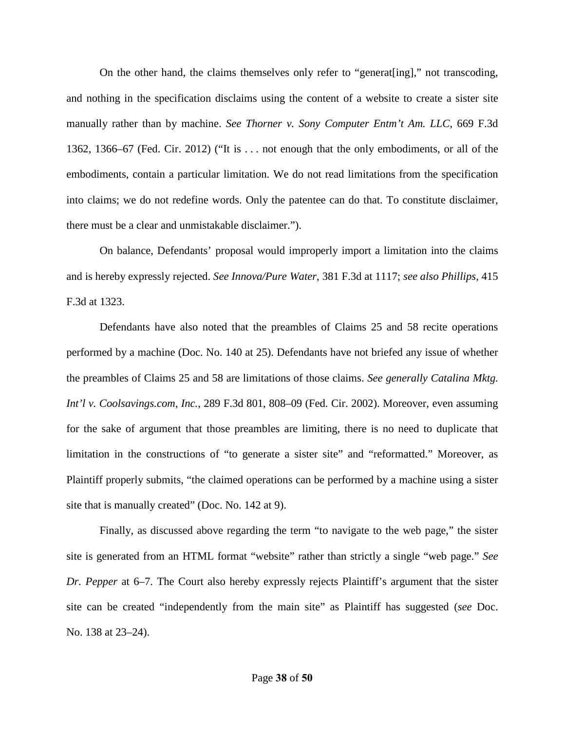On the other hand, the claims themselves only refer to "generat[ing]," not transcoding, and nothing in the specification disclaims using the content of a website to create a sister site manually rather than by machine. *See Thorner v. Sony Computer Entm't Am. LLC*, 669 F.3d 1362, 1366–67 (Fed. Cir. 2012) ("It is . . . not enough that the only embodiments, or all of the embodiments, contain a particular limitation. We do not read limitations from the specification into claims; we do not redefine words. Only the patentee can do that. To constitute disclaimer, there must be a clear and unmistakable disclaimer.").

On balance, Defendants' proposal would improperly import a limitation into the claims and is hereby expressly rejected. *See Innova/Pure Water*, 381 F.3d at 1117; *see also Phillips*, 415 F.3d at 1323.

Defendants have also noted that the preambles of Claims 25 and 58 recite operations performed by a machine (Doc. No. 140 at 25). Defendants have not briefed any issue of whether the preambles of Claims 25 and 58 are limitations of those claims. *See generally Catalina Mktg. Int'l v. Coolsavings.com, Inc.*, 289 F.3d 801, 808–09 (Fed. Cir. 2002). Moreover, even assuming for the sake of argument that those preambles are limiting, there is no need to duplicate that limitation in the constructions of "to generate a sister site" and "reformatted." Moreover, as Plaintiff properly submits, "the claimed operations can be performed by a machine using a sister site that is manually created" (Doc. No. 142 at 9).

Finally, as discussed above regarding the term "to navigate to the web page," the sister site is generated from an HTML format "website" rather than strictly a single "web page." *See Dr. Pepper* at 6–7. The Court also hereby expressly rejects Plaintiff's argument that the sister site can be created "independently from the main site" as Plaintiff has suggested (*see* Doc. No. 138 at 23–24).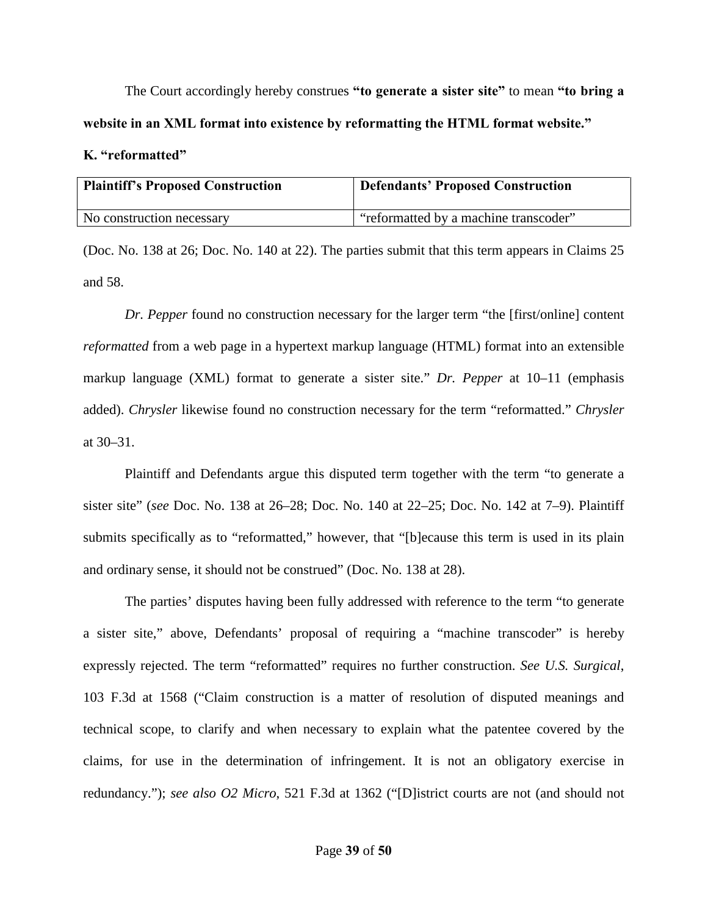The Court accordingly hereby construes **"to generate a sister site"** to mean **"to bring a website in an XML format into existence by reformatting the HTML format website."**

**K. "reformatted"**

| Plaintiff's Proposed Construction | Defendants' Proposed Construction |
|---|---|
| No construction necessary | "reformatted by a machine transcoder" |

(Doc. No. 138 at 26; Doc. No. 140 at 22). The parties submit that this term appears in Claims 25 and 58.

*Dr. Pepper* found no construction necessary for the larger term "the [first/online] content *reformatted* from a web page in a hypertext markup language (HTML) format into an extensible markup language (XML) format to generate a sister site." *Dr. Pepper* at 10–11 (emphasis added). *Chrysler* likewise found no construction necessary for the term "reformatted." *Chrysler* at 30–31.

Plaintiff and Defendants argue this disputed term together with the term "to generate a sister site" (*see* Doc. No. 138 at 26–28; Doc. No. 140 at 22–25; Doc. No. 142 at 7–9). Plaintiff submits specifically as to "reformatted," however, that "[b]ecause this term is used in its plain and ordinary sense, it should not be construed" (Doc. No. 138 at 28).

The parties' disputes having been fully addressed with reference to the term "to generate a sister site," above, Defendants' proposal of requiring a "machine transcoder" is hereby expressly rejected. The term "reformatted" requires no further construction. *See U.S. Surgical*, 103 F.3d at 1568 ("Claim construction is a matter of resolution of disputed meanings and technical scope, to clarify and when necessary to explain what the patentee covered by the claims, for use in the determination of infringement. It is not an obligatory exercise in redundancy."); *see also O2 Micro*, 521 F.3d at 1362 ("[D]istrict courts are not (and should not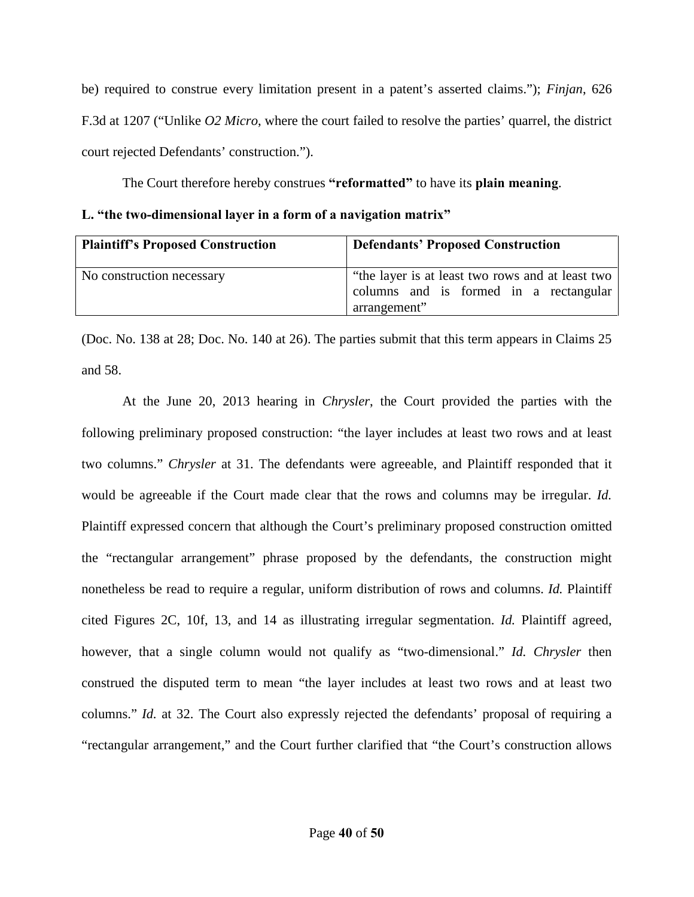be) required to construe every limitation present in a patent's asserted claims."); *Finjan*, 626 F.3d at 1207 ("Unlike *O2 Micro*, where the court failed to resolve the parties' quarrel, the district court rejected Defendants' construction.").

The Court therefore hereby construes **"reformatted"** to have its **plain meaning**.

**L. "the two-dimensional layer in a form of a navigation matrix"**

| Plaintiff's Proposed Construction | Defendants' Proposed Construction |
|---|---|
| No construction necessary | "the layer is at least two rows and at least two columns and is formed in a rectangular arrangement" |

(Doc. No. 138 at 28; Doc. No. 140 at 26). The parties submit that this term appears in Claims 25 and 58.

At the June 20, 2013 hearing in *Chrysler*, the Court provided the parties with the following preliminary proposed construction: "the layer includes at least two rows and at least two columns." *Chrysler* at 31. The defendants were agreeable, and Plaintiff responded that it would be agreeable if the Court made clear that the rows and columns may be irregular. *Id.* Plaintiff expressed concern that although the Court's preliminary proposed construction omitted the "rectangular arrangement" phrase proposed by the defendants, the construction might nonetheless be read to require a regular, uniform distribution of rows and columns. *Id.* Plaintiff cited Figures 2C, 10f, 13, and 14 as illustrating irregular segmentation. *Id.* Plaintiff agreed, however, that a single column would not qualify as "two-dimensional." *Id. Chrysler* then construed the disputed term to mean "the layer includes at least two rows and at least two columns." *Id.* at 32. The Court also expressly rejected the defendants' proposal of requiring a "rectangular arrangement," and the Court further clarified that "the Court's construction allows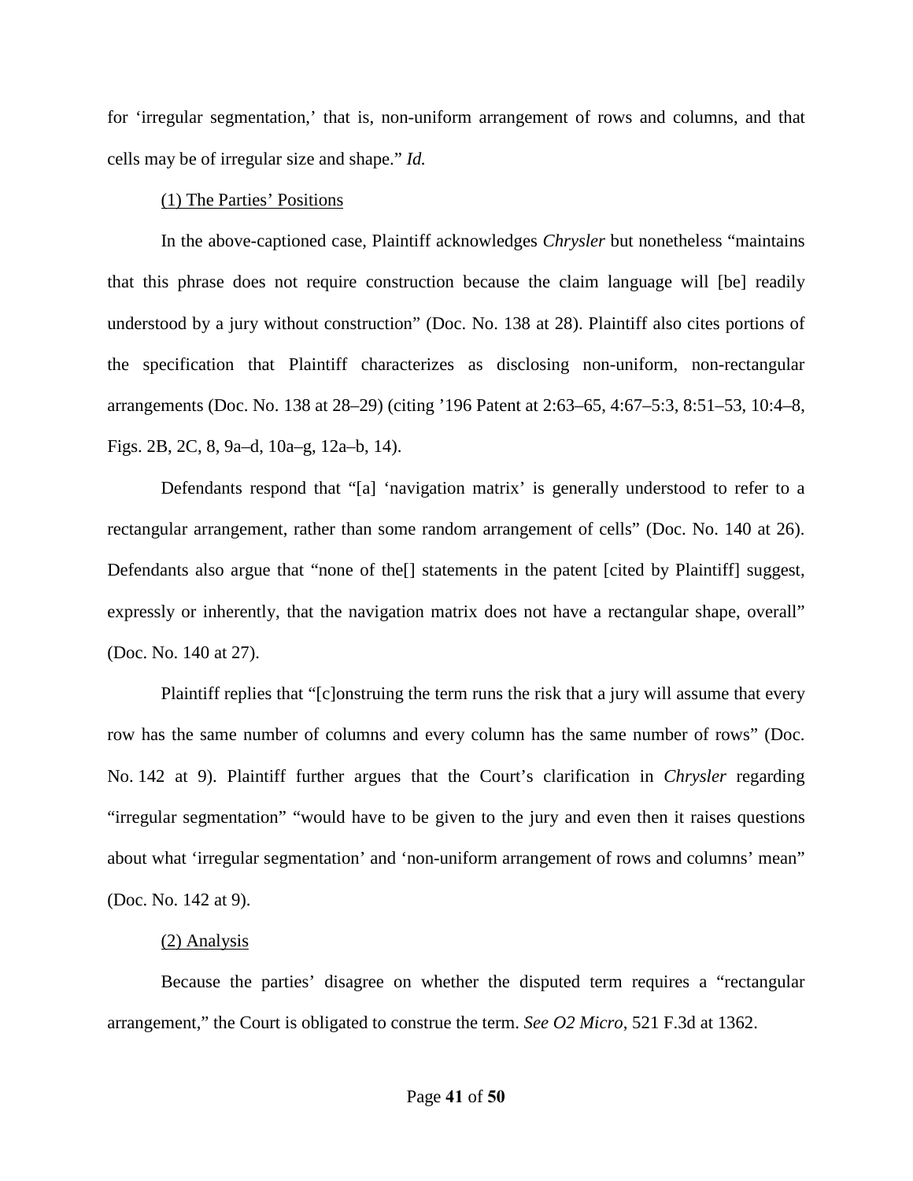for 'irregular segmentation,' that is, non-uniform arrangement of rows and columns, and that cells may be of irregular size and shape." *Id.*

<u>(1) The Parties' Positions</u>

In the above-captioned case, Plaintiff acknowledges *Chrysler* but nonetheless "maintains that this phrase does not require construction because the claim language will [be] readily understood by a jury without construction" (Doc. No. 138 at 28). Plaintiff also cites portions of the specification that Plaintiff characterizes as disclosing non-uniform, non-rectangular arrangements (Doc. No. 138 at 28–29) (citing '196 Patent at 2:63–65, 4:67–5:3, 8:51–53, 10:4–8, Figs. 2B, 2C, 8, 9a–d, 10a–g, 12a–b, 14).

Defendants respond that "[a] 'navigation matrix' is generally understood to refer to a rectangular arrangement, rather than some random arrangement of cells" (Doc. No. 140 at 26). Defendants also argue that "none of the[] statements in the patent [cited by Plaintiff] suggest, expressly or inherently, that the navigation matrix does not have a rectangular shape, overall" (Doc. No. 140 at 27).

Plaintiff replies that "[c]onstruing the term runs the risk that a jury will assume that every row has the same number of columns and every column has the same number of rows" (Doc. No. 142 at 9). Plaintiff further argues that the Court's clarification in *Chrysler* regarding "irregular segmentation" "would have to be given to the jury and even then it raises questions about what 'irregular segmentation' and 'non-uniform arrangement of rows and columns' mean" (Doc. No. 142 at 9).

<u>(2) Analysis</u>

Because the parties' disagree on whether the disputed term requires a "rectangular arrangement," the Court is obligated to construe the term. *See O2 Micro*, 521 F.3d at 1362.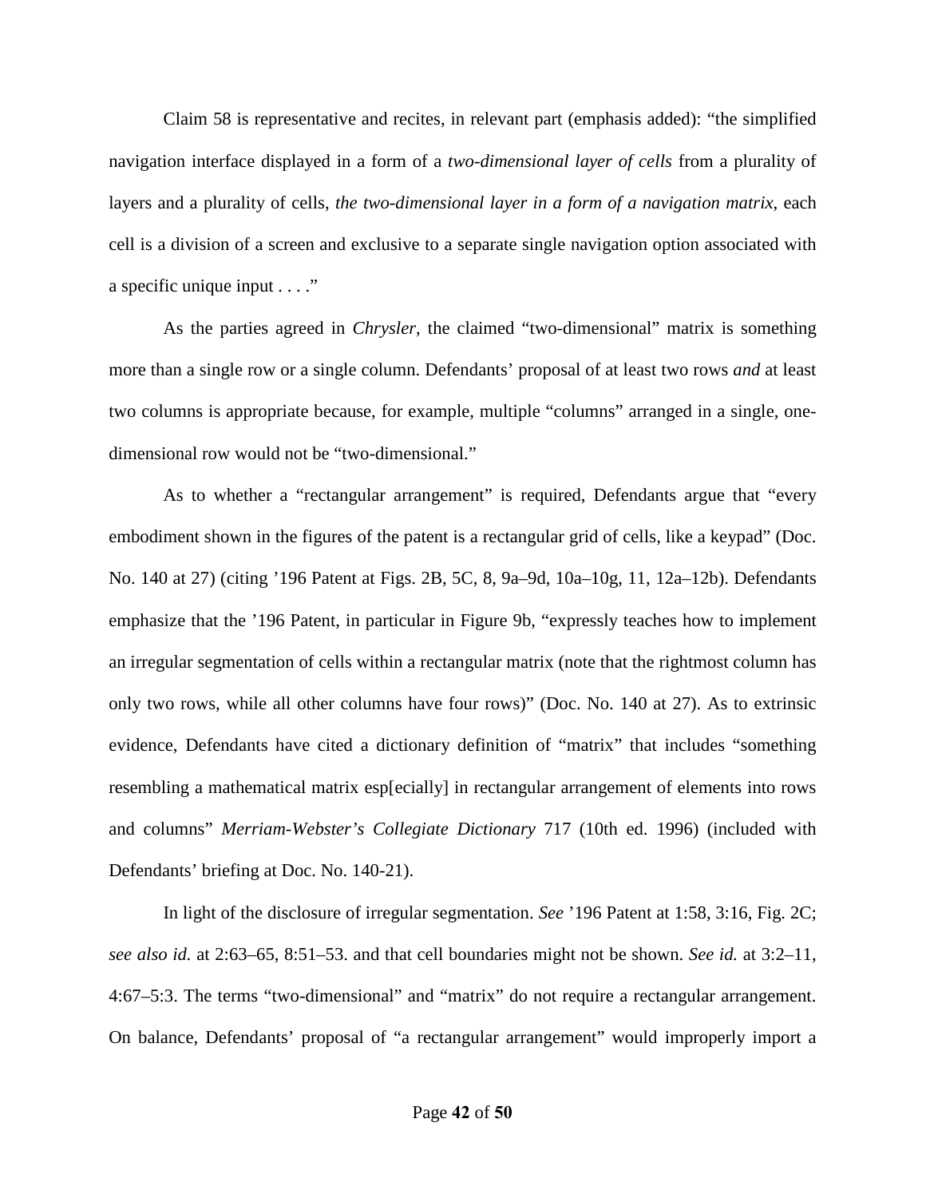Claim 58 is representative and recites, in relevant part (emphasis added): "the simplified navigation interface displayed in a form of a *two-dimensional layer of cells* from a plurality of layers and a plurality of cells, *the two-dimensional layer in a form of a navigation matrix*, each cell is a division of a screen and exclusive to a separate single navigation option associated with a specific unique input . . . ."

As the parties agreed in *Chrysler*, the claimed "two-dimensional" matrix is something more than a single row or a single column. Defendants' proposal of at least two rows *and* at least two columns is appropriate because, for example, multiple "columns" arranged in a single, one-dimensional row would not be "two-dimensional."

As to whether a "rectangular arrangement" is required, Defendants argue that "every embodiment shown in the figures of the patent is a rectangular grid of cells, like a keypad" (Doc. No. 140 at 27) (citing '196 Patent at Figs. 2B, 5C, 8, 9a–9d, 10a–10g, 11, 12a–12b). Defendants emphasize that the '196 Patent, in particular in Figure 9b, "expressly teaches how to implement an irregular segmentation of cells within a rectangular matrix (note that the rightmost column has only two rows, while all other columns have four rows)" (Doc. No. 140 at 27). As to extrinsic evidence, Defendants have cited a dictionary definition of "matrix" that includes "something resembling a mathematical matrix esp[ecially] in rectangular arrangement of elements into rows and columns" *Merriam-Webster's Collegiate Dictionary* 717 (10th ed. 1996) (included with Defendants' briefing at Doc. No. 140-21).

In light of the disclosure of irregular segmentation. *See* '196 Patent at 1:58, 3:16, Fig. 2C; *see also id.* at 2:63–65, 8:51–53. and that cell boundaries might not be shown. *See id.* at 3:2–11, 4:67–5:3. The terms "two-dimensional" and "matrix" do not require a rectangular arrangement. On balance, Defendants' proposal of "a rectangular arrangement" would improperly import a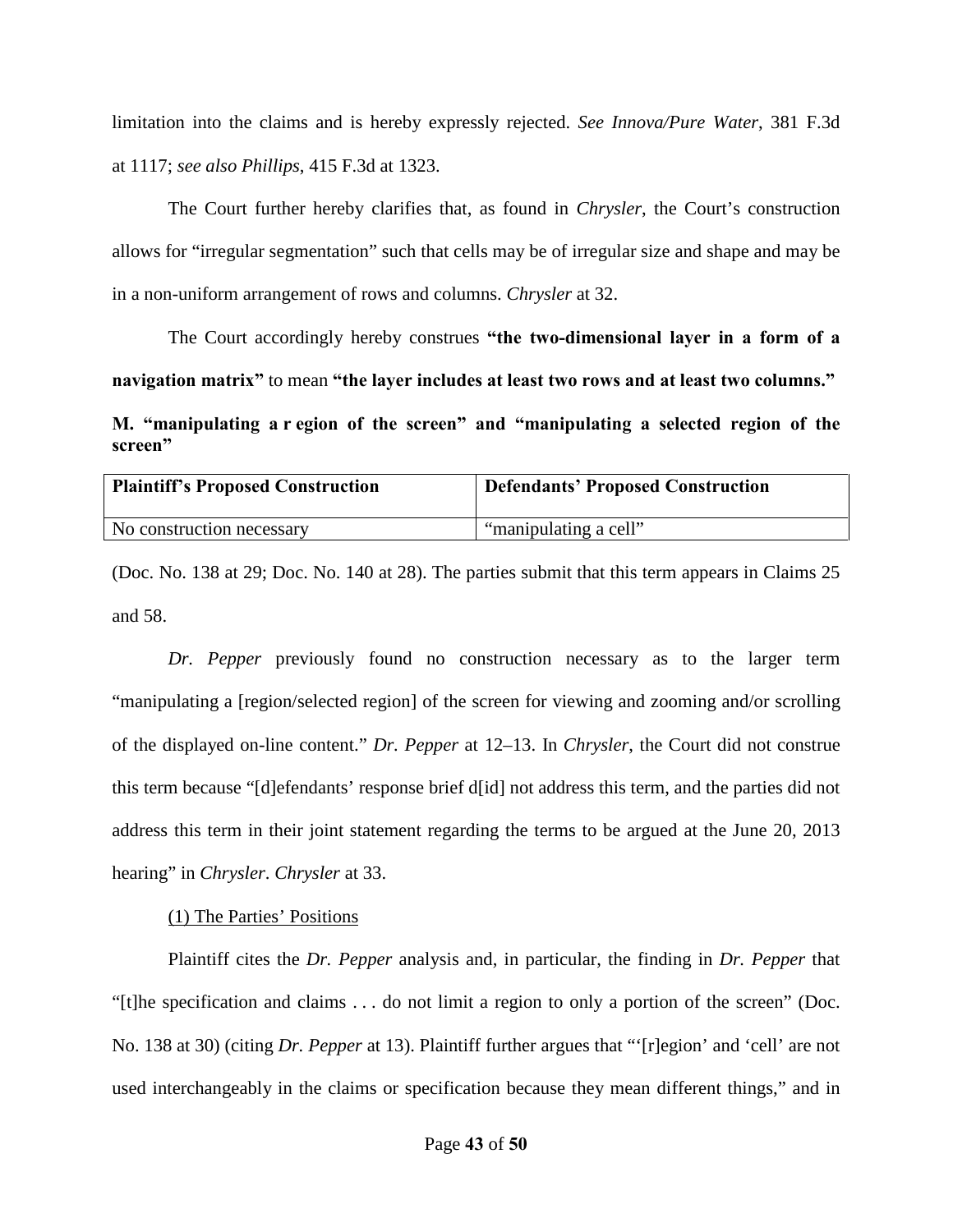limitation into the claims and is hereby expressly rejected. *See Innova/Pure Water*, 381 F.3d at 1117; *see also Phillips*, 415 F.3d at 1323.

The Court further hereby clarifies that, as found in *Chrysler*, the Court's construction allows for "irregular segmentation" such that cells may be of irregular size and shape and may be in a non-uniform arrangement of rows and columns. *Chrysler* at 32.

The Court accordingly hereby construes **"the two-dimensional layer in a form of a navigation matrix"** to mean **"the layer includes at least two rows and at least two columns."**

**M. "manipulating a r egion of the screen" and "manipulating a selected region of the screen"**

| Plaintiff's Proposed Construction | Defendants' Proposed Construction |
| --- | --- |
| No construction necessary | "manipulating a cell" |

(Doc. No. 138 at 29; Doc. No. 140 at 28). The parties submit that this term appears in Claims 25 and 58.

*Dr. Pepper* previously found no construction necessary as to the larger term "manipulating a [region/selected region] of the screen for viewing and zooming and/or scrolling of the displayed on-line content." *Dr. Pepper* at 12–13. In *Chrysler*, the Court did not construe this term because "[d]efendants' response brief d[id] not address this term, and the parties did not address this term in their joint statement regarding the terms to be argued at the June 20, 2013 hearing" in *Chrysler*. *Chrysler* at 33.

(1) The Parties' Positions

Plaintiff cites the *Dr. Pepper* analysis and, in particular, the finding in *Dr. Pepper* that "[t]he specification and claims . . . do not limit a region to only a portion of the screen" (Doc. No. 138 at 30) (citing *Dr. Pepper* at 13). Plaintiff further argues that "'[r]egion' and 'cell' are not used interchangeably in the claims or specification because they mean different things," and in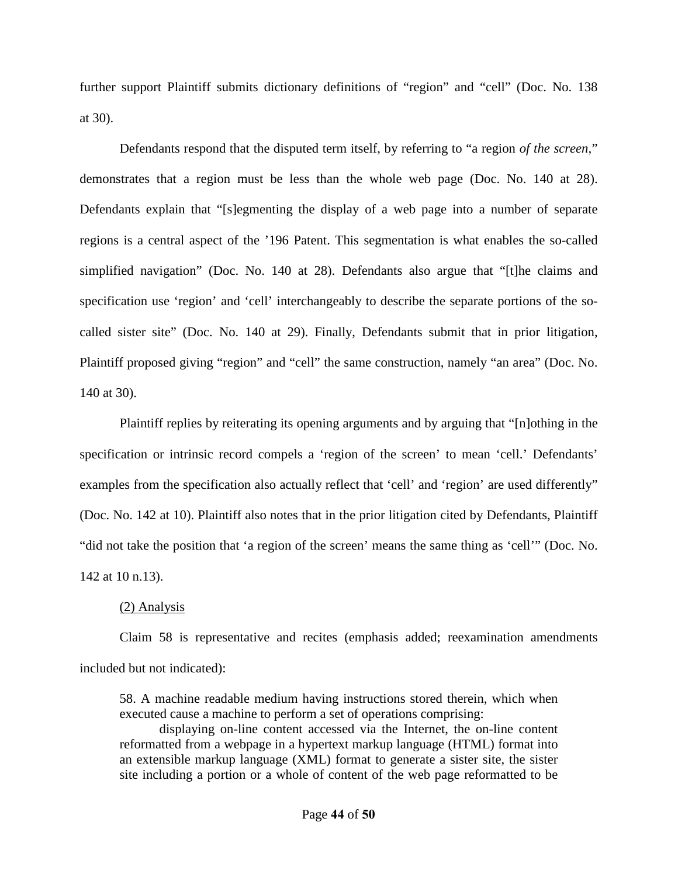further support Plaintiff submits dictionary definitions of "region" and "cell" (Doc. No. 138 at 30).

Defendants respond that the disputed term itself, by referring to "a region *of the screen*," demonstrates that a region must be less than the whole web page (Doc. No. 140 at 28). Defendants explain that "[s]egmenting the display of a web page into a number of separate regions is a central aspect of the '196 Patent. This segmentation is what enables the so-called simplified navigation" (Doc. No. 140 at 28). Defendants also argue that "[t]he claims and specification use 'region' and 'cell' interchangeably to describe the separate portions of the so-called sister site" (Doc. No. 140 at 29). Finally, Defendants submit that in prior litigation, Plaintiff proposed giving "region" and "cell" the same construction, namely "an area" (Doc. No. 140 at 30).

Plaintiff replies by reiterating its opening arguments and by arguing that "[n]othing in the specification or intrinsic record compels a 'region of the screen' to mean 'cell.' Defendants' examples from the specification also actually reflect that 'cell' and 'region' are used differently" (Doc. No. 142 at 10). Plaintiff also notes that in the prior litigation cited by Defendants, Plaintiff "did not take the position that 'a region of the screen' means the same thing as 'cell'" (Doc. No. 142 at 10 n.13).

<u>(2) Analysis</u>

Claim 58 is representative and recites (emphasis added; reexamination amendments included but not indicated):

> 58. A machine readable medium having instructions stored therein, which when executed cause a machine to perform a set of operations comprising:
>
> displaying on-line content accessed via the Internet, the on-line content reformatted from a webpage in a hypertext markup language (HTML) format into an extensible markup language (XML) format to generate a sister site, the sister site including a portion or a whole of content of the web page reformatted to be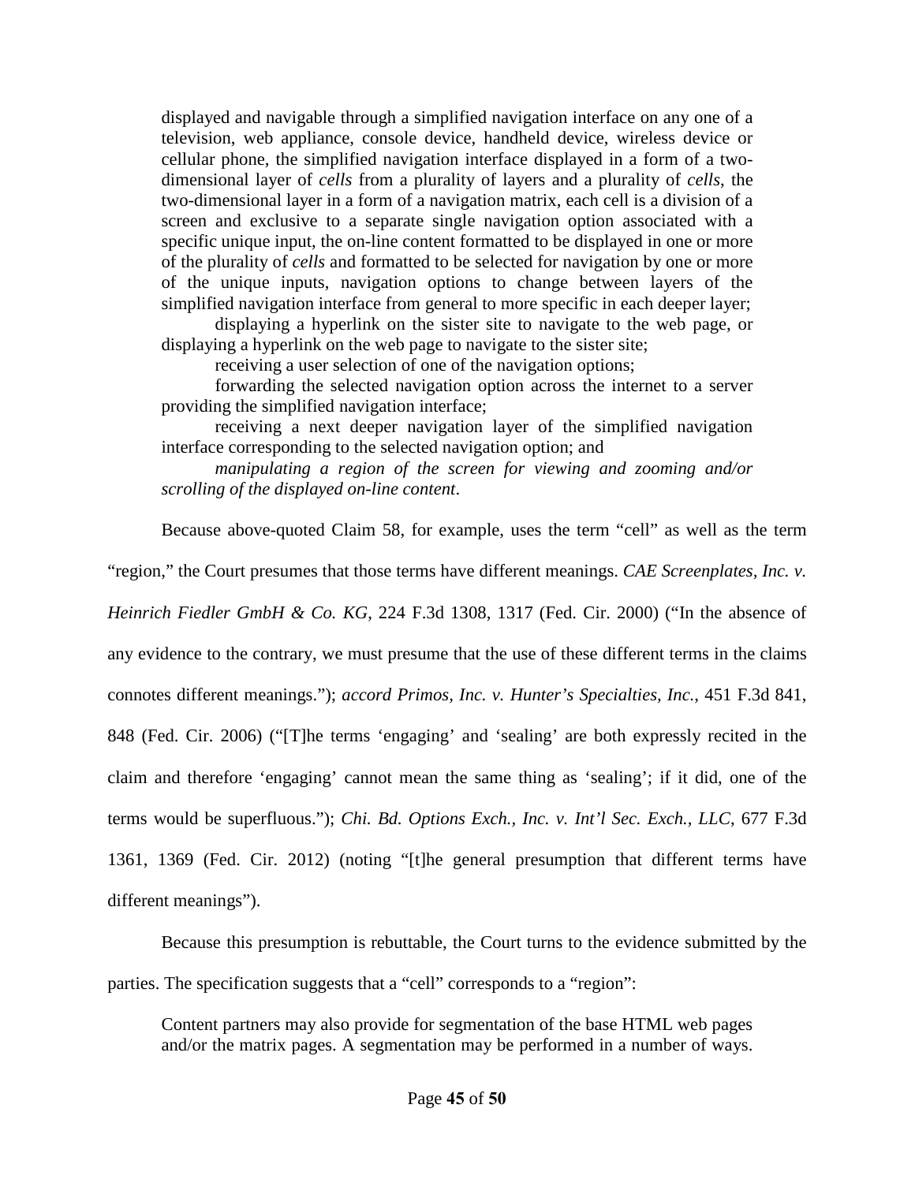> displayed and navigable through a simplified navigation interface on any one of a television, web appliance, console device, handheld device, wireless device or cellular phone, the simplified navigation interface displayed in a form of a two-dimensional layer of *cells* from a plurality of layers and a plurality of *cells*, the two-dimensional layer in a form of a navigation matrix, each cell is a division of a screen and exclusive to a separate single navigation option associated with a specific unique input, the on-line content formatted to be displayed in one or more of the plurality of *cells* and formatted to be selected for navigation by one or more of the unique inputs, navigation options to change between layers of the simplified navigation interface from general to more specific in each deeper layer;
>
> displaying a hyperlink on the sister site to navigate to the web page, or displaying a hyperlink on the web page to navigate to the sister site;
>
> receiving a user selection of one of the navigation options;
>
> forwarding the selected navigation option across the internet to a server providing the simplified navigation interface;
>
> receiving a next deeper navigation layer of the simplified navigation interface corresponding to the selected navigation option; and
>
> *manipulating a region of the screen for viewing and zooming and/or scrolling of the displayed on-line content*.

Because above-quoted Claim 58, for example, uses the term "cell" as well as the term "region," the Court presumes that those terms have different meanings. *CAE Screenplates, Inc. v. Heinrich Fiedler GmbH & Co. KG*, 224 F.3d 1308, 1317 (Fed. Cir. 2000) ("In the absence of any evidence to the contrary, we must presume that the use of these different terms in the claims connotes different meanings."); *accord Primos, Inc. v. Hunter's Specialties, Inc.*, 451 F.3d 841, 848 (Fed. Cir. 2006) ("[T]he terms 'engaging' and 'sealing' are both expressly recited in the claim and therefore 'engaging' cannot mean the same thing as 'sealing'; if it did, one of the terms would be superfluous."); *Chi. Bd. Options Exch., Inc. v. Int'l Sec. Exch., LLC*, 677 F.3d 1361, 1369 (Fed. Cir. 2012) (noting "[t]he general presumption that different terms have different meanings").

Because this presumption is rebuttable, the Court turns to the evidence submitted by the parties. The specification suggests that a "cell" corresponds to a "region":

> Content partners may also provide for segmentation of the base HTML web pages and/or the matrix pages. A segmentation may be performed in a number of ways.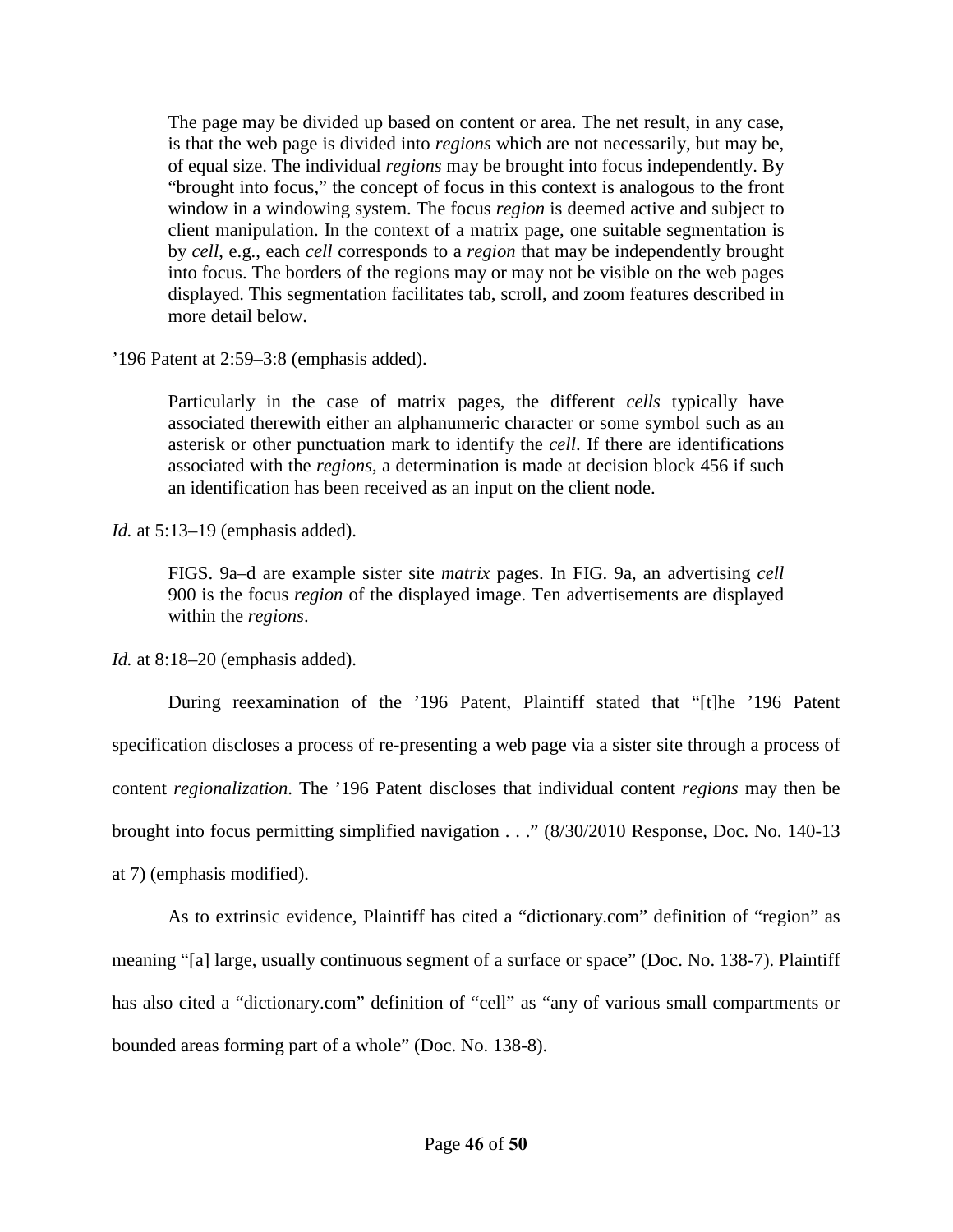> The page may be divided up based on content or area. The net result, in any case, is that the web page is divided into *regions* which are not necessarily, but may be, of equal size. The individual *regions* may be brought into focus independently. By "brought into focus," the concept of focus in this context is analogous to the front window in a windowing system. The focus *region* is deemed active and subject to client manipulation. In the context of a matrix page, one suitable segmentation is by *cell*, e.g., each *cell* corresponds to a *region* that may be independently brought into focus. The borders of the regions may or may not be visible on the web pages displayed. This segmentation facilitates tab, scroll, and zoom features described in more detail below.

'196 Patent at 2:59–3:8 (emphasis added).

> Particularly in the case of matrix pages, the different *cells* typically have associated therewith either an alphanumeric character or some symbol such as an asterisk or other punctuation mark to identify the *cell*. If there are identifications associated with the *regions*, a determination is made at decision block 456 if such an identification has been received as an input on the client node.

*Id.* at 5:13–19 (emphasis added).

> FIGS. 9a–d are example sister site *matrix* pages. In FIG. 9a, an advertising *cell* 900 is the focus *region* of the displayed image. Ten advertisements are displayed within the *regions*.

*Id.* at 8:18–20 (emphasis added).

During reexamination of the '196 Patent, Plaintiff stated that "[t]he '196 Patent specification discloses a process of re-presenting a web page via a sister site through a process of content *regionalization*. The '196 Patent discloses that individual content *regions* may then be brought into focus permitting simplified navigation . . ." (8/30/2010 Response, Doc. No. 140-13 at 7) (emphasis modified).

As to extrinsic evidence, Plaintiff has cited a "dictionary.com" definition of "region" as meaning "[a] large, usually continuous segment of a surface or space" (Doc. No. 138-7). Plaintiff has also cited a "dictionary.com" definition of "cell" as "any of various small compartments or bounded areas forming part of a whole" (Doc. No. 138-8).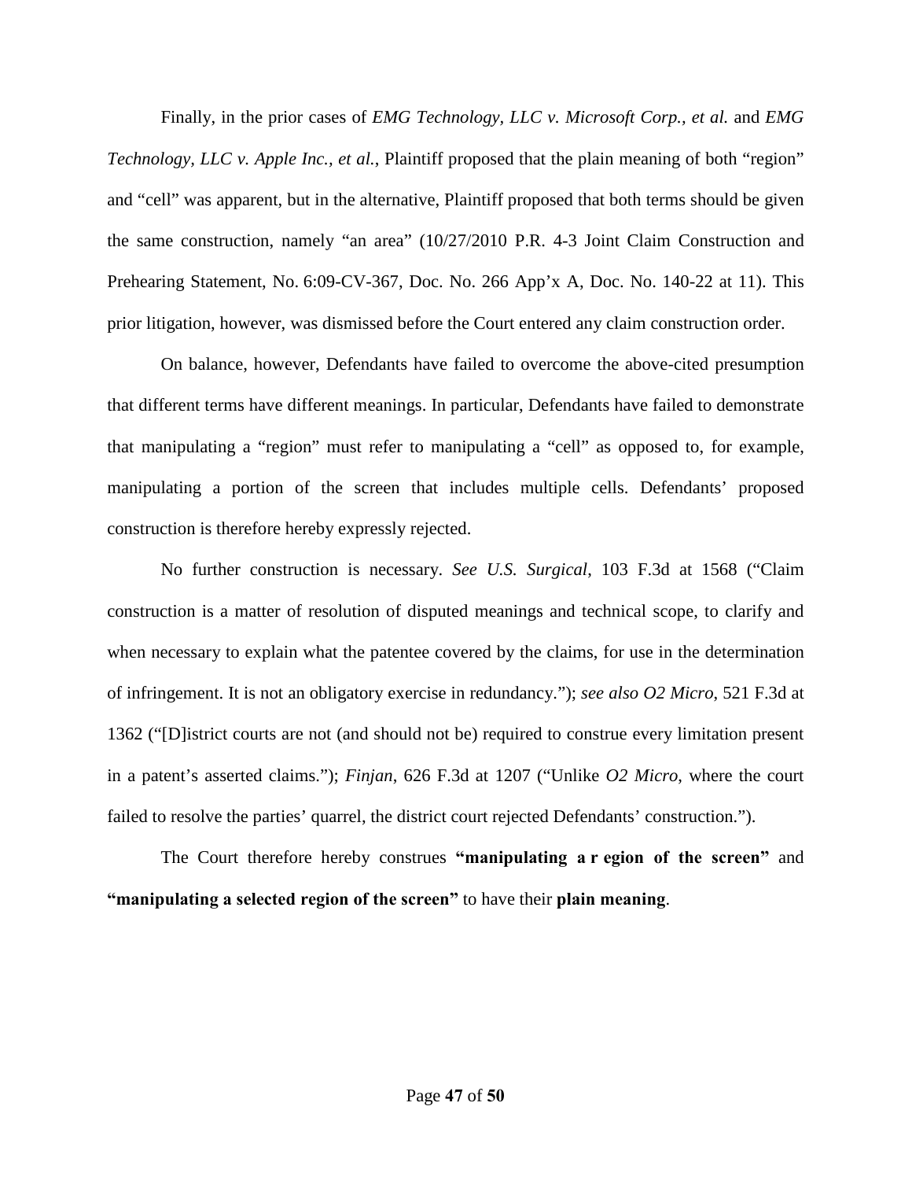Finally, in the prior cases of *EMG Technology, LLC v. Microsoft Corp., et al.* and *EMG Technology, LLC v. Apple Inc., et al.*, Plaintiff proposed that the plain meaning of both "region" and "cell" was apparent, but in the alternative, Plaintiff proposed that both terms should be given the same construction, namely "an area" (10/27/2010 P.R. 4-3 Joint Claim Construction and Prehearing Statement, No. 6:09-CV-367, Doc. No. 266 App'x A, Doc. No. 140-22 at 11). This prior litigation, however, was dismissed before the Court entered any claim construction order.

On balance, however, Defendants have failed to overcome the above-cited presumption that different terms have different meanings. In particular, Defendants have failed to demonstrate that manipulating a "region" must refer to manipulating a "cell" as opposed to, for example, manipulating a portion of the screen that includes multiple cells. Defendants' proposed construction is therefore hereby expressly rejected.

No further construction is necessary. *See U.S. Surgical*, 103 F.3d at 1568 ("Claim construction is a matter of resolution of disputed meanings and technical scope, to clarify and when necessary to explain what the patentee covered by the claims, for use in the determination of infringement. It is not an obligatory exercise in redundancy."); *see also O2 Micro*, 521 F.3d at 1362 ("[D]istrict courts are not (and should not be) required to construe every limitation present in a patent's asserted claims."); *Finjan*, 626 F.3d at 1207 ("Unlike *O2 Micro*, where the court failed to resolve the parties' quarrel, the district court rejected Defendants' construction.").

The Court therefore hereby construes **"manipulating a region of the screen"** and **"manipulating a selected region of the screen"** to have their **plain meaning**.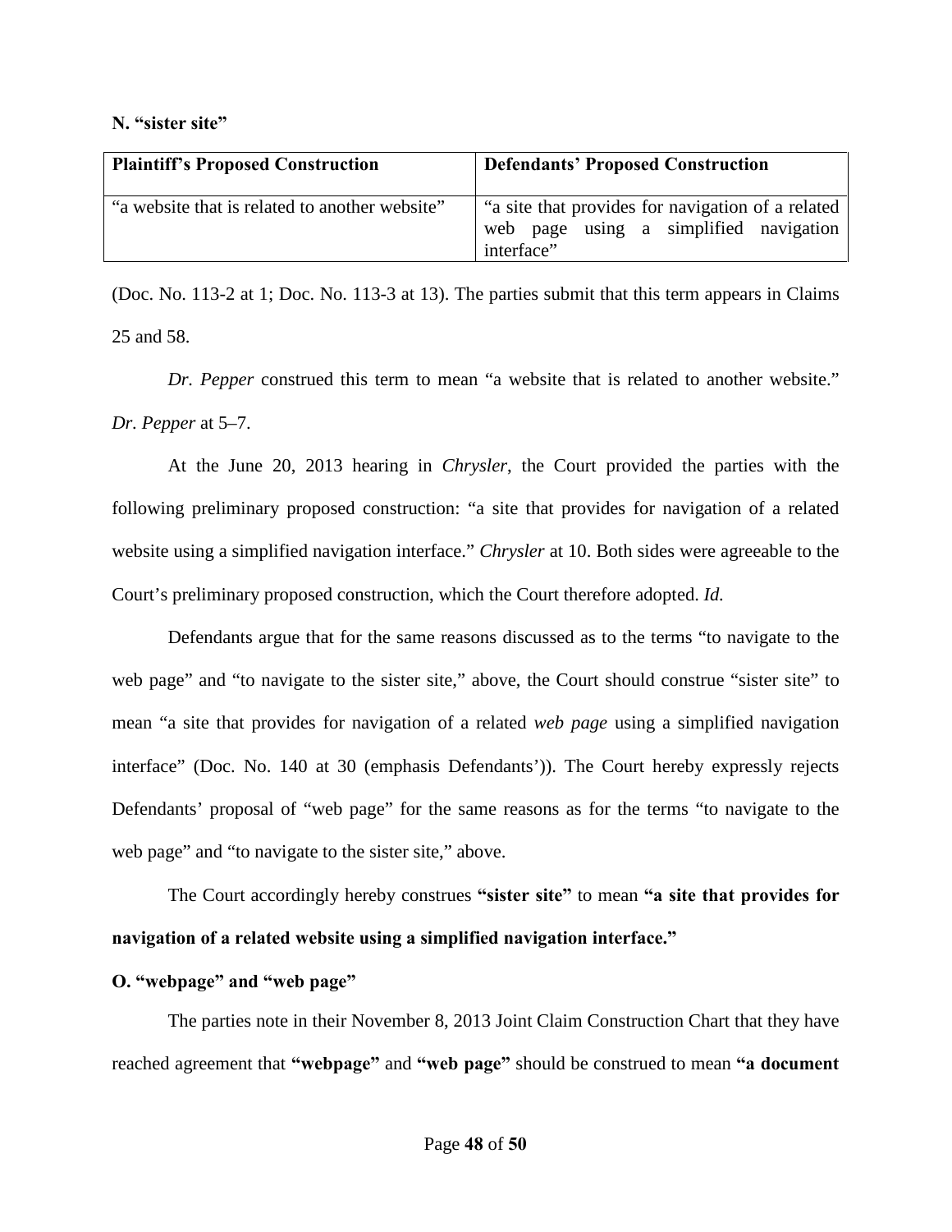**N. "sister site"**

| Plaintiff's Proposed Construction | Defendants' Proposed Construction |
| --- | --- |
| "a website that is related to another website" | "a site that provides for navigation of a related web page using a simplified navigation interface" |

(Doc. No. 113-2 at 1; Doc. No. 113-3 at 13). The parties submit that this term appears in Claims 25 and 58.

*Dr. Pepper* construed this term to mean "a website that is related to another website." *Dr. Pepper* at 5–7.

At the June 20, 2013 hearing in *Chrysler*, the Court provided the parties with the following preliminary proposed construction: "a site that provides for navigation of a related website using a simplified navigation interface." *Chrysler* at 10. Both sides were agreeable to the Court's preliminary proposed construction, which the Court therefore adopted. *Id.*

Defendants argue that for the same reasons discussed as to the terms "to navigate to the web page" and "to navigate to the sister site," above, the Court should construe "sister site" to mean "a site that provides for navigation of a related *web page* using a simplified navigation interface" (Doc. No. 140 at 30 (emphasis Defendants')). The Court hereby expressly rejects Defendants' proposal of "web page" for the same reasons as for the terms "to navigate to the web page" and "to navigate to the sister site," above.

The Court accordingly hereby construes **"sister site"** to mean **"a site that provides for navigation of a related website using a simplified navigation interface."**

**O. "webpage" and "web page"**

The parties note in their November 8, 2013 Joint Claim Construction Chart that they have reached agreement that **"webpage"** and **"web page"** should be construed to mean **"a document**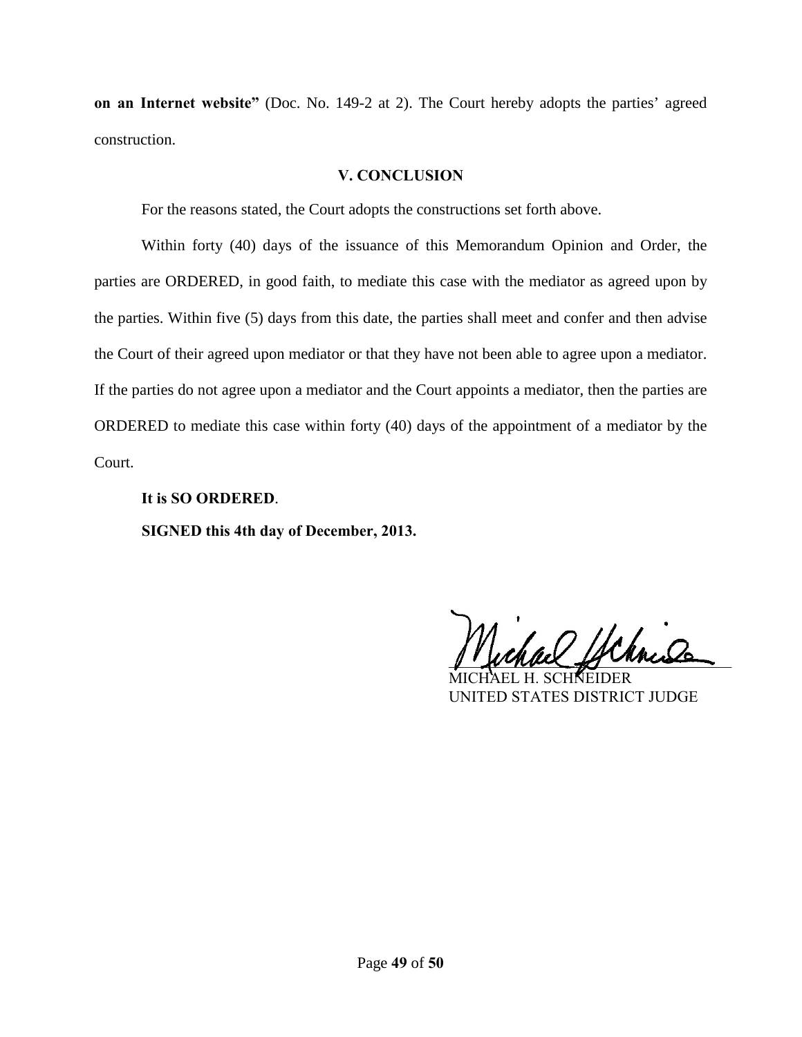**on an Internet website"** (Doc. No. 149-2 at 2). The Court hereby adopts the parties' agreed construction.

## V. CONCLUSION

For the reasons stated, the Court adopts the constructions set forth above.

Within forty (40) days of the issuance of this Memorandum Opinion and Order, the parties are ORDERED, in good faith, to mediate this case with the mediator as agreed upon by the parties. Within five (5) days from this date, the parties shall meet and confer and then advise the Court of their agreed upon mediator or that they have not been able to agree upon a mediator. If the parties do not agree upon a mediator and the Court appoints a mediator, then the parties are ORDERED to mediate this case within forty (40) days of the appointment of a mediator by the Court.

**It is SO ORDERED**.

**SIGNED this 4th day of December, 2013.**

MICHAEL H. SCHNEIDER
UNITED STATES DISTRICT JUDGE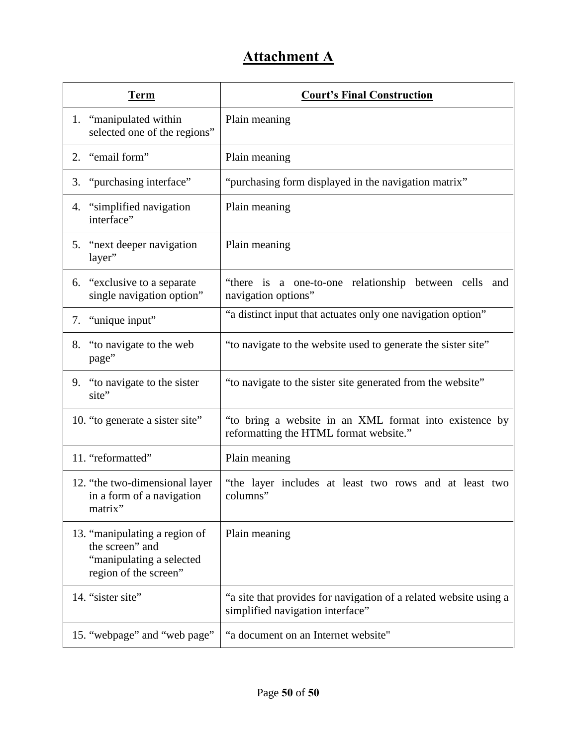# Attachment A

| Term | Court's Final Construction |
|---|---|
| 1. "manipulated within selected one of the regions" | Plain meaning |
| 2. "email form" | Plain meaning |
| 3. "purchasing interface" | "purchasing form displayed in the navigation matrix" |
| 4. "simplified navigation interface" | Plain meaning |
| 5. "next deeper navigation layer" | Plain meaning |
| 6. "exclusive to a separate single navigation option" | "there is a one-to-one relationship between cells and navigation options" |
| 7. "unique input" | "a distinct input that actuates only one navigation option" |
| 8. "to navigate to the web page" | "to navigate to the website used to generate the sister site" |
| 9. "to navigate to the sister site" | "to navigate to the sister site generated from the website" |
| 10. "to generate a sister site" | "to bring a website in an XML format into existence by reformatting the HTML format website." |
| 11. "reformatted" | Plain meaning |
| 12. "the two-dimensional layer in a form of a navigation matrix" | "the layer includes at least two rows and at least two columns" |
| 13. "manipulating a region of the screen" and "manipulating a selected region of the screen" | Plain meaning |
| 14. "sister site" | "a site that provides for navigation of a related website using a simplified navigation interface" |
| 15. "webpage" and "web page" | "a document on an Internet website" |